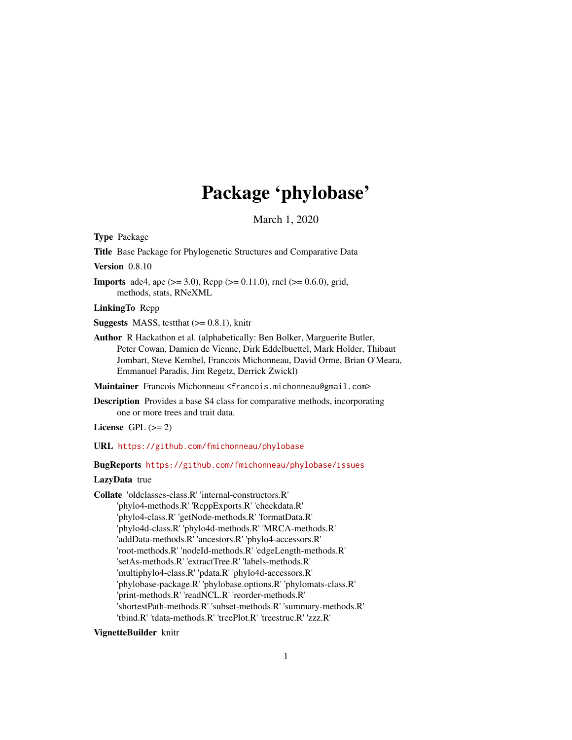# Package 'phylobase'

March 1, 2020

**Type** Package

**Title** Base Package for Phylogenetic Structures and Comparative Data

**Version** 0.8.10

**Imports** ade4, ape (>= 3.0), Rcpp (>= 0.11.0), rncl (>= 0.6.0), grid, methods, stats, RNeXML

**LinkingTo** Rcpp

**Suggests** MASS, testthat (>= 0.8.1), knitr

**Author** R Hackathon et al. (alphabetically: Ben Bolker, Marguerite Butler, Peter Cowan, Damien de Vienne, Dirk Eddelbuettel, Mark Holder, Thibaut Jombart, Steve Kembel, Francois Michonneau, David Orme, Brian O'Meara, Emmanuel Paradis, Jim Regetz, Derrick Zwickl)

**Maintainer** Francois Michonneau <francois.michonneau@gmail.com>

**Description** Provides a base S4 class for comparative methods, incorporating one or more trees and trait data.

**License** GPL (>= 2)

**URL** https://github.com/fmichonneau/phylobase

**BugReports** https://github.com/fmichonneau/phylobase/issues

**LazyData** true

**Collate** 'oldclasses-class.R' 'internal-constructors.R' 'phylo4-methods.R' 'RcppExports.R' 'checkdata.R' 'phylo4-class.R' 'getNode-methods.R' 'formatData.R' 'phylo4d-class.R' 'phylo4d-methods.R' 'MRCA-methods.R' 'addData-methods.R' 'ancestors.R' 'phylo4-accessors.R' 'root-methods.R' 'nodeId-methods.R' 'edgeLength-methods.R' 'setAs-methods.R' 'extractTree.R' 'labels-methods.R' 'multiphylo4-class.R' 'pdata.R' 'phylo4d-accessors.R' 'phylobase-package.R' 'phylobase.options.R' 'phylomats-class.R' 'print-methods.R' 'readNCL.R' 'reorder-methods.R' 'shortestPath-methods.R' 'subset-methods.R' 'summary-methods.R' 'tbind.R' 'tdata-methods.R' 'treePlot.R' 'treestruc.R' 'zzz.R'

**VignetteBuilder** knitr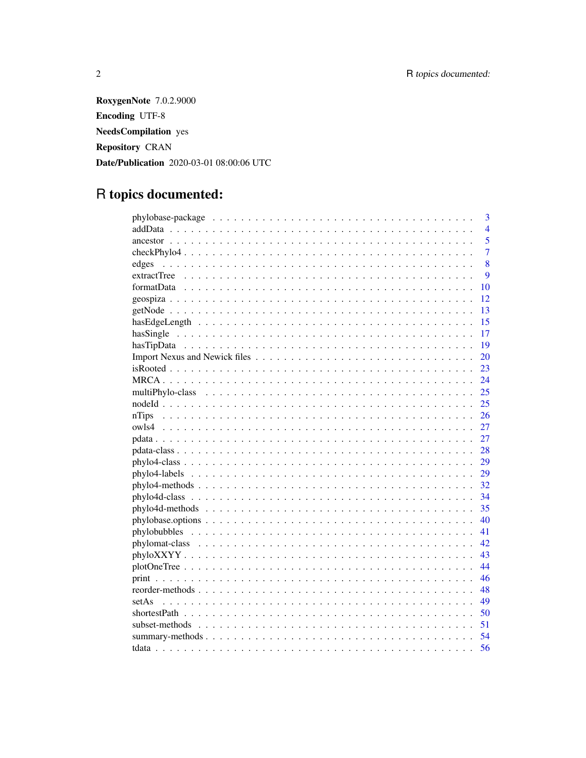**RoxygenNote** 7.0.2.9000

**Encoding** UTF-8

**NeedsCompilation** yes

**Repository** CRAN

**Date/Publication** 2020-03-01 08:00:06 UTC

# R topics documented:

phylobase-package . . . . . . . . . . . . . . . . . . . . . . . . . . . . . . . . . . . 3
addData . . . . . . . . . . . . . . . . . . . . . . . . . . . . . . . . . . . . . . . . 4
ancestor . . . . . . . . . . . . . . . . . . . . . . . . . . . . . . . . . . . . . . . 5
checkPhylo4 . . . . . . . . . . . . . . . . . . . . . . . . . . . . . . . . . . . . . 7
edges . . . . . . . . . . . . . . . . . . . . . . . . . . . . . . . . . . . . . . . . 8
extractTree . . . . . . . . . . . . . . . . . . . . . . . . . . . . . . . . . . . . . 9
formatData . . . . . . . . . . . . . . . . . . . . . . . . . . . . . . . . . . . . . 10
geospiza . . . . . . . . . . . . . . . . . . . . . . . . . . . . . . . . . . . . . . 12
getNode . . . . . . . . . . . . . . . . . . . . . . . . . . . . . . . . . . . . . . . 13
hasEdgeLength . . . . . . . . . . . . . . . . . . . . . . . . . . . . . . . . . . . 15
hasSingle . . . . . . . . . . . . . . . . . . . . . . . . . . . . . . . . . . . . . . 17
hasTipData . . . . . . . . . . . . . . . . . . . . . . . . . . . . . . . . . . . . . 19
Import Nexus and Newick files . . . . . . . . . . . . . . . . . . . . . . . . . . . 20
isRooted . . . . . . . . . . . . . . . . . . . . . . . . . . . . . . . . . . . . . . 23
MRCA . . . . . . . . . . . . . . . . . . . . . . . . . . . . . . . . . . . . . . . . 24
multiPhylo-class . . . . . . . . . . . . . . . . . . . . . . . . . . . . . . . . . . 25
nodeId . . . . . . . . . . . . . . . . . . . . . . . . . . . . . . . . . . . . . . . 25
nTips . . . . . . . . . . . . . . . . . . . . . . . . . . . . . . . . . . . . . . . . 26
owls4 . . . . . . . . . . . . . . . . . . . . . . . . . . . . . . . . . . . . . . . . 27
pdata . . . . . . . . . . . . . . . . . . . . . . . . . . . . . . . . . . . . . . . . 27
pdata-class . . . . . . . . . . . . . . . . . . . . . . . . . . . . . . . . . . . . . 28
phylo4-class . . . . . . . . . . . . . . . . . . . . . . . . . . . . . . . . . . . . 29
phylo4-labels . . . . . . . . . . . . . . . . . . . . . . . . . . . . . . . . . . . . 29
phylo4-methods . . . . . . . . . . . . . . . . . . . . . . . . . . . . . . . . . . . 32
phylo4d-class . . . . . . . . . . . . . . . . . . . . . . . . . . . . . . . . . . . . 34
phylo4d-methods . . . . . . . . . . . . . . . . . . . . . . . . . . . . . . . . . . 35
phylobase.options . . . . . . . . . . . . . . . . . . . . . . . . . . . . . . . . . . 40
phylobubbles . . . . . . . . . . . . . . . . . . . . . . . . . . . . . . . . . . . . 41
phylomat-class . . . . . . . . . . . . . . . . . . . . . . . . . . . . . . . . . . . 42
phyloXXYY . . . . . . . . . . . . . . . . . . . . . . . . . . . . . . . . . . . . . 43
plotOneTree . . . . . . . . . . . . . . . . . . . . . . . . . . . . . . . . . . . . . 44
print . . . . . . . . . . . . . . . . . . . . . . . . . . . . . . . . . . . . . . . . 46
reorder-methods . . . . . . . . . . . . . . . . . . . . . . . . . . . . . . . . . . . 48
setAs . . . . . . . . . . . . . . . . . . . . . . . . . . . . . . . . . . . . . . . . 49
shortestPath . . . . . . . . . . . . . . . . . . . . . . . . . . . . . . . . . . . . 50
subset-methods . . . . . . . . . . . . . . . . . . . . . . . . . . . . . . . . . . . 51
summary-methods . . . . . . . . . . . . . . . . . . . . . . . . . . . . . . . . . . 54
tdata . . . . . . . . . . . . . . . . . . . . . . . . . . . . . . . . . . . . . . . . 56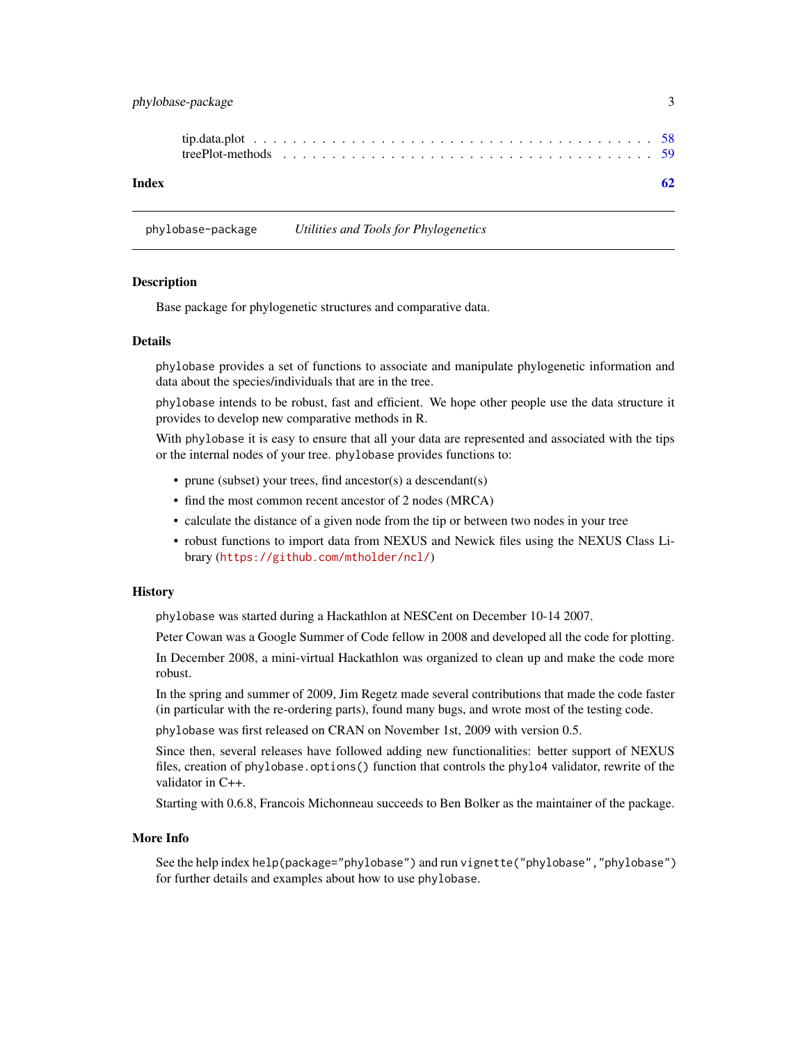tip.data.plot . . . . . . . . . . . . . . . . . . . . . . . . . . . . . . . . . . . . . 58
treePlot-methods . . . . . . . . . . . . . . . . . . . . . . . . . . . . . . . . . . . . 59

**Index** **62**

---

phylobase-package *Utilities and Tools for Phylogenetics*

---

## Description

Base package for phylogenetic structures and comparative data.

## Details

`phylobase` provides a set of functions to associate and manipulate phylogenetic information and data about the species/individuals that are in the tree.

`phylobase` intends to be robust, fast and efficient. We hope other people use the data structure it provides to develop new comparative methods in R.

With `phylobase` it is easy to ensure that all your data are represented and associated with the tips or the internal nodes of your tree. `phylobase` provides functions to:

- prune (subset) your trees, find ancestor(s) a descendant(s)
- find the most common recent ancestor of 2 nodes (MRCA)
- calculate the distance of a given node from the tip or between two nodes in your tree
- robust functions to import data from NEXUS and Newick files using the NEXUS Class Library (https://github.com/mtholder/ncl/)

## History

`phylobase` was started during a Hackathlon at NESCent on December 10-14 2007.

Peter Cowan was a Google Summer of Code fellow in 2008 and developed all the code for plotting.

In December 2008, a mini-virtual Hackathlon was organized to clean up and make the code more robust.

In the spring and summer of 2009, Jim Regetz made several contributions that made the code faster (in particular with the re-ordering parts), found many bugs, and wrote most of the testing code.

`phylobase` was first released on CRAN on November 1st, 2009 with version 0.5.

Since then, several releases have followed adding new functionalities: better support of NEXUS files, creation of `phylobase.options()` function that controls the `phylo4` validator, rewrite of the validator in C++.

Starting with 0.6.8, Francois Michonneau succeeds to Ben Bolker as the maintainer of the package.

## More Info

See the help index `help(package="phylobase")` and run `vignette("phylobase","phylobase")` for further details and examples about how to use `phylobase`.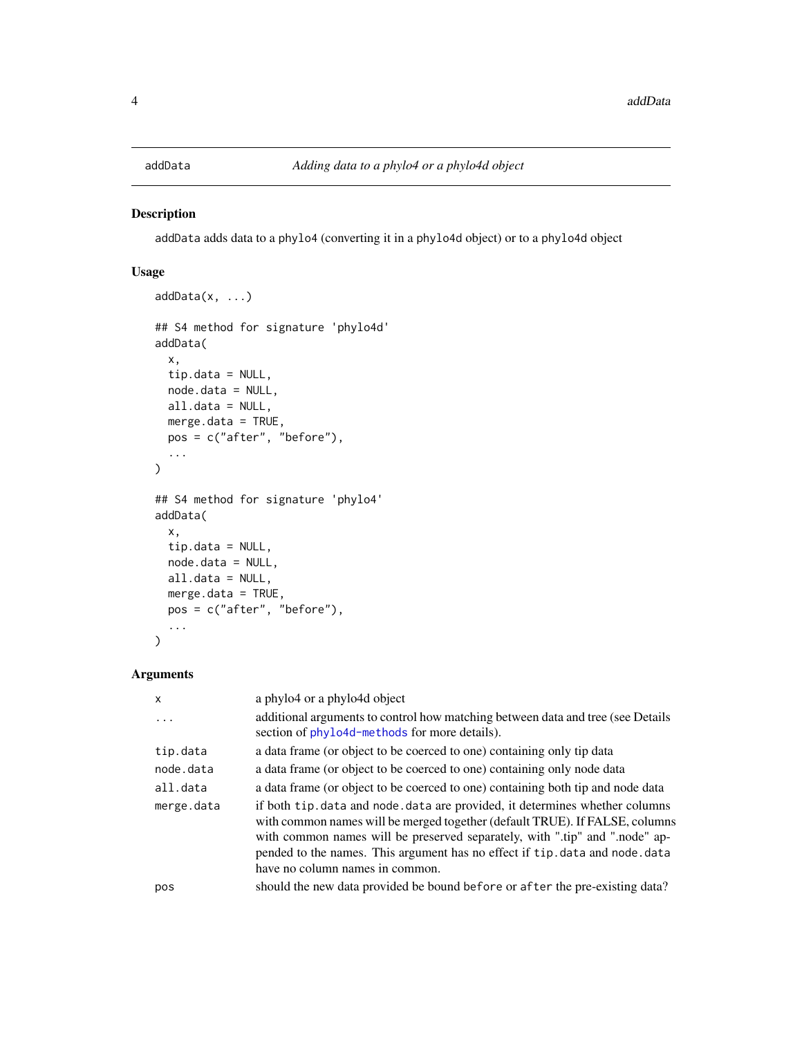# addData — *Adding data to a phylo4 or a phylo4d object*

## Description

addData adds data to a phylo4 (converting it in a phylo4d object) or to a phylo4d object

## Usage

```
addData(x, ...)

## S4 method for signature 'phylo4d'
addData(
  x,
  tip.data = NULL,
  node.data = NULL,
  all.data = NULL,
  merge.data = TRUE,
  pos = c("after", "before"),
  ...
)

## S4 method for signature 'phylo4'
addData(
  x,
  tip.data = NULL,
  node.data = NULL,
  all.data = NULL,
  merge.data = TRUE,
  pos = c("after", "before"),
  ...
)
```

## Arguments

| | |
|---|---|
| x | a phylo4 or a phylo4d object |
| ... | additional arguments to control how matching between data and tree (see Details section of phylo4d-methods for more details). |
| tip.data | a data frame (or object to be coerced to one) containing only tip data |
| node.data | a data frame (or object to be coerced to one) containing only node data |
| all.data | a data frame (or object to be coerced to one) containing both tip and node data |
| merge.data | if both tip.data and node.data are provided, it determines whether columns with common names will be merged together (default TRUE). If FALSE, columns with common names will be preserved separately, with ".tip" and ".node" appended to the names. This argument has no effect if tip.data and node.data have no column names in common. |
| pos | should the new data provided be bound before or after the pre-existing data? |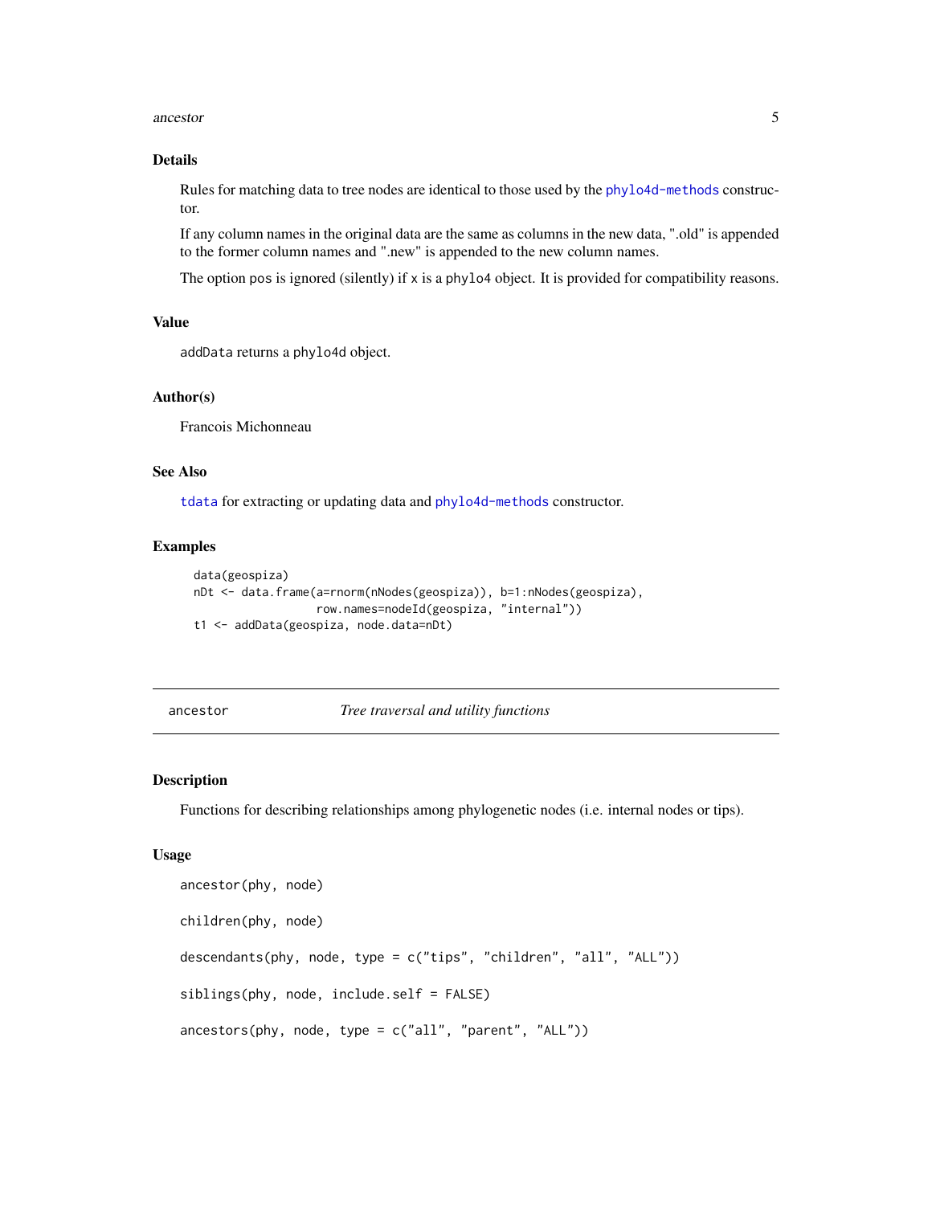### Details

Rules for matching data to tree nodes are identical to those used by the phylo4d-methods constructor.

If any column names in the original data are the same as columns in the new data, ".old" is appended to the former column names and ".new" is appended to the new column names.

The option `pos` is ignored (silently) if `x` is a `phylo4` object. It is provided for compatibility reasons.

### Value

`addData` returns a `phylo4d` object.

### Author(s)

Francois Michonneau

### See Also

tdata for extracting or updating data and phylo4d-methods constructor.

### Examples

```
data(geospiza)
nDt <- data.frame(a=rnorm(nNodes(geospiza)), b=1:nNodes(geospiza),
                  row.names=nodeId(geospiza, "internal"))
t1 <- addData(geospiza, node.data=nDt)
```

---

## ancestor — *Tree traversal and utility functions*

---

### Description

Functions for describing relationships among phylogenetic nodes (i.e. internal nodes or tips).

### Usage

```
ancestor(phy, node)

children(phy, node)

descendants(phy, node, type = c("tips", "children", "all", "ALL"))

siblings(phy, node, include.self = FALSE)

ancestors(phy, node, type = c("all", "parent", "ALL"))
```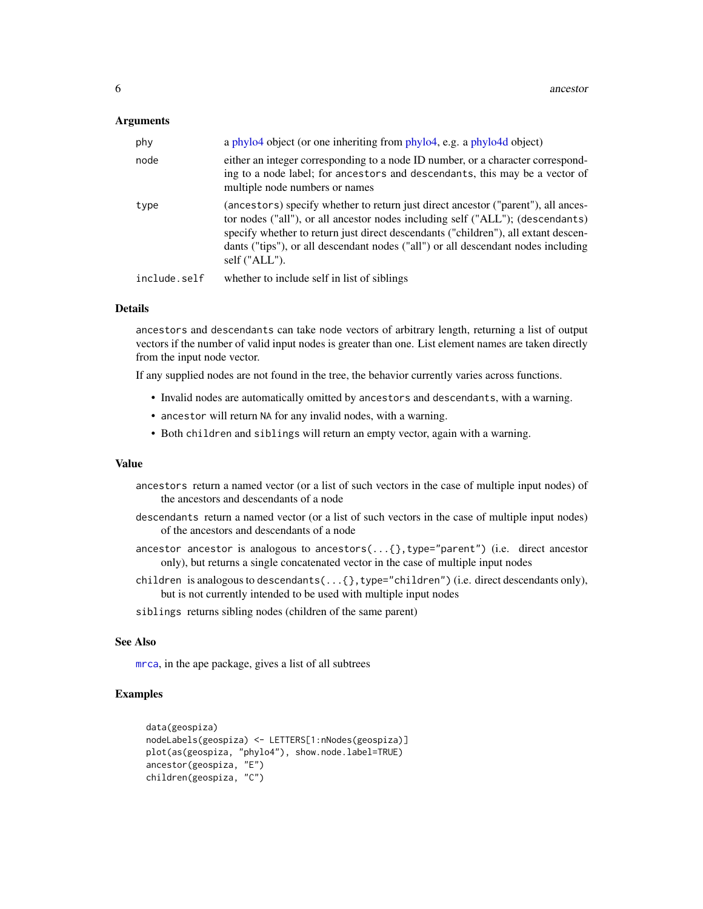### Arguments

| | |
|---|---|
| phy | a phylo4 object (or one inheriting from phylo4, e.g. a phylo4d object) |
| node | either an integer corresponding to a node ID number, or a character corresponding to a node label; for ancestors and descendants, this may be a vector of multiple node numbers or names |
| type | (ancestors) specify whether to return just direct ancestor ("parent"), all ancestor nodes ("all"), or all ancestor nodes including self ("ALL"); (descendants) specify whether to return just direct descendants ("children"), all extant descendants ("tips"), or all descendant nodes ("all") or all descendant nodes including self ("ALL"). |
| include.self | whether to include self in list of siblings |

### Details

ancestors and descendants can take node vectors of arbitrary length, returning a list of output vectors if the number of valid input nodes is greater than one. List element names are taken directly from the input node vector.

If any supplied nodes are not found in the tree, the behavior currently varies across functions.

- Invalid nodes are automatically omitted by ancestors and descendants, with a warning.
- ancestor will return NA for any invalid nodes, with a warning.
- Both children and siblings will return an empty vector, again with a warning.

### Value

ancestors return a named vector (or a list of such vectors in the case of multiple input nodes) of the ancestors and descendants of a node

descendants return a named vector (or a list of such vectors in the case of multiple input nodes) of the ancestors and descendants of a node

ancestor ancestor is analogous to ancestors(...{},type="parent") (i.e. direct ancestor only), but returns a single concatenated vector in the case of multiple input nodes

children is analogous to descendants(...{},type="children") (i.e. direct descendants only), but is not currently intended to be used with multiple input nodes

siblings returns sibling nodes (children of the same parent)

### See Also

mrca, in the ape package, gives a list of all subtrees

### Examples

```
data(geospiza)
nodeLabels(geospiza) <- LETTERS[1:nNodes(geospiza)]
plot(as(geospiza, "phylo4"), show.node.label=TRUE)
ancestor(geospiza, "E")
children(geospiza, "C")
```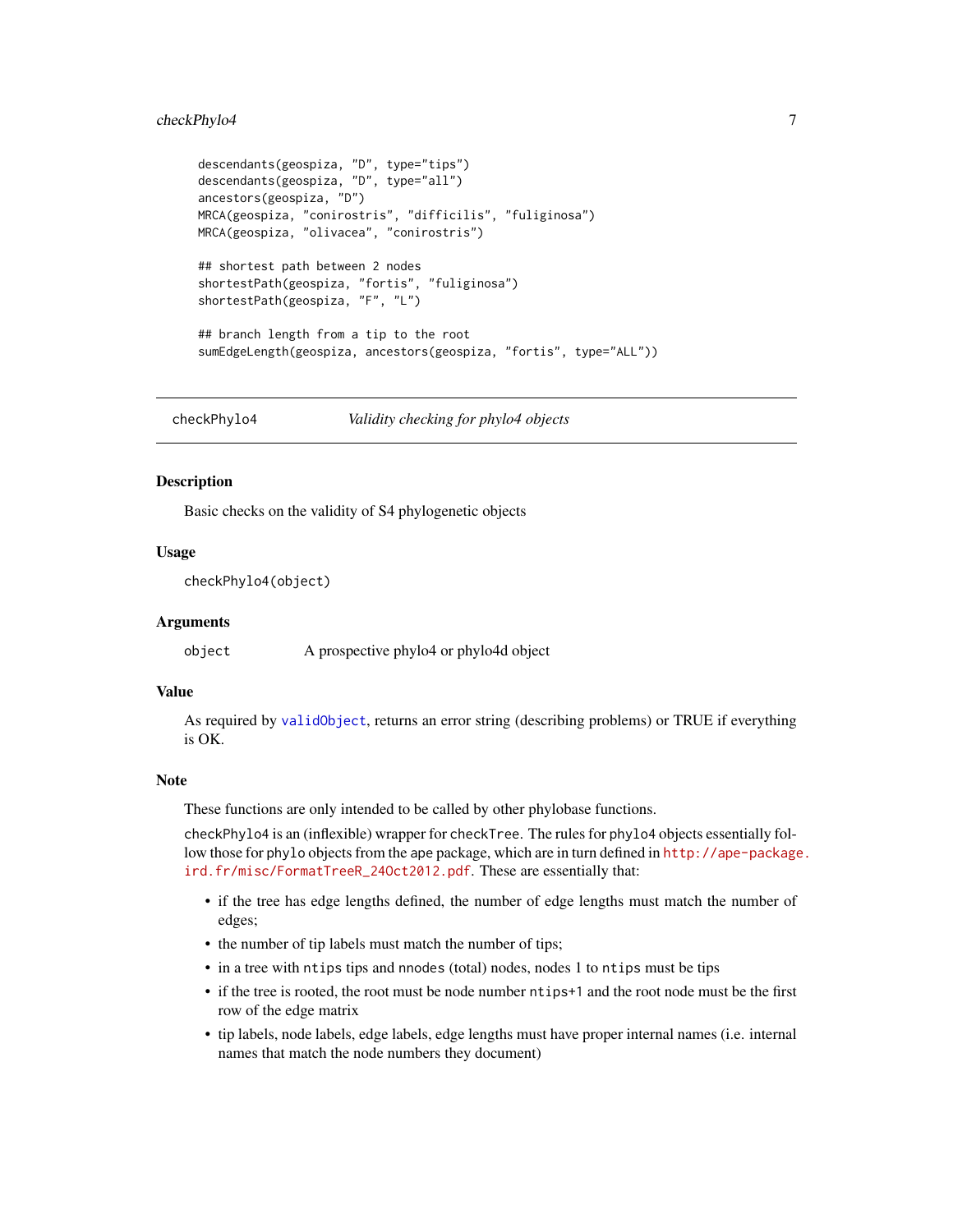```
descendants(geospiza, "D", type="tips")
descendants(geospiza, "D", type="all")
ancestors(geospiza, "D")
MRCA(geospiza, "conirostris", "difficilis", "fuliginosa")
MRCA(geospiza, "olivacea", "conirostris")

## shortest path between 2 nodes
shortestPath(geospiza, "fortis", "fuliginosa")
shortestPath(geospiza, "F", "L")

## branch length from a tip to the root
sumEdgeLength(geospiza, ancestors(geospiza, "fortis", type="ALL"))
```

---

## checkPhylo4 — *Validity checking for phylo4 objects*

---

### Description

Basic checks on the validity of S4 phylogenetic objects

### Usage

```
checkPhylo4(object)
```

### Arguments

| | |
|---|---|
| `object` | A prospective phylo4 or phylo4d object |

### Value

As required by `validObject`, returns an error string (describing problems) or TRUE if everything is OK.

### Note

These functions are only intended to be called by other phylobase functions.

`checkPhylo4` is an (inflexible) wrapper for `checkTree`. The rules for `phylo4` objects essentially follow those for `phylo` objects from the ape package, which are in turn defined in http://ape-package.ird.fr/misc/FormatTreeR_24Oct2012.pdf. These are essentially that:

- if the tree has edge lengths defined, the number of edge lengths must match the number of edges;
- the number of tip labels must match the number of tips;
- in a tree with `ntips` tips and `nnodes` (total) nodes, nodes 1 to `ntips` must be tips
- if the tree is rooted, the root must be node number `ntips+1` and the root node must be the first row of the edge matrix
- tip labels, node labels, edge labels, edge lengths must have proper internal names (i.e. internal names that match the node numbers they document)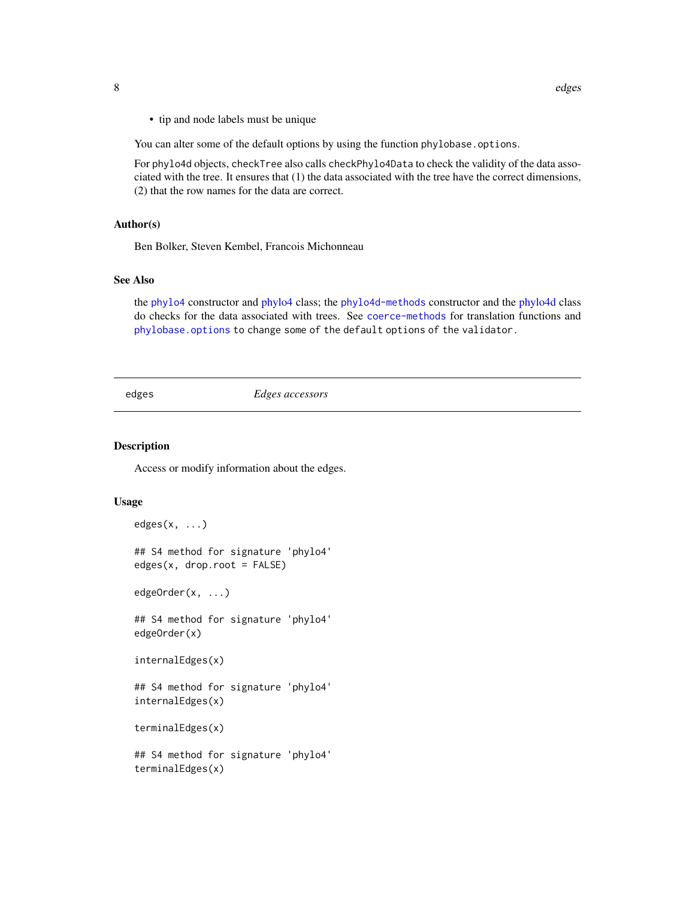- tip and node labels must be unique

You can alter some of the default options by using the function `phylobase.options`.

For `phylo4d` objects, `checkTree` also calls `checkPhylo4Data` to check the validity of the data associated with the tree. It ensures that (1) the data associated with the tree have the correct dimensions, (2) that the row names for the data are correct.

### Author(s)

Ben Bolker, Steven Kembel, Francois Michonneau

### See Also

the `phylo4` constructor and phylo4 class; the `phylo4d-methods` constructor and the phylo4d class do checks for the data associated with trees. See `coerce-methods` for translation functions and `phylobase.options` to change some of the default options of the validator.

---

## edges — *Edges accessors*

---

### Description

Access or modify information about the edges.

### Usage

```
edges(x, ...)

## S4 method for signature 'phylo4'
edges(x, drop.root = FALSE)

edgeOrder(x, ...)

## S4 method for signature 'phylo4'
edgeOrder(x)

internalEdges(x)

## S4 method for signature 'phylo4'
internalEdges(x)

terminalEdges(x)

## S4 method for signature 'phylo4'
terminalEdges(x)
```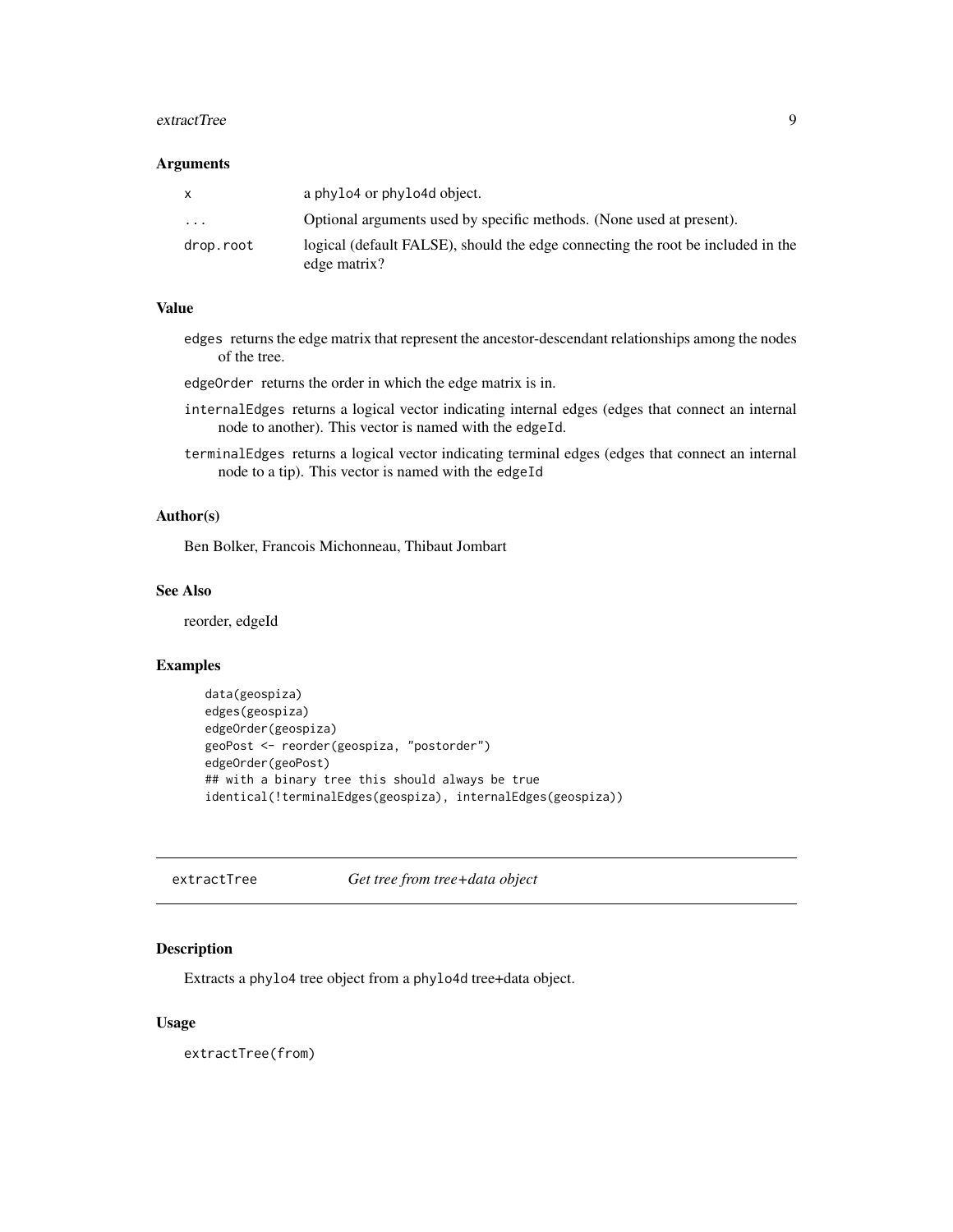### Arguments

| | |
|---|---|
| x | a phylo4 or phylo4d object. |
| ... | Optional arguments used by specific methods. (None used at present). |
| drop.root | logical (default FALSE), should the edge connecting the root be included in the edge matrix? |

### Value

edges returns the edge matrix that represent the ancestor-descendant relationships among the nodes of the tree.

edgeOrder returns the order in which the edge matrix is in.

internalEdges returns a logical vector indicating internal edges (edges that connect an internal node to another). This vector is named with the edgeId.

terminalEdges returns a logical vector indicating terminal edges (edges that connect an internal node to a tip). This vector is named with the edgeId

### Author(s)

Ben Bolker, Francois Michonneau, Thibaut Jombart

### See Also

reorder, edgeId

### Examples

```
data(geospiza)
edges(geospiza)
edgeOrder(geospiza)
geoPost <- reorder(geospiza, "postorder")
edgeOrder(geoPost)
## with a binary tree this should always be true
identical(!terminalEdges(geospiza), internalEdges(geospiza))
```

---

## extractTree *Get tree from tree+data object*

### Description

Extracts a phylo4 tree object from a phylo4d tree+data object.

### Usage

```
extractTree(from)
```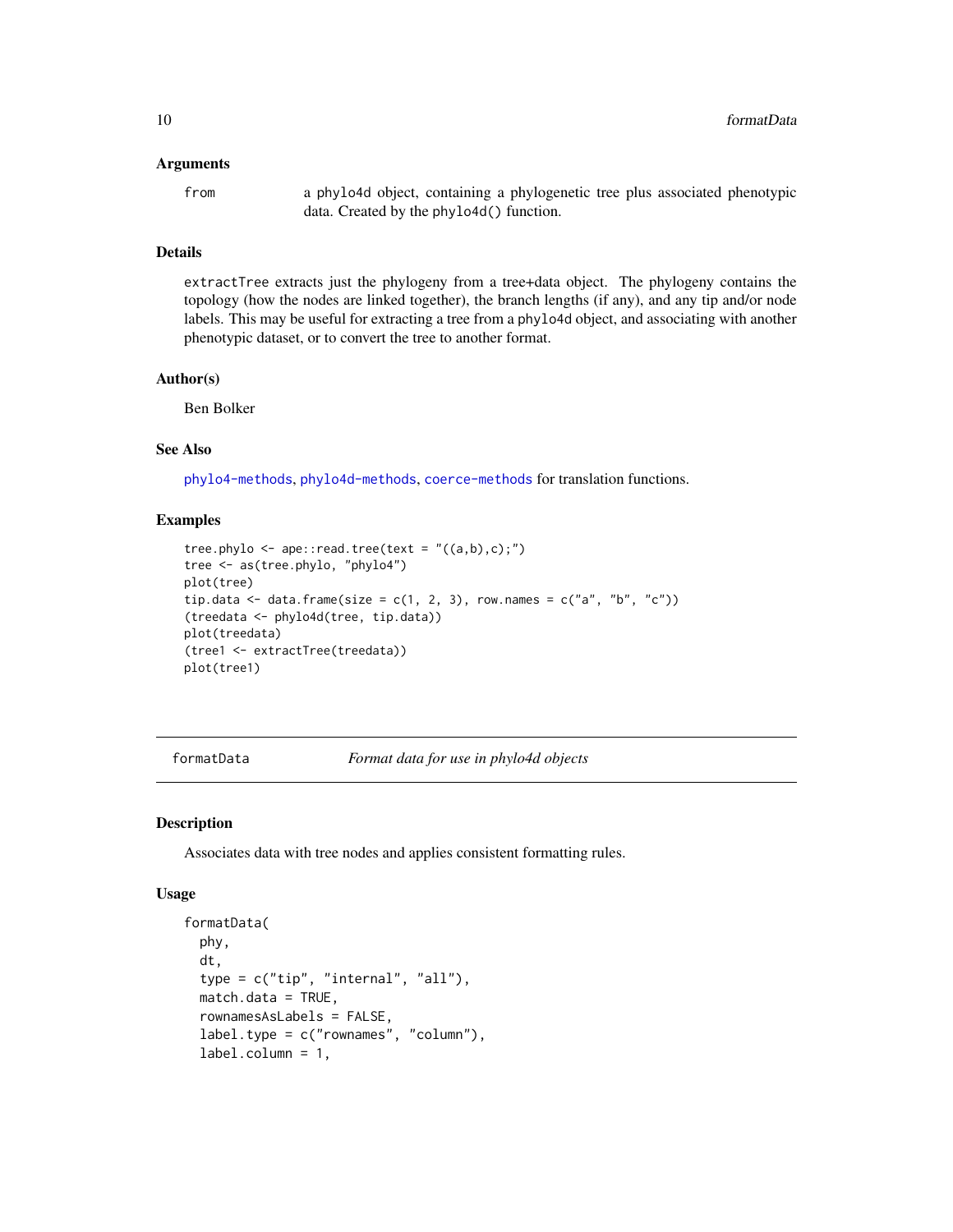### Arguments

from — a phylo4d object, containing a phylogenetic tree plus associated phenotypic data. Created by the phylo4d() function.

### Details

extractTree extracts just the phylogeny from a tree+data object. The phylogeny contains the topology (how the nodes are linked together), the branch lengths (if any), and any tip and/or node labels. This may be useful for extracting a tree from a phylo4d object, and associating with another phenotypic dataset, or to convert the tree to another format.

### Author(s)

Ben Bolker

### See Also

phylo4-methods, phylo4d-methods, coerce-methods for translation functions.

### Examples

```
tree.phylo <- ape::read.tree(text = "((a,b),c);")
tree <- as(tree.phylo, "phylo4")
plot(tree)
tip.data <- data.frame(size = c(1, 2, 3), row.names = c("a", "b", "c"))
(treedata <- phylo4d(tree, tip.data))
plot(treedata)
(tree1 <- extractTree(treedata))
plot(tree1)
```

---

## formatData *Format data for use in phylo4d objects*

### Description

Associates data with tree nodes and applies consistent formatting rules.

### Usage

```
formatData(
  phy,
  dt,
  type = c("tip", "internal", "all"),
  match.data = TRUE,
  rownamesAsLabels = FALSE,
  label.type = c("rownames", "column"),
  label.column = 1,
```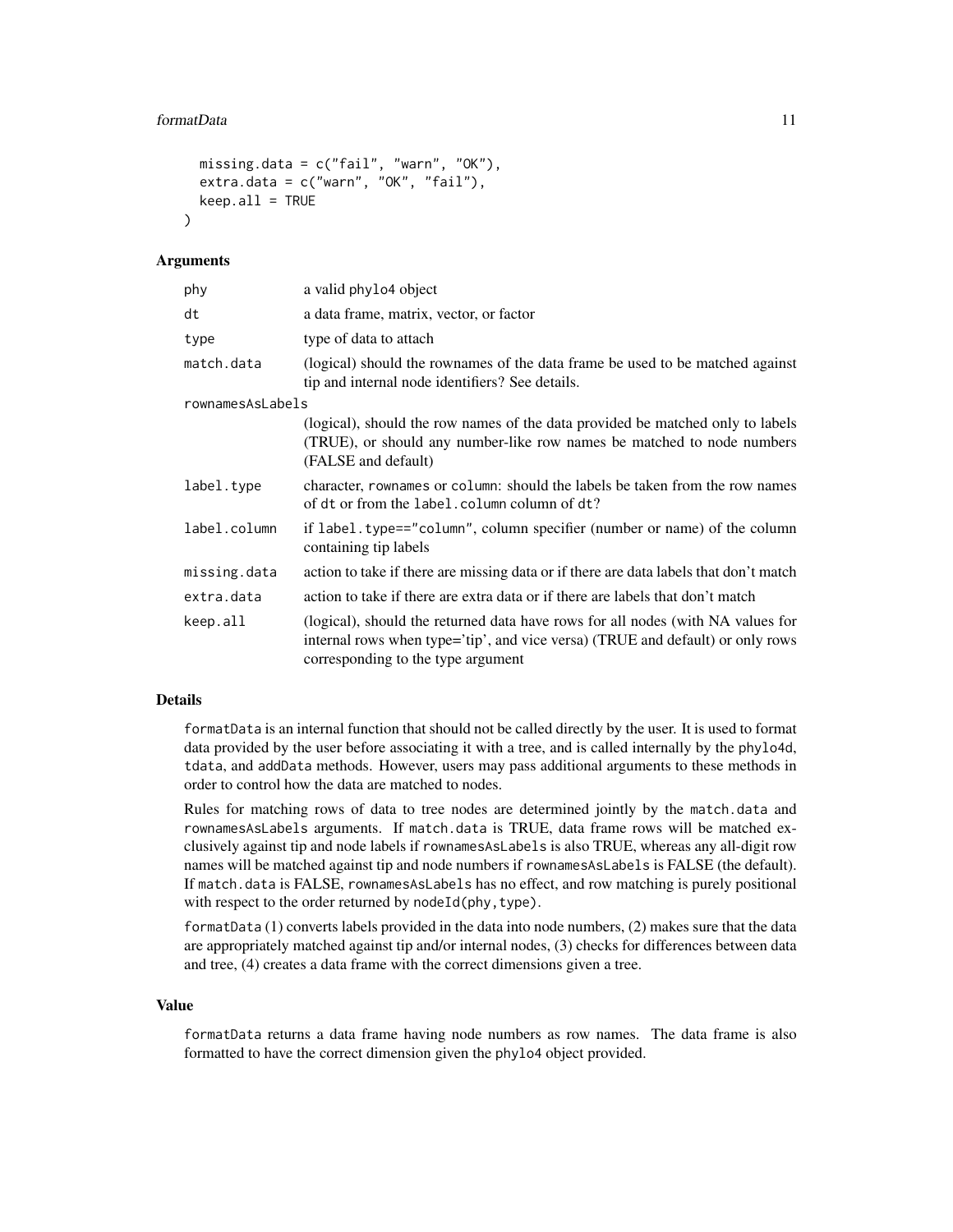```
  missing.data = c("fail", "warn", "OK"),
  extra.data = c("warn", "OK", "fail"),
  keep.all = TRUE
)
```

## Arguments

| Argument | Description |
|---|---|
| phy | a valid phylo4 object |
| dt | a data frame, matrix, vector, or factor |
| type | type of data to attach |
| match.data | (logical) should the rownames of the data frame be used to be matched against tip and internal node identifiers? See details. |
| rownamesAsLabels | (logical), should the row names of the data provided be matched only to labels (TRUE), or should any number-like row names be matched to node numbers (FALSE and default) |
| label.type | character, rownames or column: should the labels be taken from the row names of dt or from the label.column column of dt? |
| label.column | if label.type=="column", column specifier (number or name) of the column containing tip labels |
| missing.data | action to take if there are missing data or if there are data labels that don't match |
| extra.data | action to take if there are extra data or if there are labels that don't match |
| keep.all | (logical), should the returned data have rows for all nodes (with NA values for internal rows when type='tip', and vice versa) (TRUE and default) or only rows corresponding to the type argument |

## Details

formatData is an internal function that should not be called directly by the user. It is used to format data provided by the user before associating it with a tree, and is called internally by the phylo4d, tdata, and addData methods. However, users may pass additional arguments to these methods in order to control how the data are matched to nodes.

Rules for matching rows of data to tree nodes are determined jointly by the match.data and rownamesAsLabels arguments. If match.data is TRUE, data frame rows will be matched exclusively against tip and node labels if rownamesAsLabels is also TRUE, whereas any all-digit row names will be matched against tip and node numbers if rownamesAsLabels is FALSE (the default). If match.data is FALSE, rownamesAsLabels has no effect, and row matching is purely positional with respect to the order returned by nodeId(phy, type).

formatData (1) converts labels provided in the data into node numbers, (2) makes sure that the data are appropriately matched against tip and/or internal nodes, (3) checks for differences between data and tree, (4) creates a data frame with the correct dimensions given a tree.

## Value

formatData returns a data frame having node numbers as row names. The data frame is also formatted to have the correct dimension given the phylo4 object provided.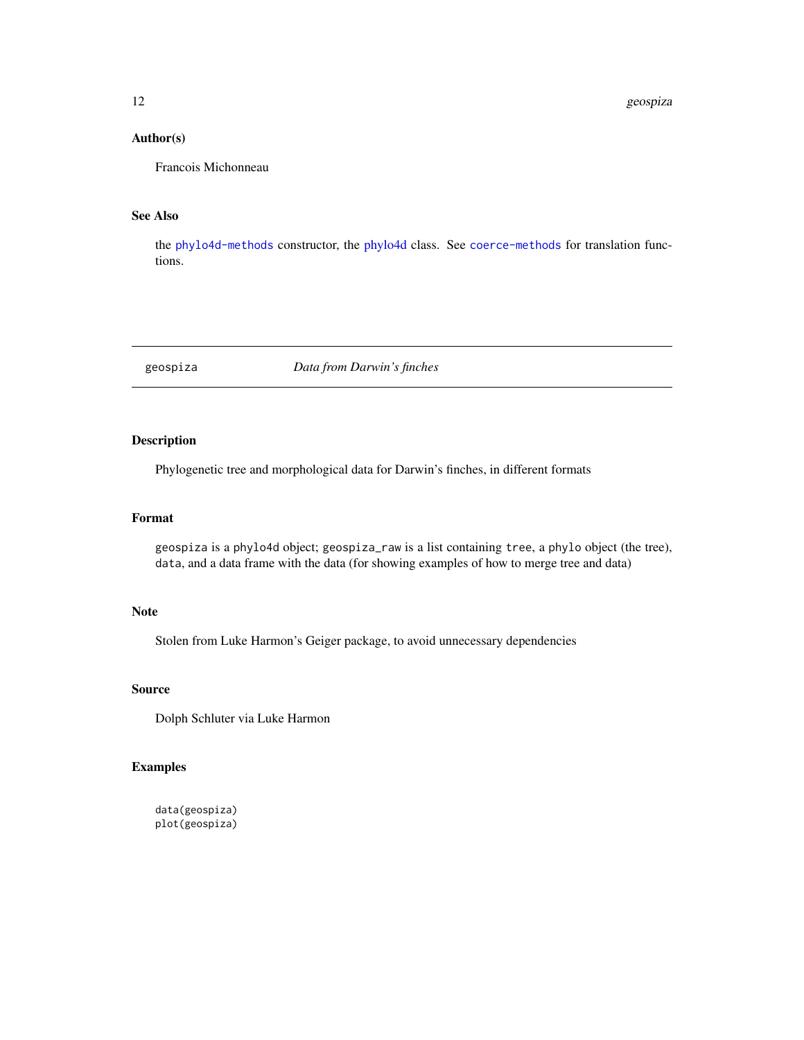## Author(s)

Francois Michonneau

## See Also

the phylo4d-methods constructor, the phylo4d class. See coerce-methods for translation functions.

---

# geospiza — *Data from Darwin's finches*

## Description

Phylogenetic tree and morphological data for Darwin's finches, in different formats

## Format

`geospiza` is a `phylo4d` object; `geospiza_raw` is a list containing `tree`, a `phylo` object (the tree), `data`, and a data frame with the data (for showing examples of how to merge tree and data)

## Note

Stolen from Luke Harmon's Geiger package, to avoid unnecessary dependencies

## Source

Dolph Schluter via Luke Harmon

## Examples

```
data(geospiza)
plot(geospiza)
```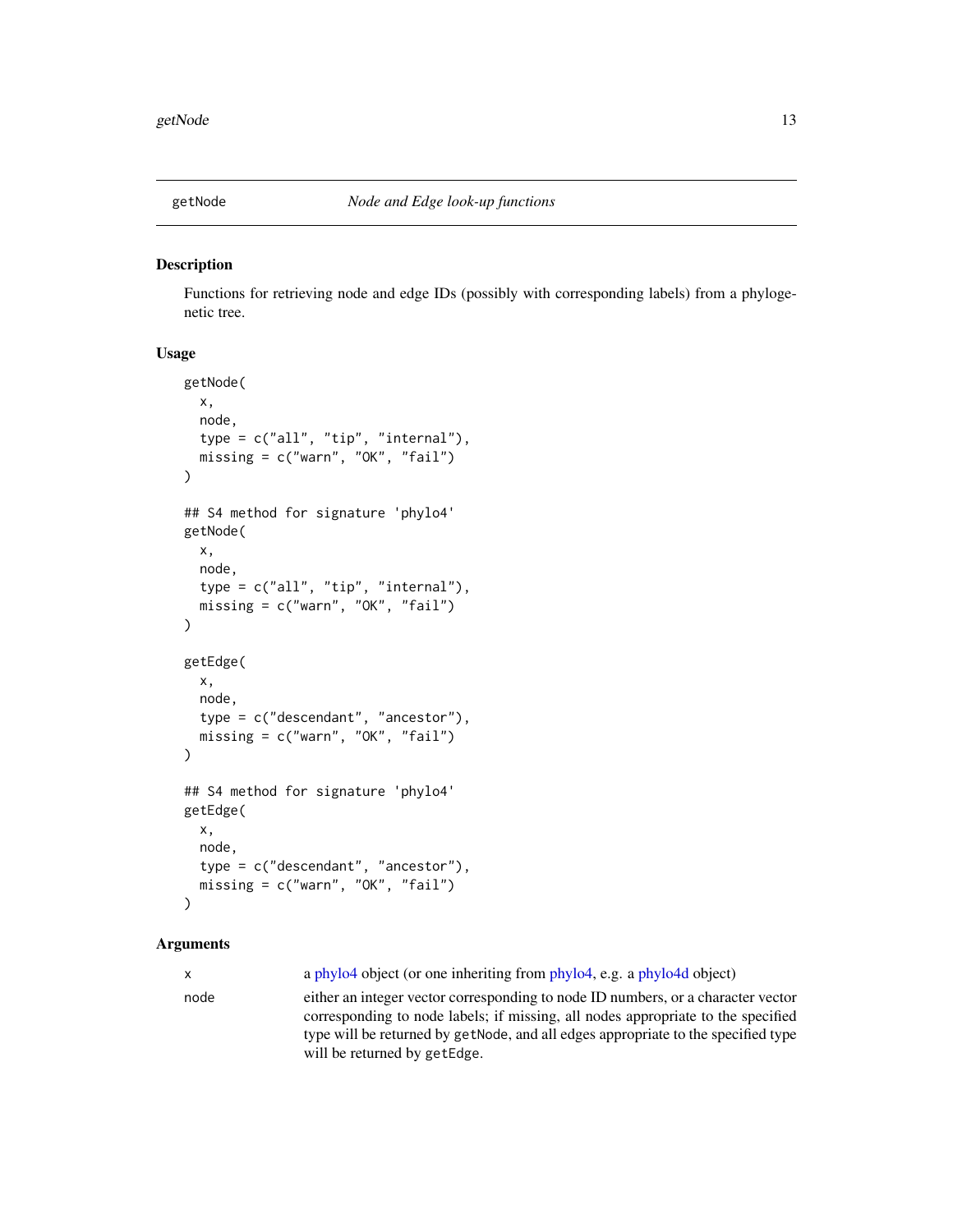getNode *Node and Edge look-up functions*

## Description

Functions for retrieving node and edge IDs (possibly with corresponding labels) from a phylogenetic tree.

## Usage

```
getNode(
  x,
  node,
  type = c("all", "tip", "internal"),
  missing = c("warn", "OK", "fail")
)

## S4 method for signature 'phylo4'
getNode(
  x,
  node,
  type = c("all", "tip", "internal"),
  missing = c("warn", "OK", "fail")
)

getEdge(
  x,
  node,
  type = c("descendant", "ancestor"),
  missing = c("warn", "OK", "fail")
)

## S4 method for signature 'phylo4'
getEdge(
  x,
  node,
  type = c("descendant", "ancestor"),
  missing = c("warn", "OK", "fail")
)
```

## Arguments

| | |
|---|---|
| x | a phylo4 object (or one inheriting from phylo4, e.g. a phylo4d object) |
| node | either an integer vector corresponding to node ID numbers, or a character vector corresponding to node labels; if missing, all nodes appropriate to the specified type will be returned by `getNode`, and all edges appropriate to the specified type will be returned by `getEdge`. |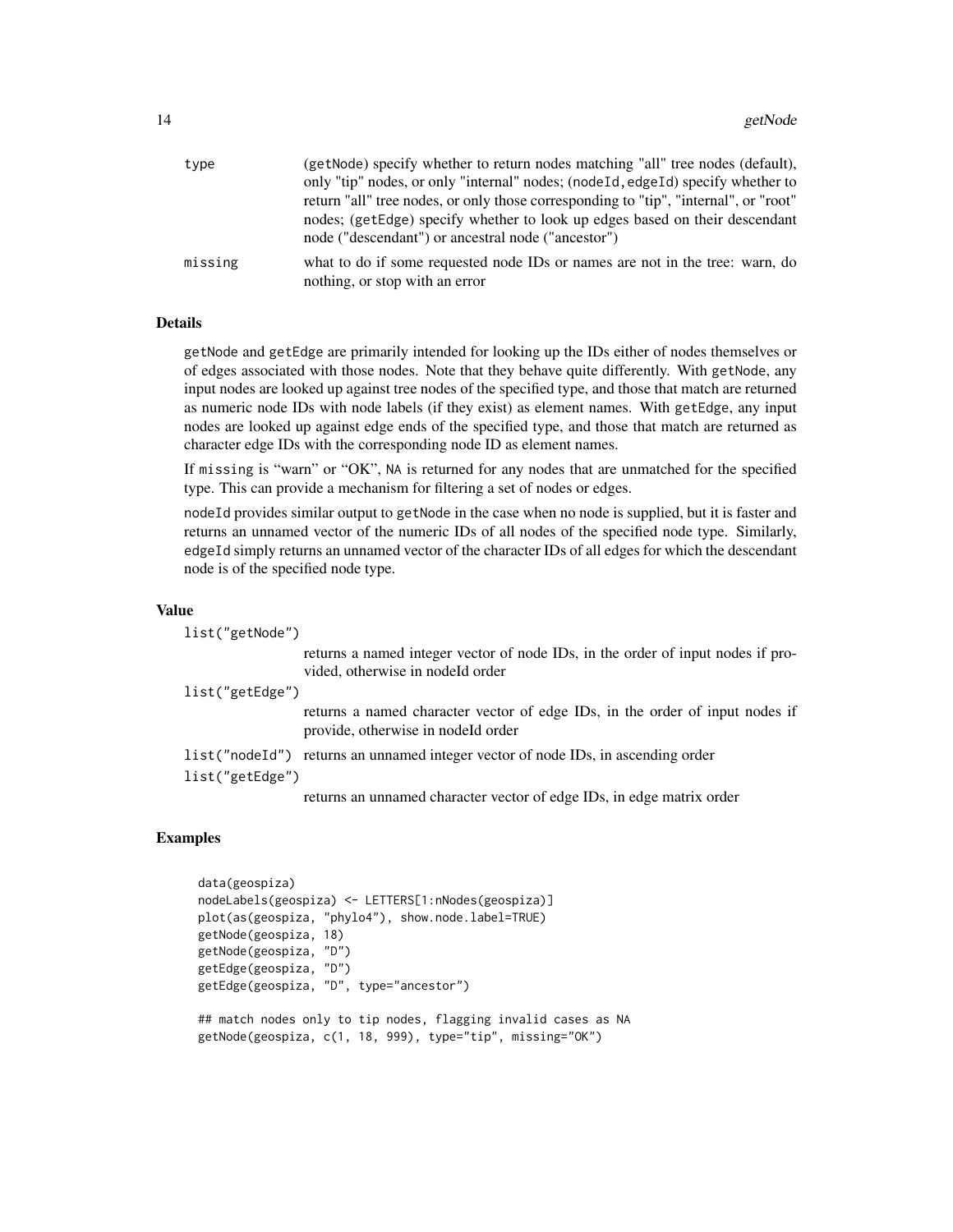| | |
|---|---|
| type | (getNode) specify whether to return nodes matching "all" tree nodes (default), only "tip" nodes, or only "internal" nodes; (nodeId,edgeId) specify whether to return "all" tree nodes, or only those corresponding to "tip", "internal", or "root" nodes; (getEdge) specify whether to look up edges based on their descendant node ("descendant") or ancestral node ("ancestor") |
| missing | what to do if some requested node IDs or names are not in the tree: warn, do nothing, or stop with an error |

## Details

getNode and getEdge are primarily intended for looking up the IDs either of nodes themselves or of edges associated with those nodes. Note that they behave quite differently. With getNode, any input nodes are looked up against tree nodes of the specified type, and those that match are returned as numeric node IDs with node labels (if they exist) as element names. With getEdge, any input nodes are looked up against edge ends of the specified type, and those that match are returned as character edge IDs with the corresponding node ID as element names.

If missing is "warn" or "OK", NA is returned for any nodes that are unmatched for the specified type. This can provide a mechanism for filtering a set of nodes or edges.

nodeId provides similar output to getNode in the case when no node is supplied, but it is faster and returns an unnamed vector of the numeric IDs of all nodes of the specified node type. Similarly, edgeId simply returns an unnamed vector of the character IDs of all edges for which the descendant node is of the specified node type.

## Value

list("getNode")
: returns a named integer vector of node IDs, in the order of input nodes if provided, otherwise in nodeId order

list("getEdge")
: returns a named character vector of edge IDs, in the order of input nodes if provide, otherwise in nodeId order

list("nodeId")
: returns an unnamed integer vector of node IDs, in ascending order

list("getEdge")
: returns an unnamed character vector of edge IDs, in edge matrix order

## Examples

```
data(geospiza)
nodeLabels(geospiza) <- LETTERS[1:nNodes(geospiza)]
plot(as(geospiza, "phylo4"), show.node.label=TRUE)
getNode(geospiza, 18)
getNode(geospiza, "D")
getEdge(geospiza, "D")
getEdge(geospiza, "D", type="ancestor")

## match nodes only to tip nodes, flagging invalid cases as NA
getNode(geospiza, c(1, 18, 999), type="tip", missing="OK")
```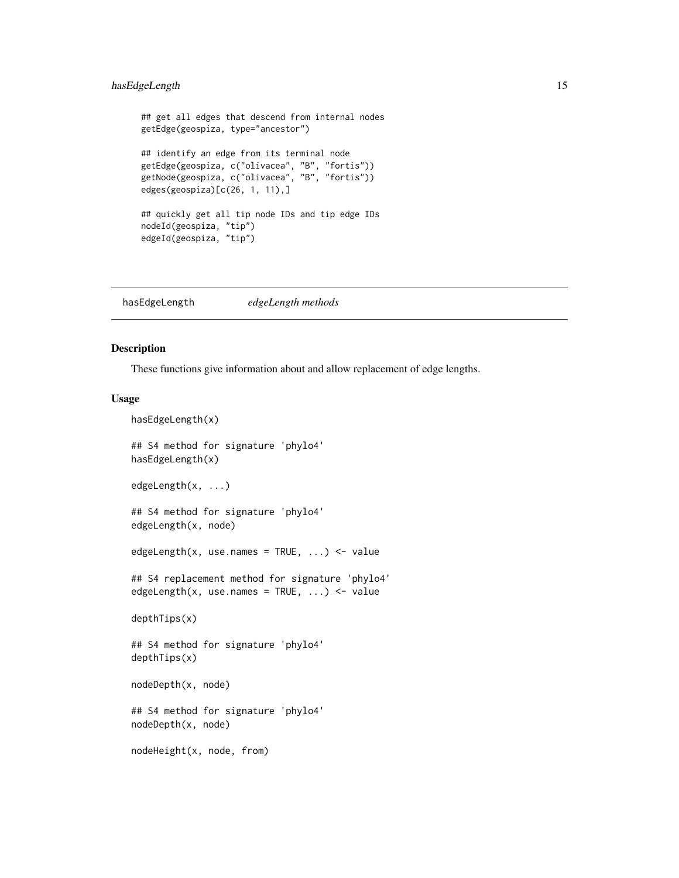```
## get all edges that descend from internal nodes
getEdge(geospiza, type="ancestor")

## identify an edge from its terminal node
getEdge(geospiza, c("olivacea", "B", "fortis"))
getNode(geospiza, c("olivacea", "B", "fortis"))
edges(geospiza)[c(26, 1, 11),]

## quickly get all tip node IDs and tip edge IDs
nodeId(geospiza, "tip")
edgeId(geospiza, "tip")
```

---

## hasEdgeLength — *edgeLength methods*

---

### Description

These functions give information about and allow replacement of edge lengths.

### Usage

```
hasEdgeLength(x)

## S4 method for signature 'phylo4'
hasEdgeLength(x)

edgeLength(x, ...)

## S4 method for signature 'phylo4'
edgeLength(x, node)

edgeLength(x, use.names = TRUE, ...) <- value

## S4 replacement method for signature 'phylo4'
edgeLength(x, use.names = TRUE, ...) <- value

depthTips(x)

## S4 method for signature 'phylo4'
depthTips(x)

nodeDepth(x, node)

## S4 method for signature 'phylo4'
nodeDepth(x, node)

nodeHeight(x, node, from)
```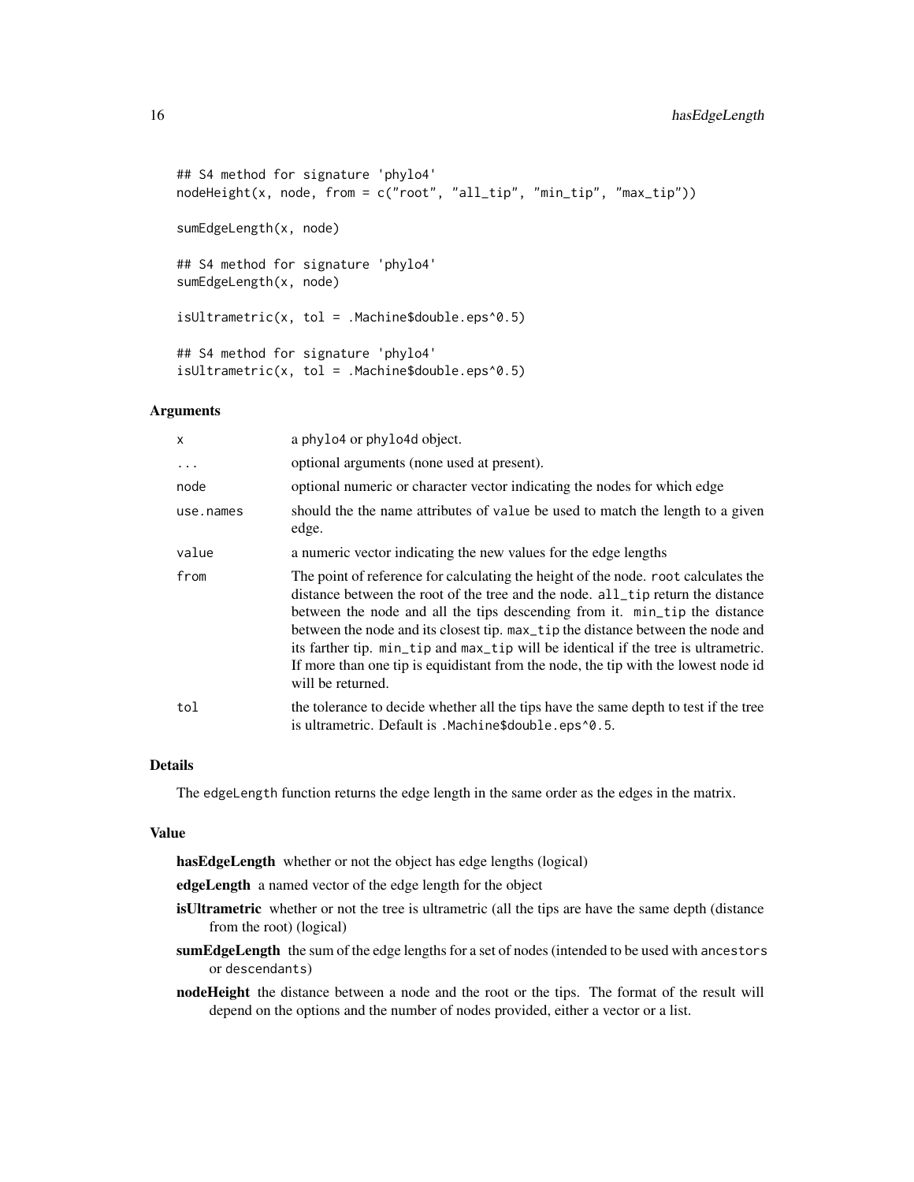```
## S4 method for signature 'phylo4'
nodeHeight(x, node, from = c("root", "all_tip", "min_tip", "max_tip"))

sumEdgeLength(x, node)

## S4 method for signature 'phylo4'
sumEdgeLength(x, node)

isUltrametric(x, tol = .Machine$double.eps^0.5)

## S4 method for signature 'phylo4'
isUltrametric(x, tol = .Machine$double.eps^0.5)
```

### Arguments

| | |
|---|---|
| x | a phylo4 or phylo4d object. |
| ... | optional arguments (none used at present). |
| node | optional numeric or character vector indicating the nodes for which edge |
| use.names | should the the name attributes of value be used to match the length to a given edge. |
| value | a numeric vector indicating the new values for the edge lengths |
| from | The point of reference for calculating the height of the node. root calculates the distance between the root of the tree and the node. all_tip return the distance between the node and all the tips descending from it. min_tip the distance between the node and its closest tip. max_tip the distance between the node and its farther tip. min_tip and max_tip will be identical if the tree is ultrametric. If more than one tip is equidistant from the node, the tip with the lowest node id will be returned. |
| tol | the tolerance to decide whether all the tips have the same depth to test if the tree is ultrametric. Default is .Machine$double.eps^0.5. |

### Details

The edgeLength function returns the edge length in the same order as the edges in the matrix.

### Value

**hasEdgeLength** whether or not the object has edge lengths (logical)

**edgeLength** a named vector of the edge length for the object

**isUltrametric** whether or not the tree is ultrametric (all the tips are have the same depth (distance from the root) (logical)

**sumEdgeLength** the sum of the edge lengths for a set of nodes (intended to be used with ancestors or descendants)

**nodeHeight** the distance between a node and the root or the tips. The format of the result will depend on the options and the number of nodes provided, either a vector or a list.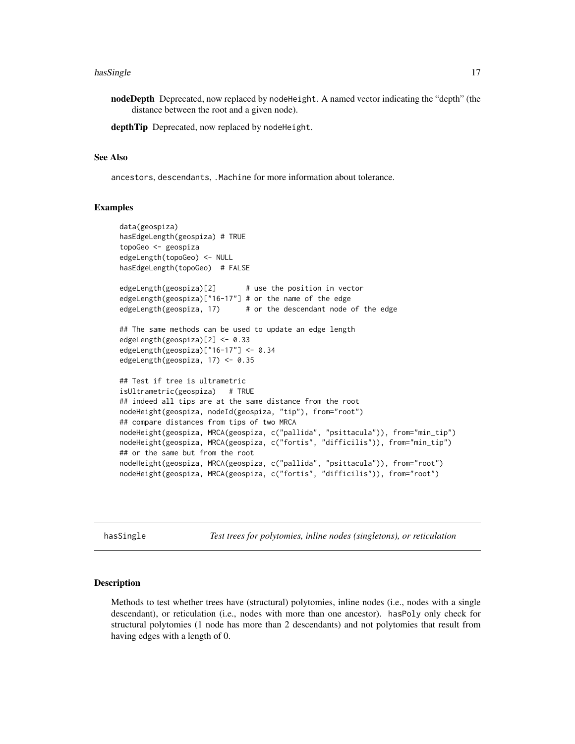**nodeDepth** Deprecated, now replaced by nodeHeight. A named vector indicating the "depth" (the distance between the root and a given node).

**depthTip** Deprecated, now replaced by nodeHeight.

### See Also

ancestors, descendants, .Machine for more information about tolerance.

### Examples

```
data(geospiza)
hasEdgeLength(geospiza) # TRUE
topoGeo <- geospiza
edgeLength(topoGeo) <- NULL
hasEdgeLength(topoGeo)  # FALSE

edgeLength(geospiza)[2]       # use the position in vector
edgeLength(geospiza)["16-17"] # or the name of the edge
edgeLength(geospiza, 17)      # or the descendant node of the edge

## The same methods can be used to update an edge length
edgeLength(geospiza)[2] <- 0.33
edgeLength(geospiza)["16-17"] <- 0.34
edgeLength(geospiza, 17) <- 0.35

## Test if tree is ultrametric
isUltrametric(geospiza)   # TRUE
## indeed all tips are at the same distance from the root
nodeHeight(geospiza, nodeId(geospiza, "tip"), from="root")
## compare distances from tips of two MRCA
nodeHeight(geospiza, MRCA(geospiza, c("pallida", "psittacula")), from="min_tip")
nodeHeight(geospiza, MRCA(geospiza, c("fortis", "difficilis")), from="min_tip")
## or the same but from the root
nodeHeight(geospiza, MRCA(geospiza, c("pallida", "psittacula")), from="root")
nodeHeight(geospiza, MRCA(geospiza, c("fortis", "difficilis")), from="root")
```

---

## hasSingle — *Test trees for polytomies, inline nodes (singletons), or reticulation*

### Description

Methods to test whether trees have (structural) polytomies, inline nodes (i.e., nodes with a single descendant), or reticulation (i.e., nodes with more than one ancestor). hasPoly only check for structural polytomies (1 node has more than 2 descendants) and not polytomies that result from having edges with a length of 0.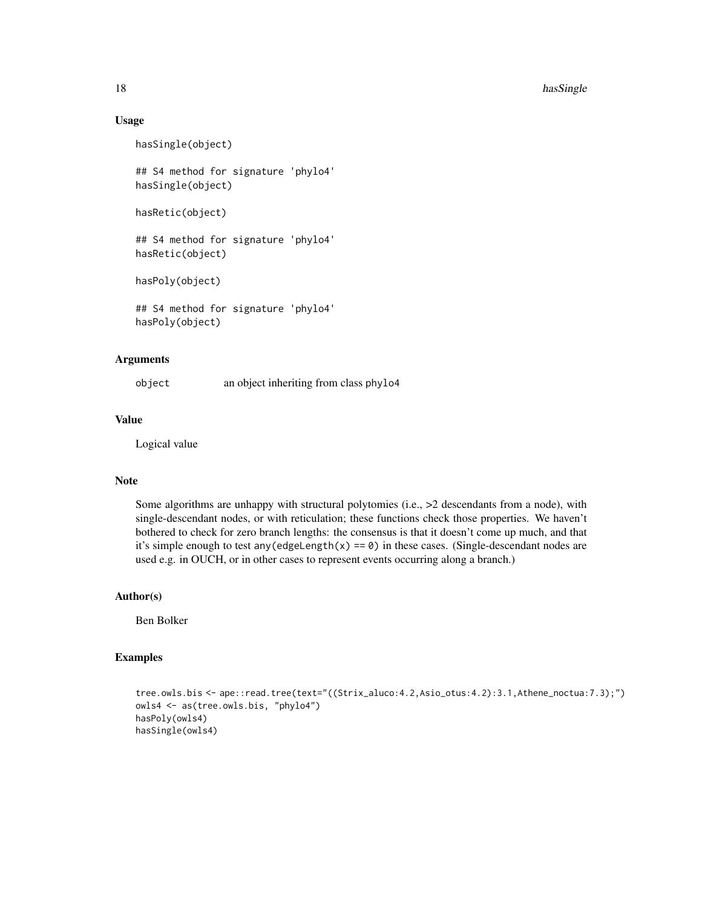## Usage

```
hasSingle(object)

## S4 method for signature 'phylo4'
hasSingle(object)

hasRetic(object)

## S4 method for signature 'phylo4'
hasRetic(object)

hasPoly(object)

## S4 method for signature 'phylo4'
hasPoly(object)
```

## Arguments

| | |
|---|---|
| object | an object inheriting from class phylo4 |

## Value

Logical value

## Note

Some algorithms are unhappy with structural polytomies (i.e., >2 descendants from a node), with single-descendant nodes, or with reticulation; these functions check those properties. We haven't bothered to check for zero branch lengths: the consensus is that it doesn't come up much, and that it's simple enough to test `any(edgeLength(x) == 0)` in these cases. (Single-descendant nodes are used e.g. in OUCH, or in other cases to represent events occurring along a branch.)

## Author(s)

Ben Bolker

## Examples

```
tree.owls.bis <- ape::read.tree(text="((Strix_aluco:4.2,Asio_otus:4.2):3.1,Athene_noctua:7.3);")
owls4 <- as(tree.owls.bis, "phylo4")
hasPoly(owls4)
hasSingle(owls4)
```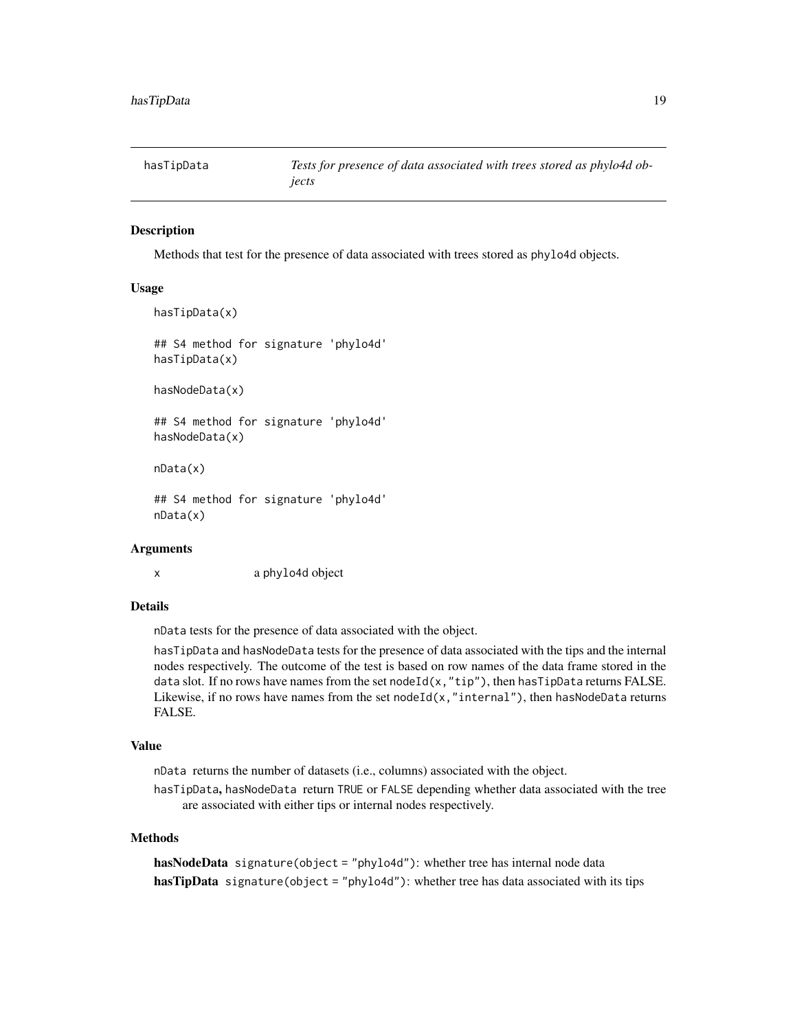# hasTipData

*Tests for presence of data associated with trees stored as phylo4d objects*

## Description

Methods that test for the presence of data associated with trees stored as phylo4d objects.

## Usage

```
hasTipData(x)

## S4 method for signature 'phylo4d'
hasTipData(x)

hasNodeData(x)

## S4 method for signature 'phylo4d'
hasNodeData(x)

nData(x)

## S4 method for signature 'phylo4d'
nData(x)
```

## Arguments

x &nbsp;&nbsp;&nbsp;&nbsp; a phylo4d object

## Details

nData tests for the presence of data associated with the object.

hasTipData and hasNodeData tests for the presence of data associated with the tips and the internal nodes respectively. The outcome of the test is based on row names of the data frame stored in the data slot. If no rows have names from the set nodeId(x,"tip"), then hasTipData returns FALSE. Likewise, if no rows have names from the set nodeId(x,"internal"), then hasNodeData returns FALSE.

## Value

nData returns the number of datasets (i.e., columns) associated with the object.

hasTipData, hasNodeData return TRUE or FALSE depending whether data associated with the tree are associated with either tips or internal nodes respectively.

## Methods

**hasNodeData** signature(object = "phylo4d"): whether tree has internal node data

**hasTipData** signature(object = "phylo4d"): whether tree has data associated with its tips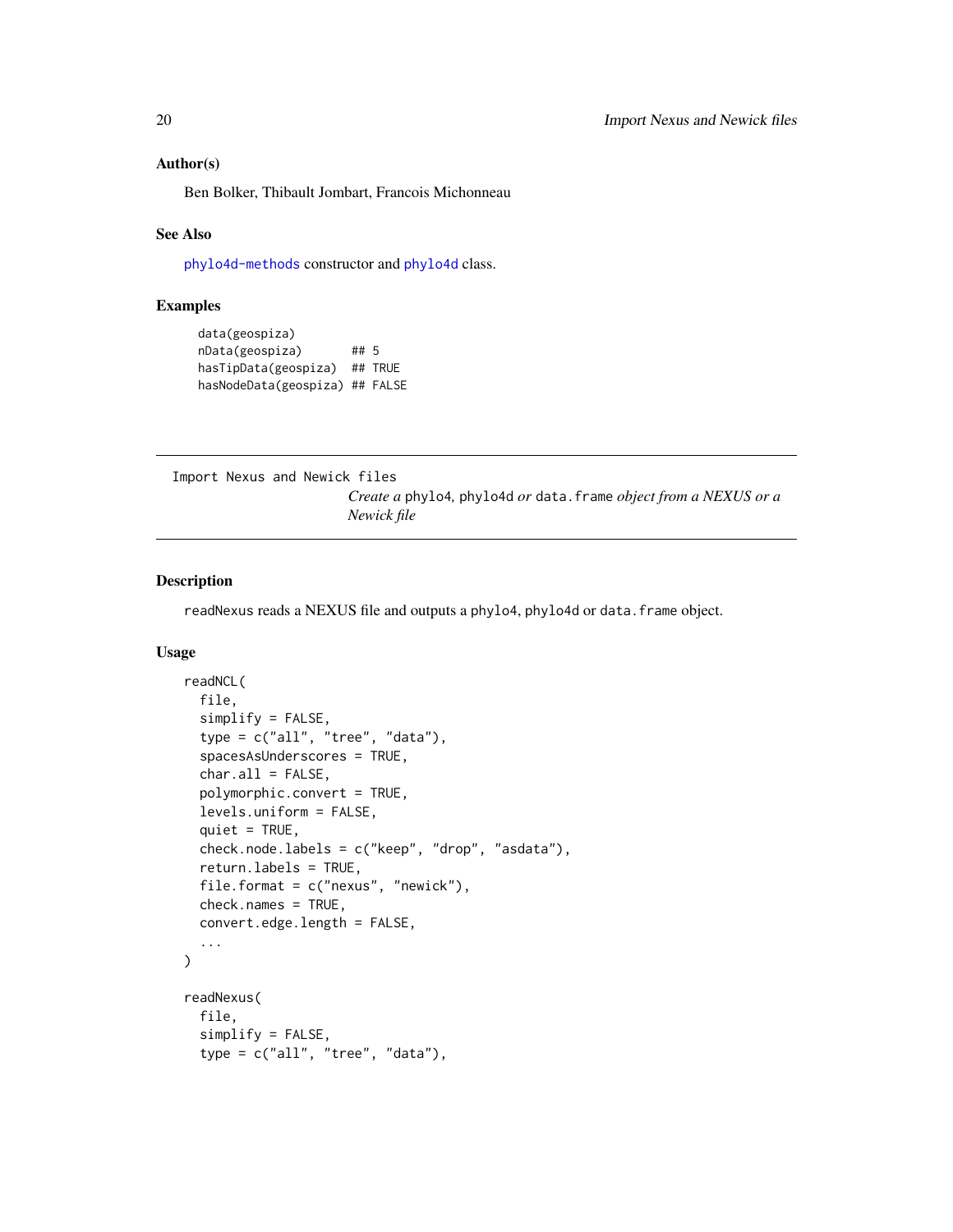### Author(s)

Ben Bolker, Thibault Jombart, Francois Michonneau

### See Also

phylo4d-methods constructor and phylo4d class.

### Examples

```
data(geospiza)
nData(geospiza)       ## 5
hasTipData(geospiza)  ## TRUE
hasNodeData(geospiza) ## FALSE
```

---

## Import Nexus and Newick files

*Create a* phylo4*,* phylo4d *or* data.frame *object from a NEXUS or a Newick file*

---

### Description

readNexus reads a NEXUS file and outputs a phylo4, phylo4d or data.frame object.

### Usage

```
readNCL(
  file,
  simplify = FALSE,
  type = c("all", "tree", "data"),
  spacesAsUnderscores = TRUE,
  char.all = FALSE,
  polymorphic.convert = TRUE,
  levels.uniform = FALSE,
  quiet = TRUE,
  check.node.labels = c("keep", "drop", "asdata"),
  return.labels = TRUE,
  file.format = c("nexus", "newick"),
  check.names = TRUE,
  convert.edge.length = FALSE,
  ...
)

readNexus(
  file,
  simplify = FALSE,
  type = c("all", "tree", "data"),
```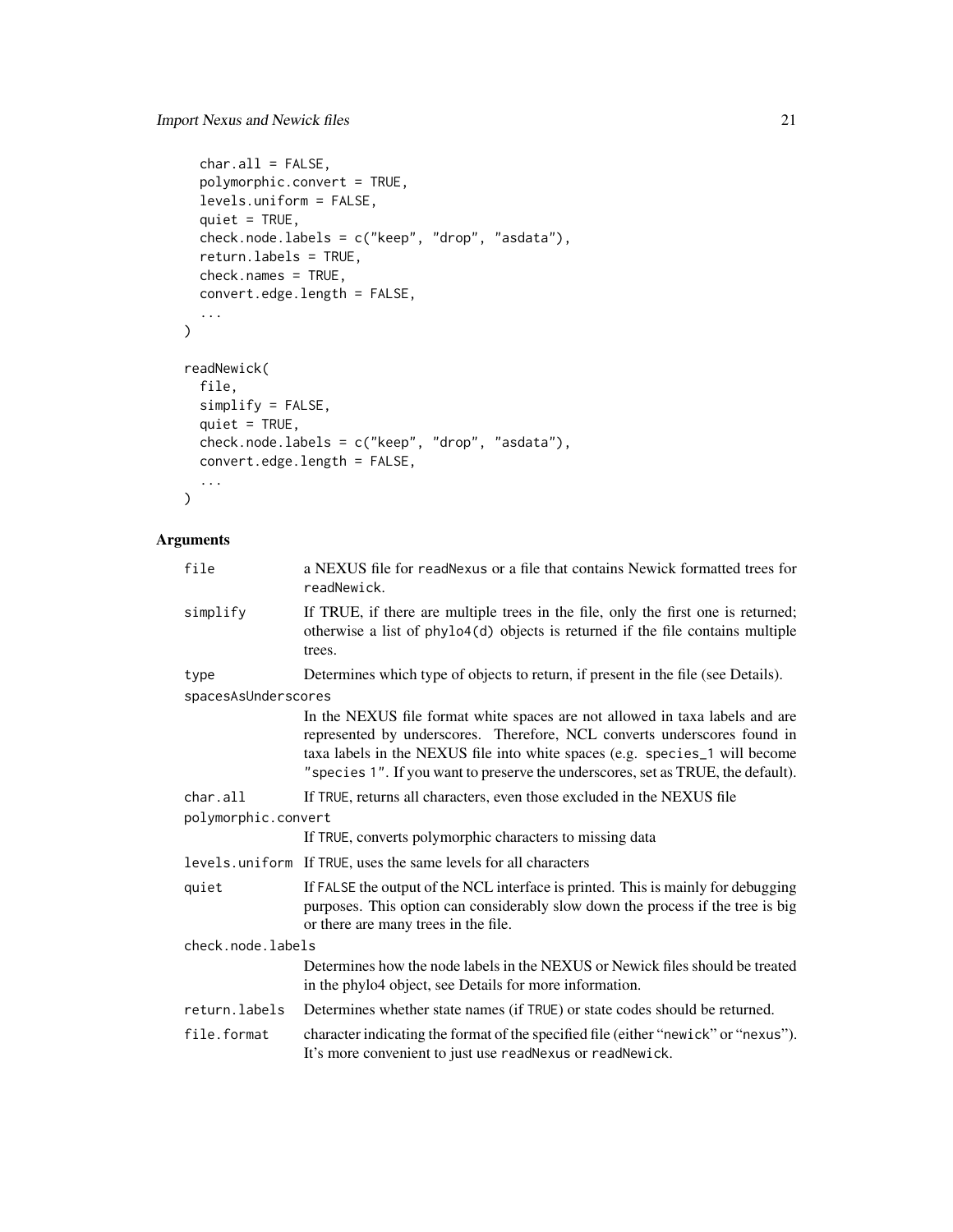```
  char.all = FALSE,
  polymorphic.convert = TRUE,
  levels.uniform = FALSE,
  quiet = TRUE,
  check.node.labels = c("keep", "drop", "asdata"),
  return.labels = TRUE,
  check.names = TRUE,
  convert.edge.length = FALSE,
  ...
)

readNewick(
  file,
  simplify = FALSE,
  quiet = TRUE,
  check.node.labels = c("keep", "drop", "asdata"),
  convert.edge.length = FALSE,
  ...
)
```

## Arguments

| | |
|---|---|
| `file` | a NEXUS file for `readNexus` or a file that contains Newick formatted trees for `readNewick`. |
| `simplify` | If TRUE, if there are multiple trees in the file, only the first one is returned; otherwise a list of `phylo4(d)` objects is returned if the file contains multiple trees. |
| `type` | Determines which type of objects to return, if present in the file (see Details). |
| `spacesAsUnderscores` | In the NEXUS file format white spaces are not allowed in taxa labels and are represented by underscores. Therefore, NCL converts underscores found in taxa labels in the NEXUS file into white spaces (e.g. `species_1` will become `"species 1"`. If you want to preserve the underscores, set as TRUE, the default). |
| `char.all` | If `TRUE`, returns all characters, even those excluded in the NEXUS file |
| `polymorphic.convert` | If `TRUE`, converts polymorphic characters to missing data |
| `levels.uniform` | If `TRUE`, uses the same levels for all characters |
| `quiet` | If `FALSE` the output of the NCL interface is printed. This is mainly for debugging purposes. This option can considerably slow down the process if the tree is big or there are many trees in the file. |
| `check.node.labels` | Determines how the node labels in the NEXUS or Newick files should be treated in the phylo4 object, see Details for more information. |
| `return.labels` | Determines whether state names (if `TRUE`) or state codes should be returned. |
| `file.format` | character indicating the format of the specified file (either "`newick`" or "`nexus`"). It's more convenient to just use `readNexus` or `readNewick`. |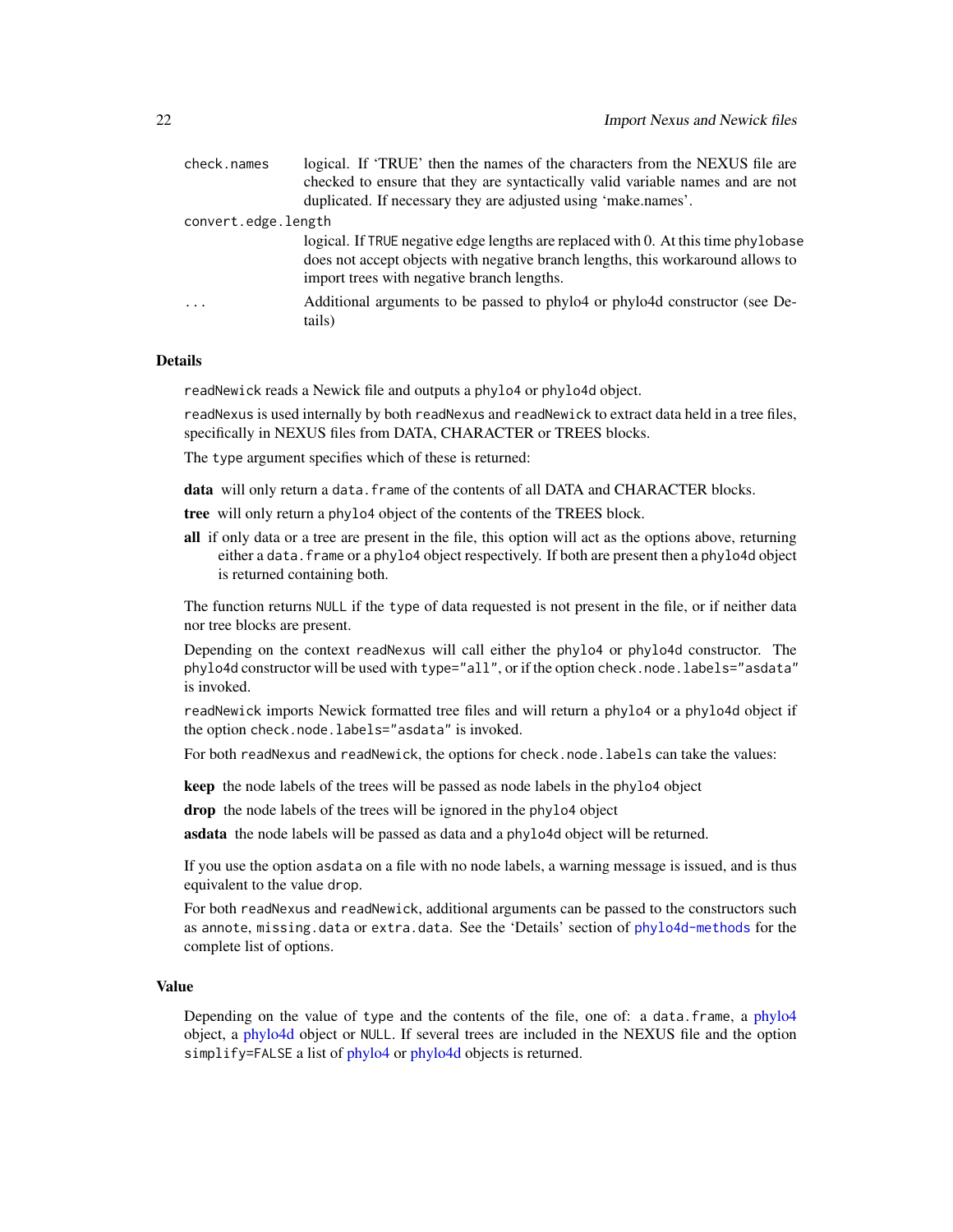check.names
: logical. If 'TRUE' then the names of the characters from the NEXUS file are checked to ensure that they are syntactically valid variable names and are not duplicated. If necessary they are adjusted using 'make.names'.

convert.edge.length
: logical. If TRUE negative edge lengths are replaced with 0. At this time phylobase does not accept objects with negative branch lengths, this workaround allows to import trees with negative branch lengths.

...
: Additional arguments to be passed to phylo4 or phylo4d constructor (see Details)

### Details

`readNewick` reads a Newick file and outputs a `phylo4` or `phylo4d` object.

`readNexus` is used internally by both `readNexus` and `readNewick` to extract data held in a tree files, specifically in NEXUS files from DATA, CHARACTER or TREES blocks.

The `type` argument specifies which of these is returned:

**data** will only return a `data.frame` of the contents of all DATA and CHARACTER blocks.

**tree** will only return a `phylo4` object of the contents of the TREES block.

**all** if only data or a tree are present in the file, this option will act as the options above, returning either a `data.frame` or a `phylo4` object respectively. If both are present then a `phylo4d` object is returned containing both.

The function returns `NULL` if the `type` of data requested is not present in the file, or if neither data nor tree blocks are present.

Depending on the context `readNexus` will call either the `phylo4` or `phylo4d` constructor. The `phylo4d` constructor will be used with `type="all"`, or if the option `check.node.labels="asdata"` is invoked.

`readNewick` imports Newick formatted tree files and will return a `phylo4` or a `phylo4d` object if the option `check.node.labels="asdata"` is invoked.

For both `readNexus` and `readNewick`, the options for `check.node.labels` can take the values:

**keep** the node labels of the trees will be passed as node labels in the `phylo4` object

**drop** the node labels of the trees will be ignored in the `phylo4` object

**asdata** the node labels will be passed as data and a `phylo4d` object will be returned.

If you use the option `asdata` on a file with no node labels, a warning message is issued, and is thus equivalent to the value `drop`.

For both `readNexus` and `readNewick`, additional arguments can be passed to the constructors such as `annote`, `missing.data` or `extra.data`. See the 'Details' section of `phylo4d-methods` for the complete list of options.

### Value

Depending on the value of `type` and the contents of the file, one of: a `data.frame`, a phylo4 object, a phylo4d object or `NULL`. If several trees are included in the NEXUS file and the option `simplify=FALSE` a list of phylo4 or phylo4d objects is returned.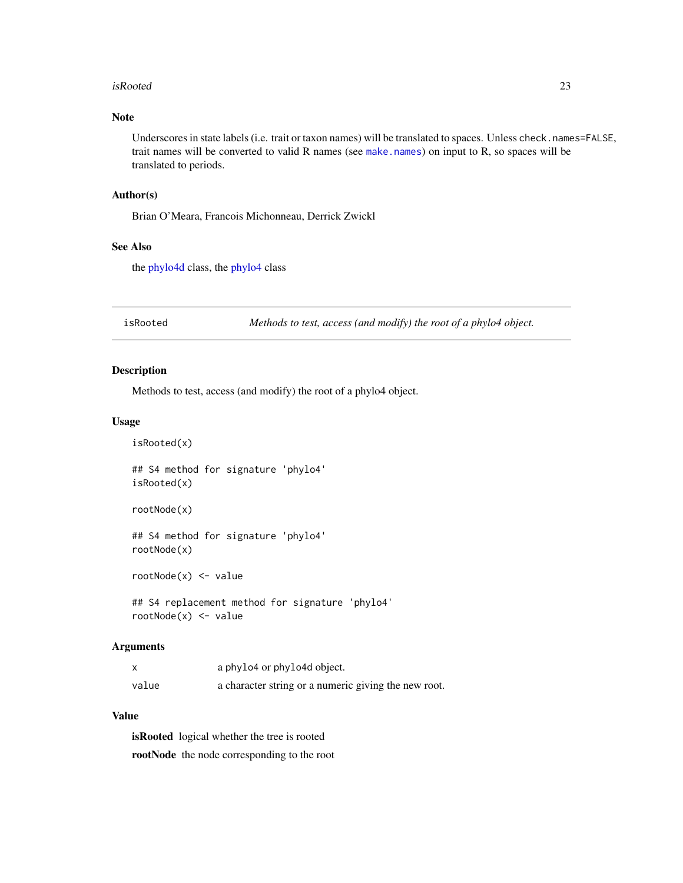### Note

Underscores in state labels (i.e. trait or taxon names) will be translated to spaces. Unless `check.names=FALSE`, trait names will be converted to valid R names (see `make.names`) on input to R, so spaces will be translated to periods.

### Author(s)

Brian O'Meara, Francois Michonneau, Derrick Zwickl

### See Also

the phylo4d class, the phylo4 class

---

## isRooted — *Methods to test, access (and modify) the root of a phylo4 object.*

---

### Description

Methods to test, access (and modify) the root of a phylo4 object.

### Usage

```
isRooted(x)

## S4 method for signature 'phylo4'
isRooted(x)

rootNode(x)

## S4 method for signature 'phylo4'
rootNode(x)

rootNode(x) <- value

## S4 replacement method for signature 'phylo4'
rootNode(x) <- value
```

### Arguments

| | |
|---|---|
| `x` | a `phylo4` or `phylo4d` object. |
| `value` | a character string or a numeric giving the new root. |

### Value

**isRooted** logical whether the tree is rooted

**rootNode** the node corresponding to the root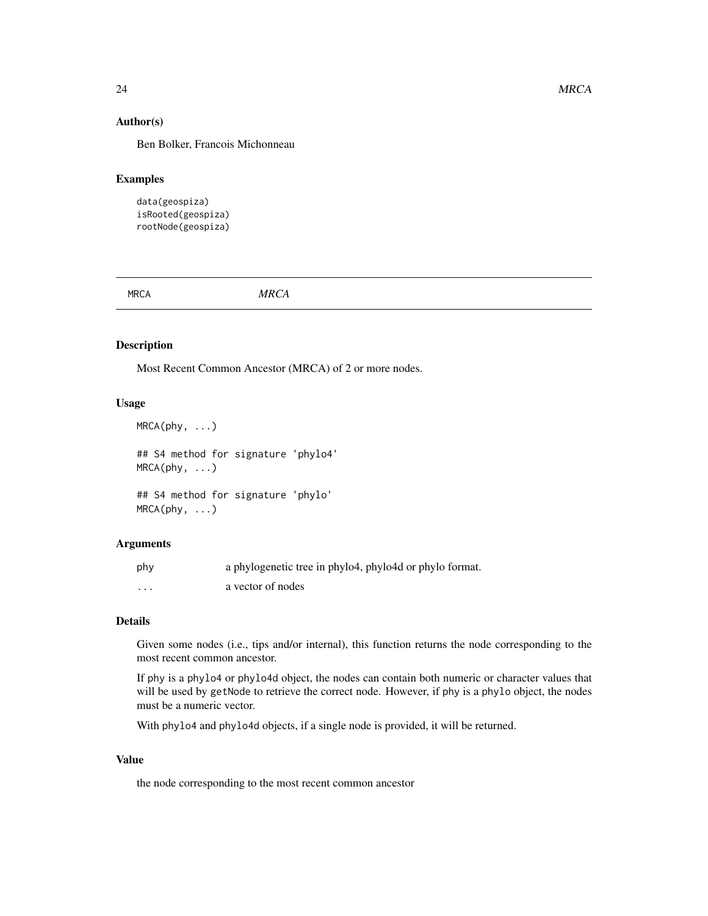### Author(s)

Ben Bolker, Francois Michonneau

### Examples

```
data(geospiza)
isRooted(geospiza)
rootNode(geospiza)
```

---

## MRCA *MRCA*

### Description

Most Recent Common Ancestor (MRCA) of 2 or more nodes.

### Usage

```
MRCA(phy, ...)

## S4 method for signature 'phylo4'
MRCA(phy, ...)

## S4 method for signature 'phylo'
MRCA(phy, ...)
```

### Arguments

| | |
|---|---|
| phy | a phylogenetic tree in phylo4, phylo4d or phylo format. |
| ... | a vector of nodes |

### Details

Given some nodes (i.e., tips and/or internal), this function returns the node corresponding to the most recent common ancestor.

If phy is a phylo4 or phylo4d object, the nodes can contain both numeric or character values that will be used by getNode to retrieve the correct node. However, if phy is a phylo object, the nodes must be a numeric vector.

With phylo4 and phylo4d objects, if a single node is provided, it will be returned.

### Value

the node corresponding to the most recent common ancestor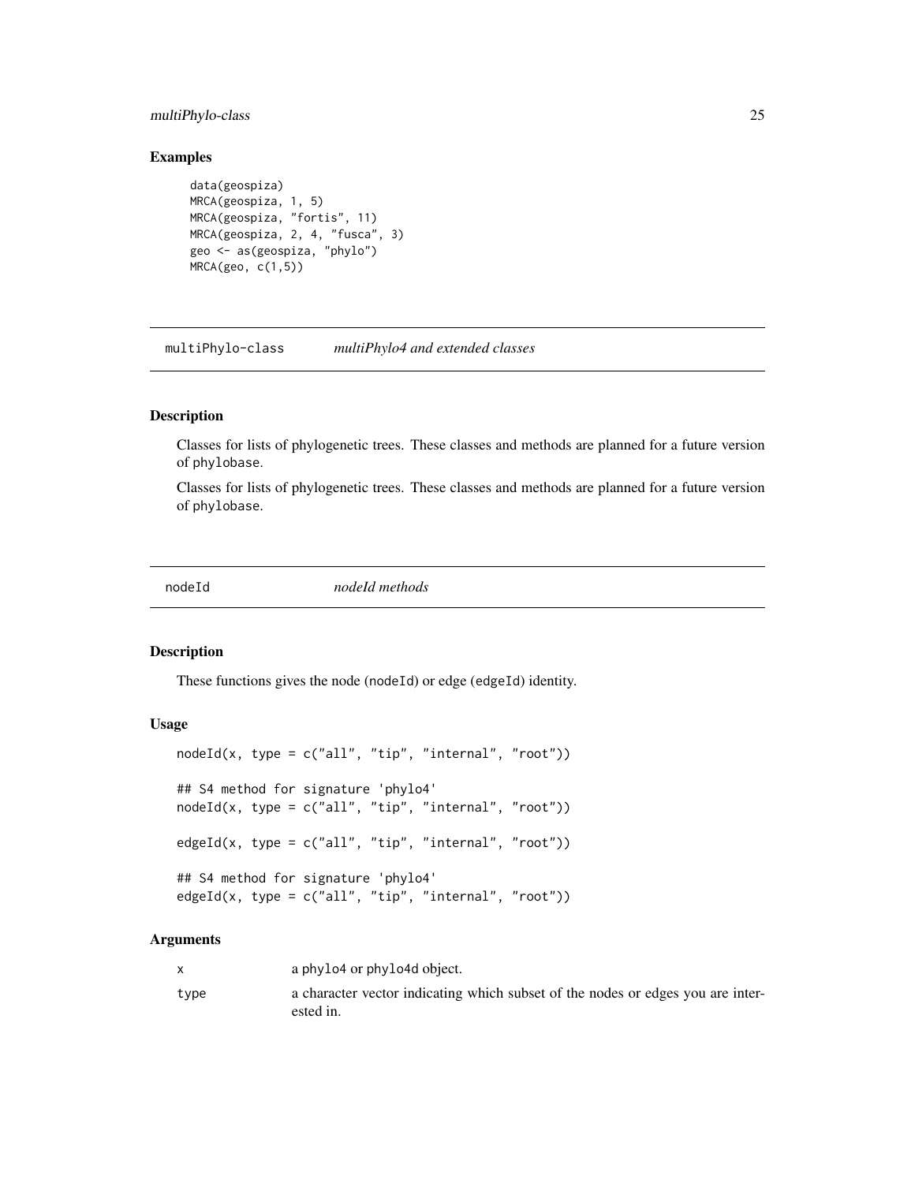## Examples

```
data(geospiza)
MRCA(geospiza, 1, 5)
MRCA(geospiza, "fortis", 11)
MRCA(geospiza, 2, 4, "fusca", 3)
geo <- as(geospiza, "phylo")
MRCA(geo, c(1,5))
```

---

# multiPhylo-class — *multiPhylo4 and extended classes*

## Description

Classes for lists of phylogenetic trees. These classes and methods are planned for a future version of `phylobase`.

Classes for lists of phylogenetic trees. These classes and methods are planned for a future version of `phylobase`.

---

# nodeId — *nodeId methods*

## Description

These functions gives the node (`nodeId`) or edge (`edgeId`) identity.

## Usage

```
nodeId(x, type = c("all", "tip", "internal", "root"))

## S4 method for signature 'phylo4'
nodeId(x, type = c("all", "tip", "internal", "root"))

edgeId(x, type = c("all", "tip", "internal", "root"))

## S4 method for signature 'phylo4'
edgeId(x, type = c("all", "tip", "internal", "root"))
```

## Arguments

| | |
|---|---|
| `x` | a `phylo4` or `phylo4d` object. |
| `type` | a character vector indicating which subset of the nodes or edges you are interested in. |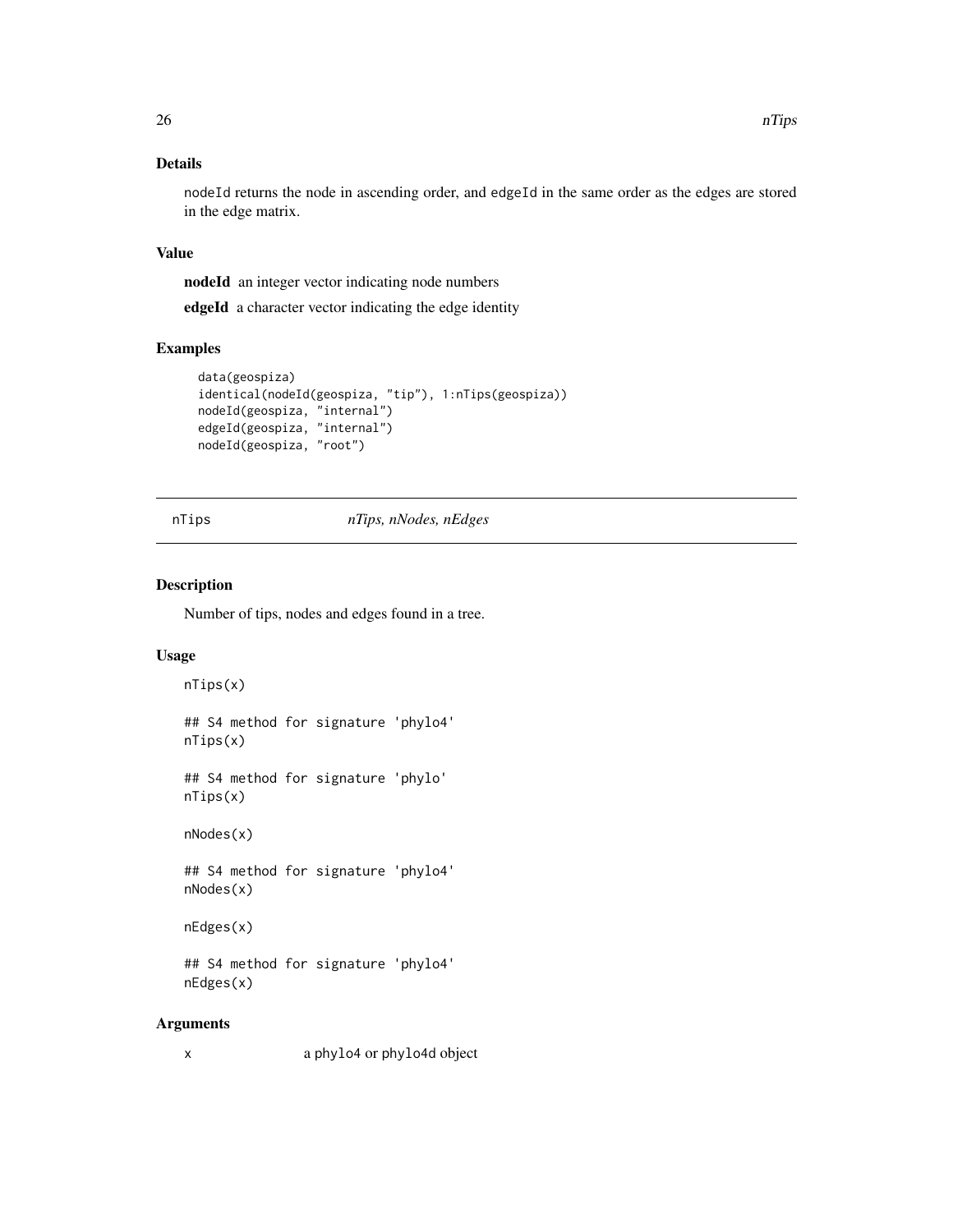## Details

nodeId returns the node in ascending order, and edgeId in the same order as the edges are stored in the edge matrix.

## Value

**nodeId** an integer vector indicating node numbers

**edgeId** a character vector indicating the edge identity

## Examples

```
data(geospiza)
identical(nodeId(geospiza, "tip"), 1:nTips(geospiza))
nodeId(geospiza, "internal")
edgeId(geospiza, "internal")
nodeId(geospiza, "root")
```

---

# nTips *nTips, nNodes, nEdges*

---

## Description

Number of tips, nodes and edges found in a tree.

## Usage

```
nTips(x)

## S4 method for signature 'phylo4'
nTips(x)

## S4 method for signature 'phylo'
nTips(x)

nNodes(x)

## S4 method for signature 'phylo4'
nNodes(x)

nEdges(x)

## S4 method for signature 'phylo4'
nEdges(x)
```

## Arguments

x a phylo4 or phylo4d object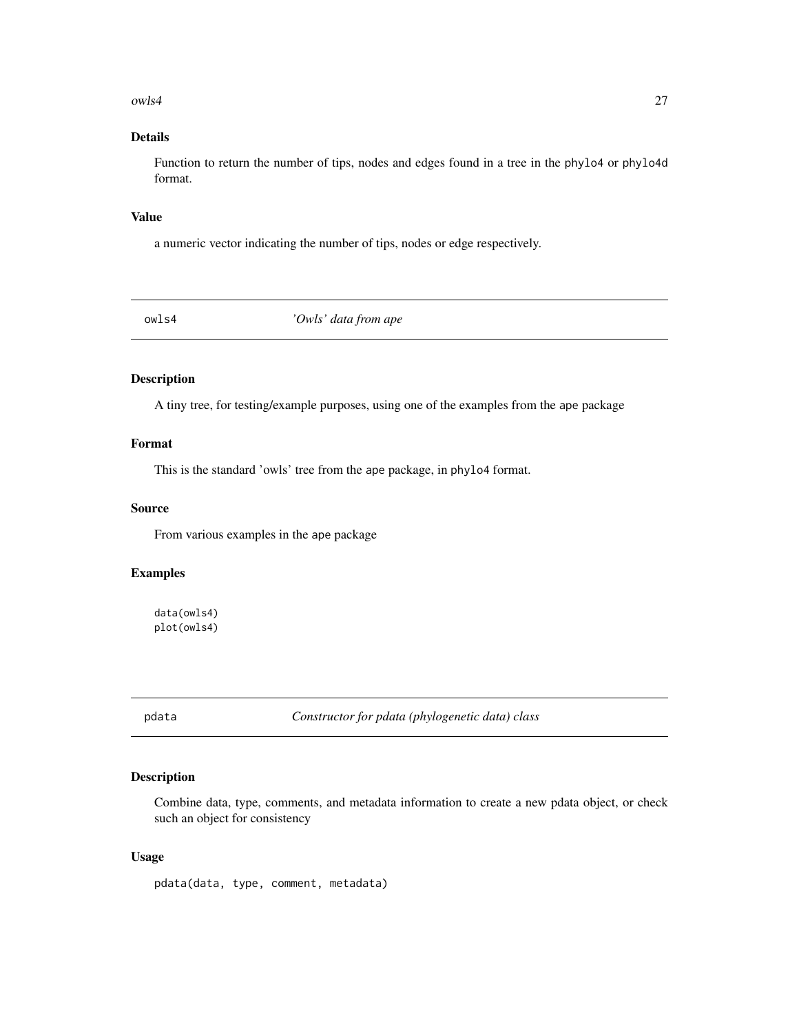### Details

Function to return the number of tips, nodes and edges found in a tree in the `phylo4` or `phylo4d` format.

### Value

a numeric vector indicating the number of tips, nodes or edge respectively.

---

## owls4 &nbsp;&nbsp;&nbsp;&nbsp; *'Owls' data from ape*

### Description

A tiny tree, for testing/example purposes, using one of the examples from the `ape` package

### Format

This is the standard 'owls' tree from the `ape` package, in `phylo4` format.

### Source

From various examples in the `ape` package

### Examples

```
data(owls4)
plot(owls4)
```

---

## pdata &nbsp;&nbsp;&nbsp;&nbsp; *Constructor for pdata (phylogenetic data) class*

### Description

Combine data, type, comments, and metadata information to create a new pdata object, or check such an object for consistency

### Usage

```
pdata(data, type, comment, metadata)
```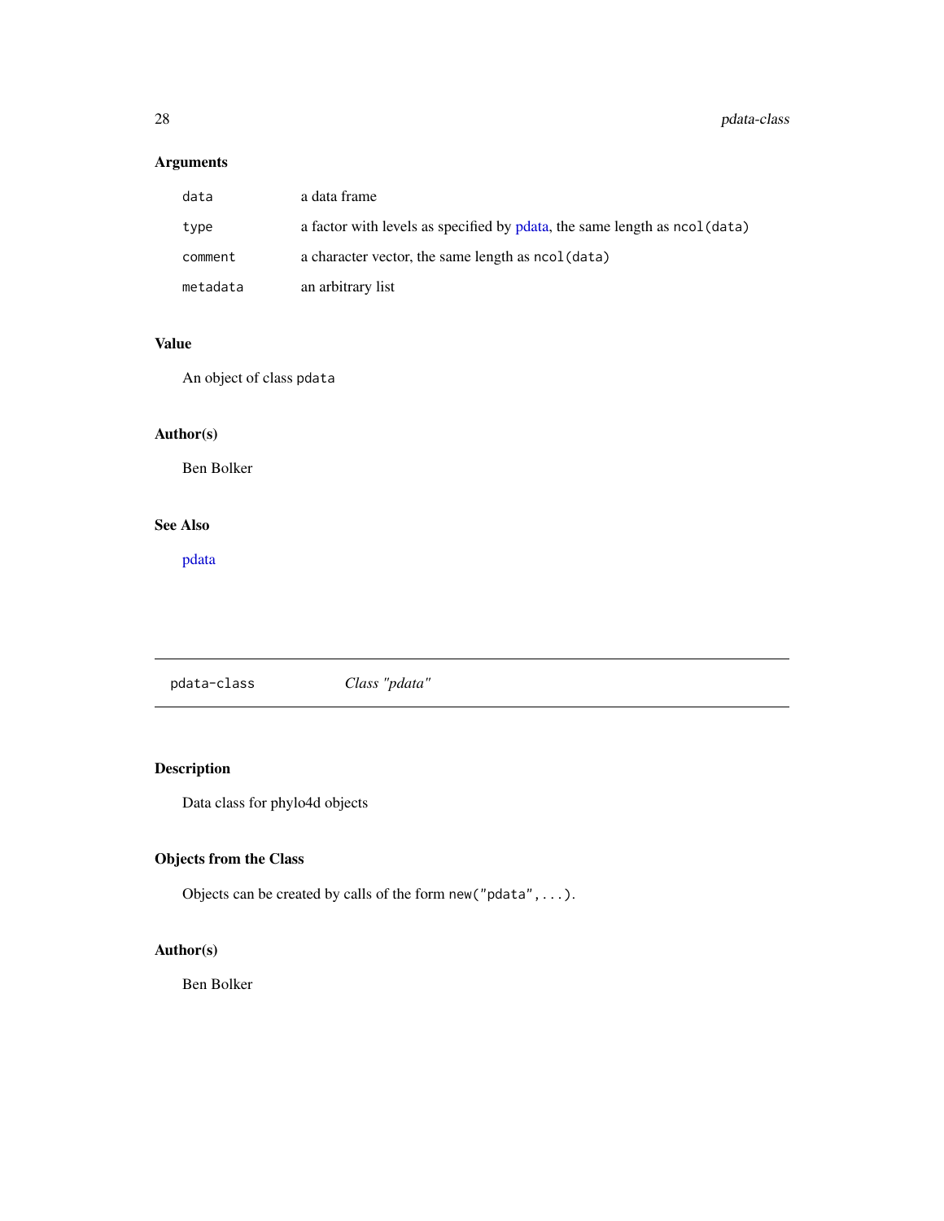### Arguments

| | |
|---|---|
| `data` | a data frame |
| `type` | a factor with levels as specified by pdata, the same length as `ncol(data)` |
| `comment` | a character vector, the same length as `ncol(data)` |
| `metadata` | an arbitrary list |

### Value

An object of class `pdata`

### Author(s)

Ben Bolker

### See Also

pdata

---

## `pdata-class` *Class "pdata"*

---

### Description

Data class for phylo4d objects

### Objects from the Class

Objects can be created by calls of the form `new("pdata",...)`.

### Author(s)

Ben Bolker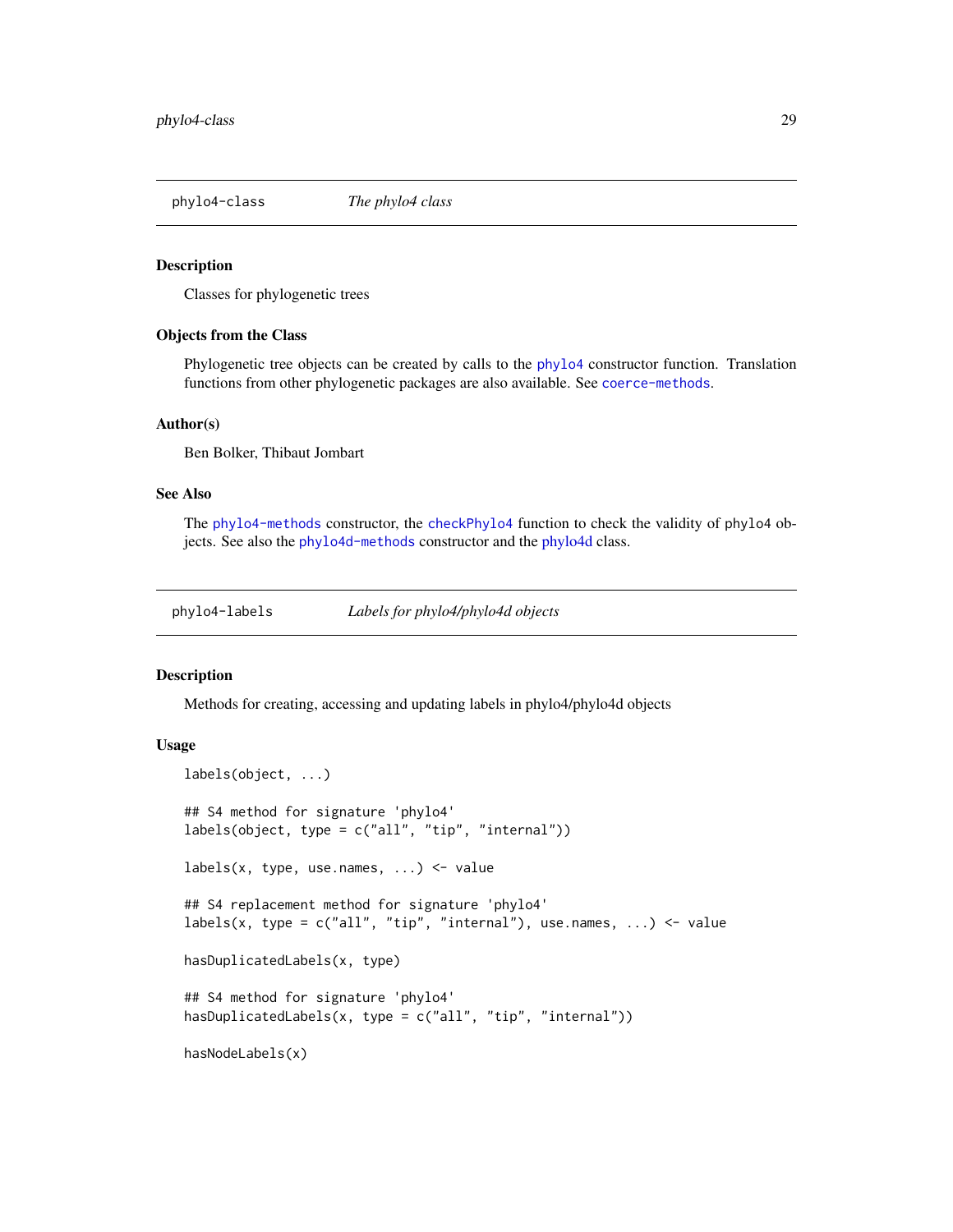## phylo4-class *The phylo4 class*

### Description

Classes for phylogenetic trees

### Objects from the Class

Phylogenetic tree objects can be created by calls to the `phylo4` constructor function. Translation functions from other phylogenetic packages are also available. See `coerce-methods`.

### Author(s)

Ben Bolker, Thibaut Jombart

### See Also

The `phylo4-methods` constructor, the `checkPhylo4` function to check the validity of `phylo4` objects. See also the `phylo4d-methods` constructor and the phylo4d class.

## phylo4-labels *Labels for phylo4/phylo4d objects*

### Description

Methods for creating, accessing and updating labels in phylo4/phylo4d objects

### Usage

```
labels(object, ...)

## S4 method for signature 'phylo4'
labels(object, type = c("all", "tip", "internal"))

labels(x, type, use.names, ...) <- value

## S4 replacement method for signature 'phylo4'
labels(x, type = c("all", "tip", "internal"), use.names, ...) <- value

hasDuplicatedLabels(x, type)

## S4 method for signature 'phylo4'
hasDuplicatedLabels(x, type = c("all", "tip", "internal"))

hasNodeLabels(x)
```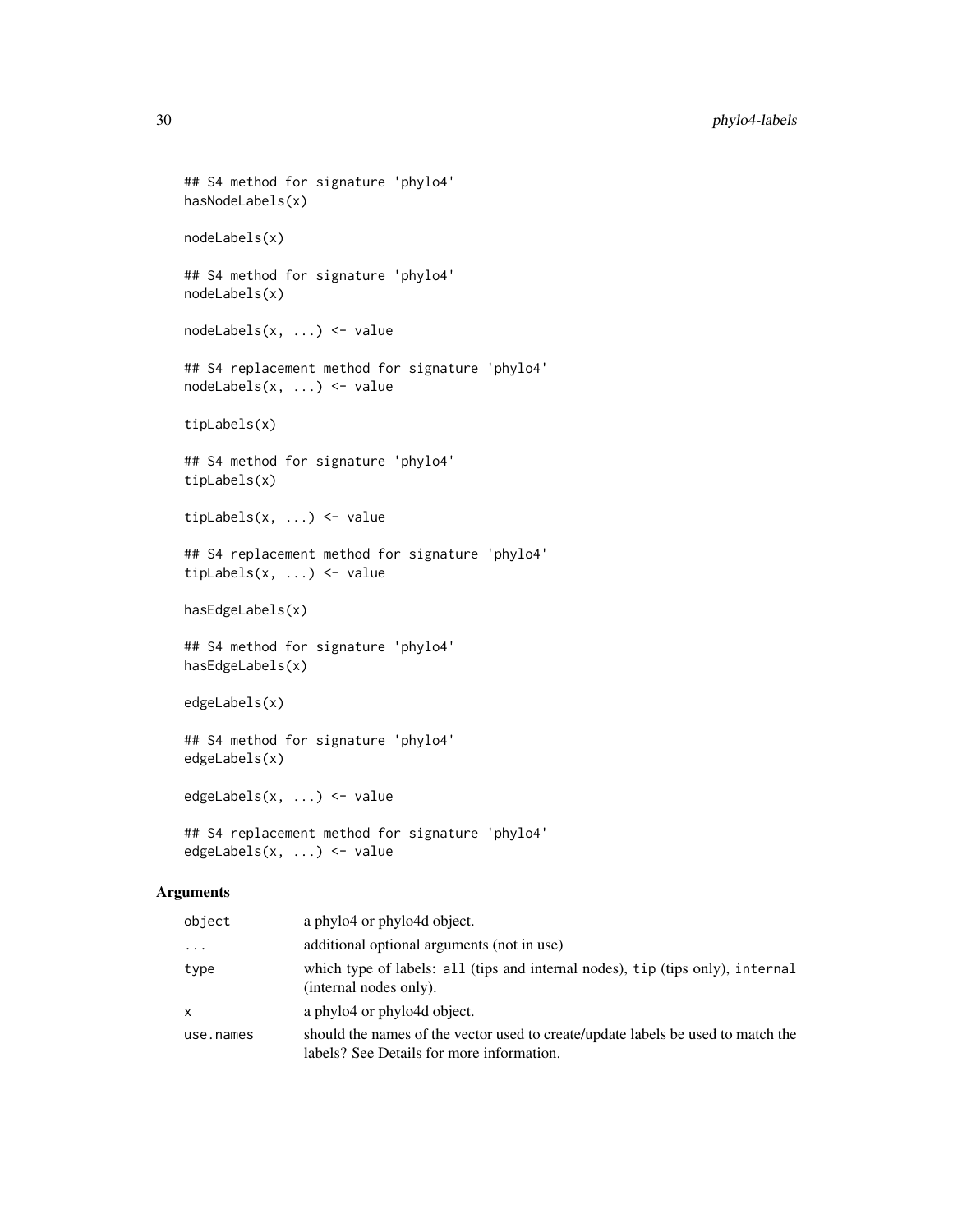```
## S4 method for signature 'phylo4'
hasNodeLabels(x)

nodeLabels(x)

## S4 method for signature 'phylo4'
nodeLabels(x)

nodeLabels(x, ...) <- value

## S4 replacement method for signature 'phylo4'
nodeLabels(x, ...) <- value

tipLabels(x)

## S4 method for signature 'phylo4'
tipLabels(x)

tipLabels(x, ...) <- value

## S4 replacement method for signature 'phylo4'
tipLabels(x, ...) <- value

hasEdgeLabels(x)

## S4 method for signature 'phylo4'
hasEdgeLabels(x)

edgeLabels(x)

## S4 method for signature 'phylo4'
edgeLabels(x)

edgeLabels(x, ...) <- value

## S4 replacement method for signature 'phylo4'
edgeLabels(x, ...) <- value
```

## Arguments

| | |
|---|---|
| object | a phylo4 or phylo4d object. |
| ... | additional optional arguments (not in use) |
| type | which type of labels: all (tips and internal nodes), tip (tips only), internal (internal nodes only). |
| x | a phylo4 or phylo4d object. |
| use.names | should the names of the vector used to create/update labels be used to match the labels? See Details for more information. |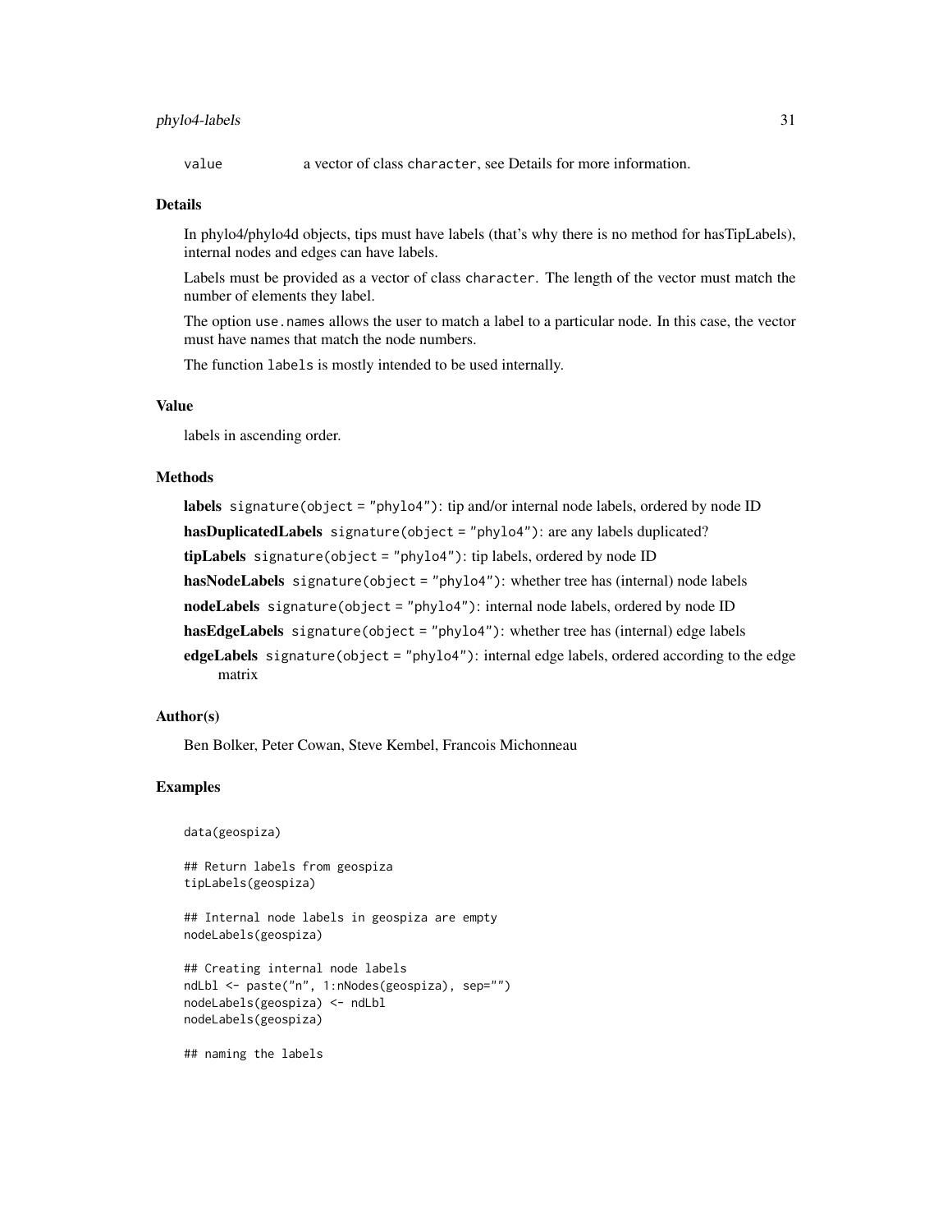value  a vector of class character, see Details for more information.

### Details

In phylo4/phylo4d objects, tips must have labels (that's why there is no method for hasTipLabels), internal nodes and edges can have labels.

Labels must be provided as a vector of class character. The length of the vector must match the number of elements they label.

The option `use.names` allows the user to match a label to a particular node. In this case, the vector must have names that match the node numbers.

The function `labels` is mostly intended to be used internally.

### Value

labels in ascending order.

### Methods

**labels** `signature(object = "phylo4")`: tip and/or internal node labels, ordered by node ID

**hasDuplicatedLabels** `signature(object = "phylo4")`: are any labels duplicated?

**tipLabels** `signature(object = "phylo4")`: tip labels, ordered by node ID

**hasNodeLabels** `signature(object = "phylo4")`: whether tree has (internal) node labels

**nodeLabels** `signature(object = "phylo4")`: internal node labels, ordered by node ID

**hasEdgeLabels** `signature(object = "phylo4")`: whether tree has (internal) edge labels

**edgeLabels** `signature(object = "phylo4")`: internal edge labels, ordered according to the edge matrix

### Author(s)

Ben Bolker, Peter Cowan, Steve Kembel, Francois Michonneau

### Examples

```
data(geospiza)

## Return labels from geospiza
tipLabels(geospiza)

## Internal node labels in geospiza are empty
nodeLabels(geospiza)

## Creating internal node labels
ndLbl <- paste("n", 1:nNodes(geospiza), sep="")
nodeLabels(geospiza) <- ndLbl
nodeLabels(geospiza)

## naming the labels
```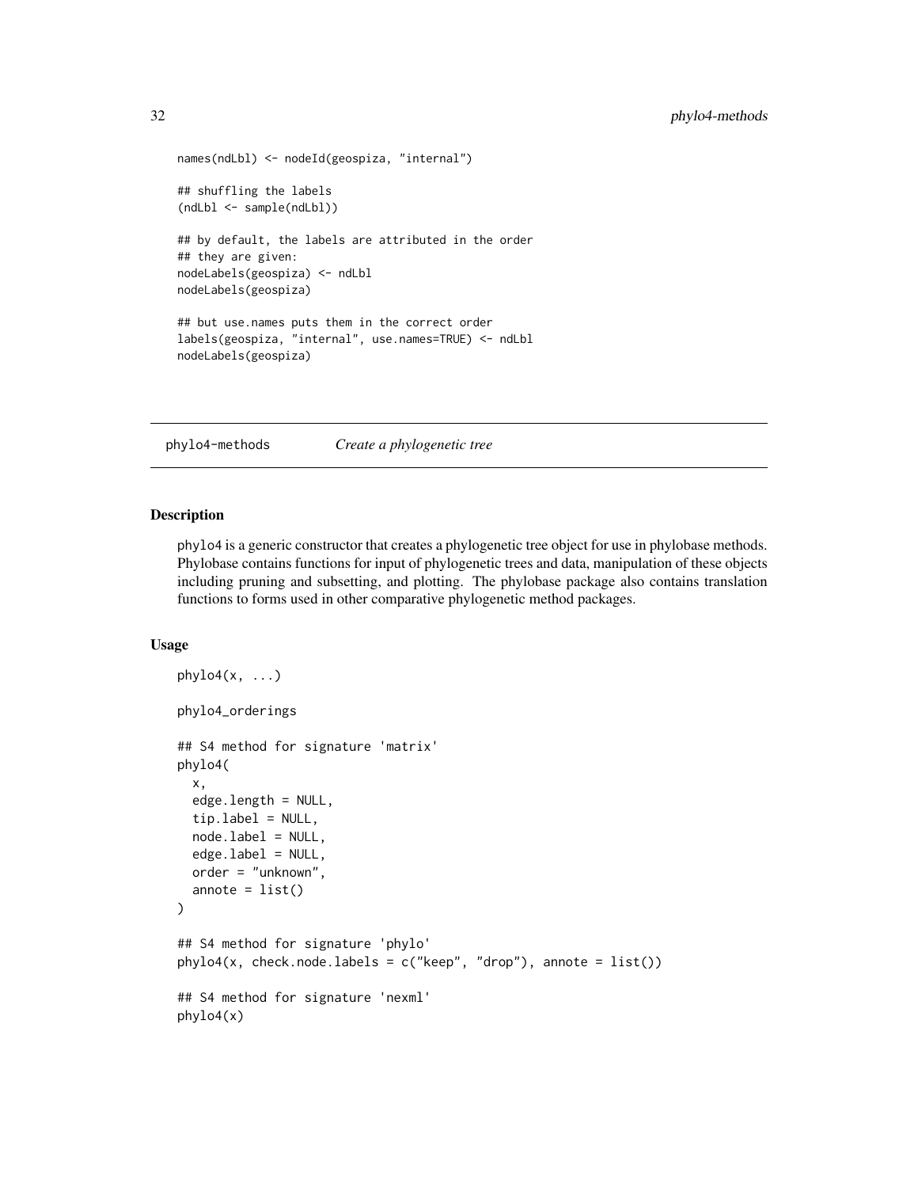```
names(ndLbl) <- nodeId(geospiza, "internal")

## shuffling the labels
(ndLbl <- sample(ndLbl))

## by default, the labels are attributed in the order
## they are given:
nodeLabels(geospiza) <- ndLbl
nodeLabels(geospiza)

## but use.names puts them in the correct order
labels(geospiza, "internal", use.names=TRUE) <- ndLbl
nodeLabels(geospiza)
```

## phylo4-methods *Create a phylogenetic tree*

### Description

phylo4 is a generic constructor that creates a phylogenetic tree object for use in phylobase methods. Phylobase contains functions for input of phylogenetic trees and data, manipulation of these objects including pruning and subsetting, and plotting. The phylobase package also contains translation functions to forms used in other comparative phylogenetic method packages.

### Usage

```
phylo4(x, ...)

phylo4_orderings

## S4 method for signature 'matrix'
phylo4(
  x,
  edge.length = NULL,
  tip.label = NULL,
  node.label = NULL,
  edge.label = NULL,
  order = "unknown",
  annote = list()
)

## S4 method for signature 'phylo'
phylo4(x, check.node.labels = c("keep", "drop"), annote = list())

## S4 method for signature 'nexml'
phylo4(x)
```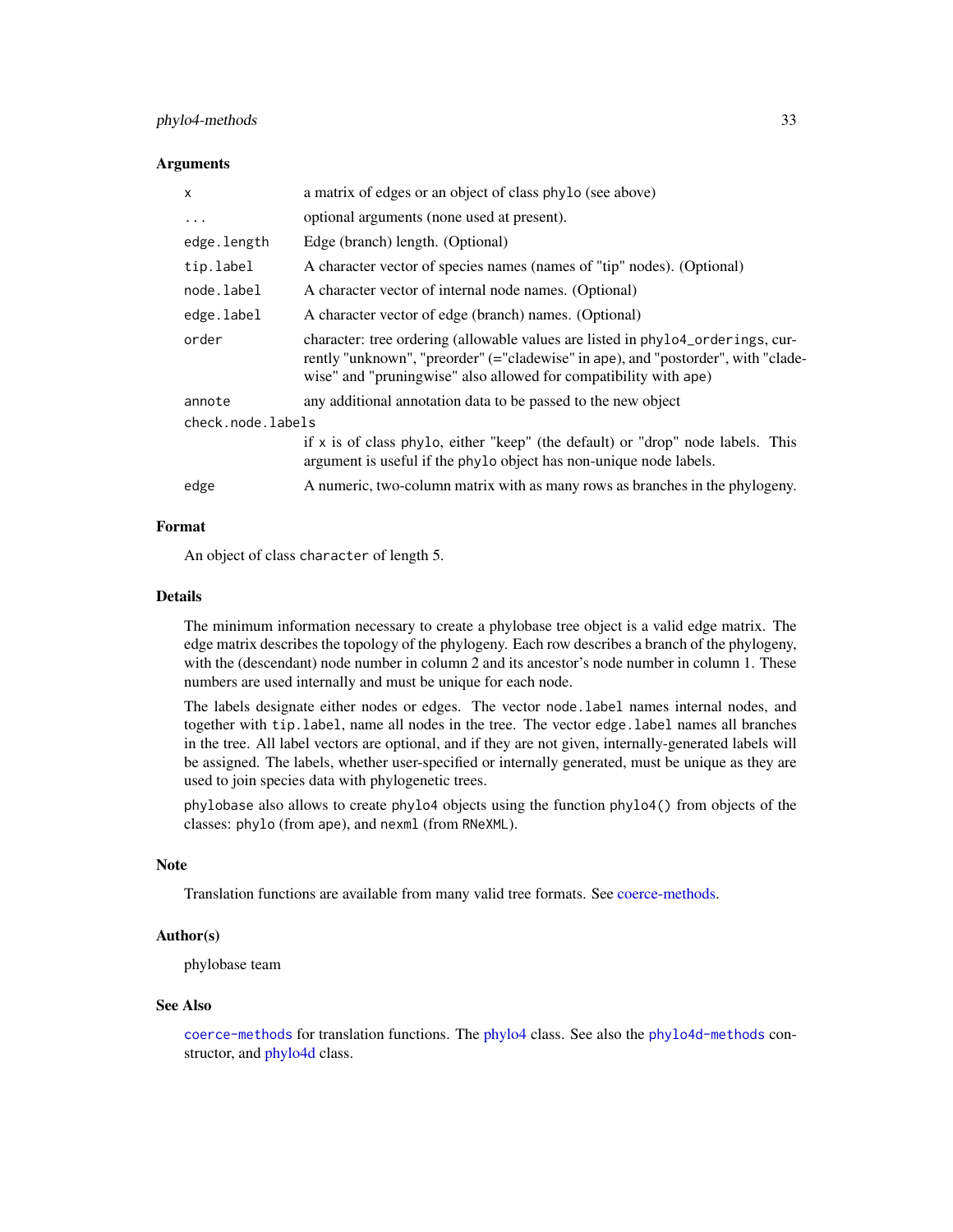### Arguments

| | |
|---|---|
| `x` | a matrix of edges or an object of class `phylo` (see above) |
| `...` | optional arguments (none used at present). |
| `edge.length` | Edge (branch) length. (Optional) |
| `tip.label` | A character vector of species names (names of "tip" nodes). (Optional) |
| `node.label` | A character vector of internal node names. (Optional) |
| `edge.label` | A character vector of edge (branch) names. (Optional) |
| `order` | character: tree ordering (allowable values are listed in `phylo4_orderings`, currently "unknown", "preorder" (="cladewise" in `ape`), and "postorder", with "cladewise" and "pruningwise" also allowed for compatibility with `ape`) |
| `annote` | any additional annotation data to be passed to the new object |
| `check.node.labels` | if `x` is of class `phylo`, either "keep" (the default) or "drop" node labels. This argument is useful if the `phylo` object has non-unique node labels. |
| `edge` | A numeric, two-column matrix with as many rows as branches in the phylogeny. |

### Format

An object of class `character` of length 5.

### Details

The minimum information necessary to create a phylobase tree object is a valid edge matrix. The edge matrix describes the topology of the phylogeny. Each row describes a branch of the phylogeny, with the (descendant) node number in column 2 and its ancestor's node number in column 1. These numbers are used internally and must be unique for each node.

The labels designate either nodes or edges. The vector `node.label` names internal nodes, and together with `tip.label`, name all nodes in the tree. The vector `edge.label` names all branches in the tree. All label vectors are optional, and if they are not given, internally-generated labels will be assigned. The labels, whether user-specified or internally generated, must be unique as they are used to join species data with phylogenetic trees.

`phylobase` also allows to create `phylo4` objects using the function `phylo4()` from objects of the classes: `phylo` (from `ape`), and `nexml` (from `RNeXML`).

### Note

Translation functions are available from many valid tree formats. See coerce-methods.

### Author(s)

phylobase team

### See Also

`coerce-methods` for translation functions. The phylo4 class. See also the `phylo4d-methods` constructor, and phylo4d class.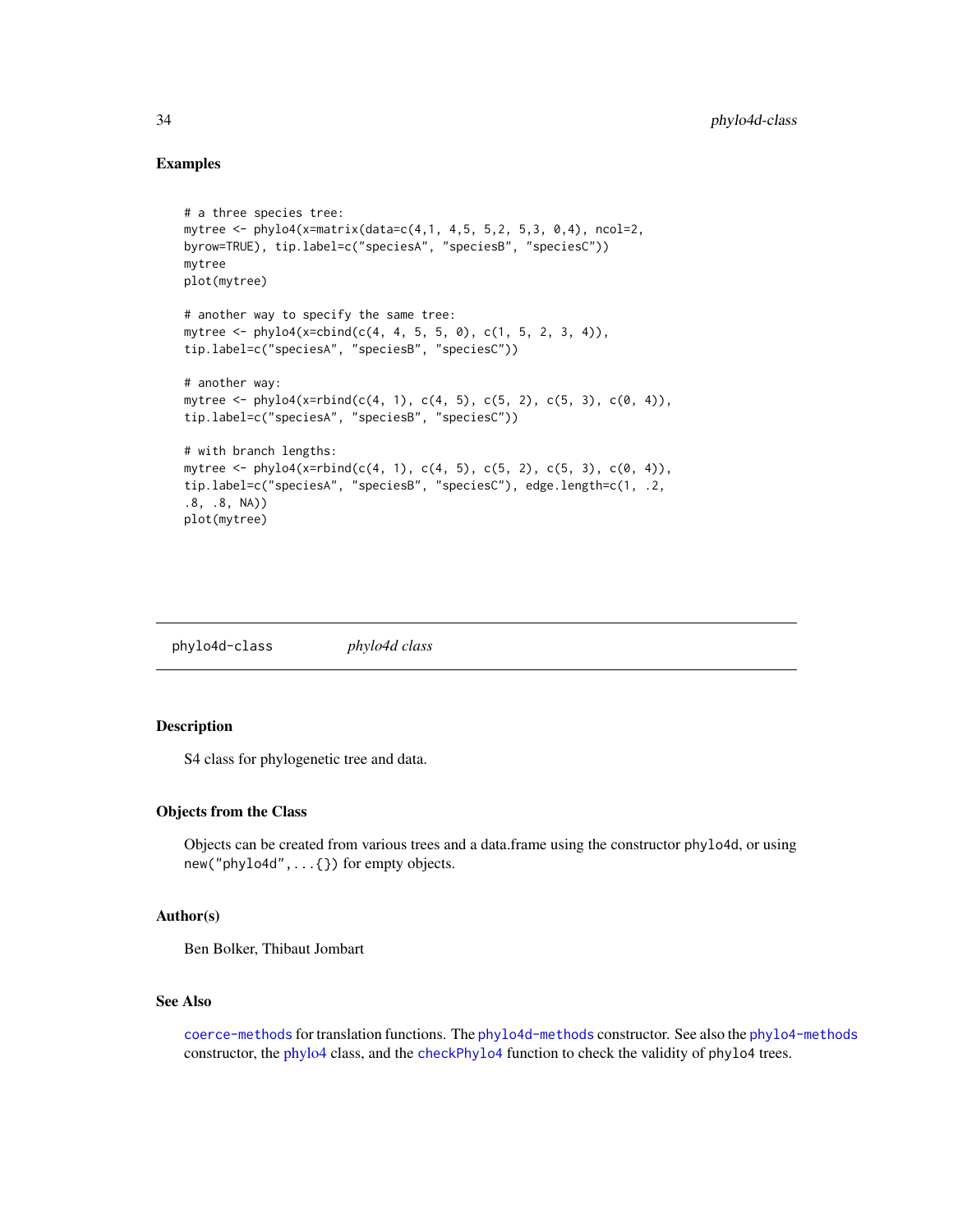## Examples

```
# a three species tree:
mytree <- phylo4(x=matrix(data=c(4,1, 4,5, 5,2, 5,3, 0,4), ncol=2,
byrow=TRUE), tip.label=c("speciesA", "speciesB", "speciesC"))
mytree
plot(mytree)

# another way to specify the same tree:
mytree <- phylo4(x=cbind(c(4, 4, 5, 5, 0), c(1, 5, 2, 3, 4)),
tip.label=c("speciesA", "speciesB", "speciesC"))

# another way:
mytree <- phylo4(x=rbind(c(4, 1), c(4, 5), c(5, 2), c(5, 3), c(0, 4)),
tip.label=c("speciesA", "speciesB", "speciesC"))

# with branch lengths:
mytree <- phylo4(x=rbind(c(4, 1), c(4, 5), c(5, 2), c(5, 3), c(0, 4)),
tip.label=c("speciesA", "speciesB", "speciesC"), edge.length=c(1, .2,
.8, .8, NA))
plot(mytree)
```

---

# phylo4d-class *phylo4d class*

## Description

S4 class for phylogenetic tree and data.

## Objects from the Class

Objects can be created from various trees and a data.frame using the constructor `phylo4d`, or using `new("phylo4d",...{})` for empty objects.

## Author(s)

Ben Bolker, Thibaut Jombart

## See Also

`coerce-methods` for translation functions. The `phylo4d-methods` constructor. See also the `phylo4-methods` constructor, the `phylo4` class, and the `checkPhylo4` function to check the validity of `phylo4` trees.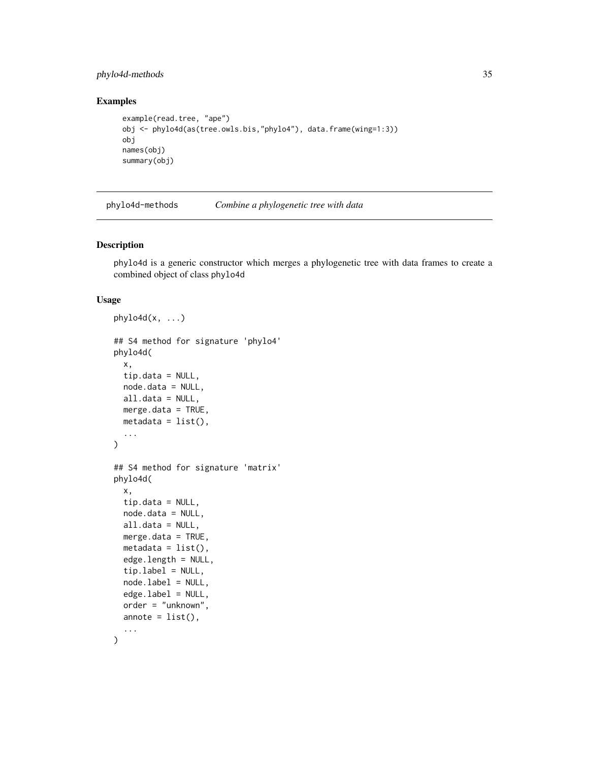## Examples

```
example(read.tree, "ape")
obj <- phylo4d(as(tree.owls.bis,"phylo4"), data.frame(wing=1:3))
obj
names(obj)
summary(obj)
```

---

phylo4d-methods    *Combine a phylogenetic tree with data*

---

## Description

phylo4d is a generic constructor which merges a phylogenetic tree with data frames to create a combined object of class phylo4d

## Usage

```
phylo4d(x, ...)

## S4 method for signature 'phylo4'
phylo4d(
  x,
  tip.data = NULL,
  node.data = NULL,
  all.data = NULL,
  merge.data = TRUE,
  metadata = list(),
  ...
)

## S4 method for signature 'matrix'
phylo4d(
  x,
  tip.data = NULL,
  node.data = NULL,
  all.data = NULL,
  merge.data = TRUE,
  metadata = list(),
  edge.length = NULL,
  tip.label = NULL,
  node.label = NULL,
  edge.label = NULL,
  order = "unknown",
  annote = list(),
  ...
)
```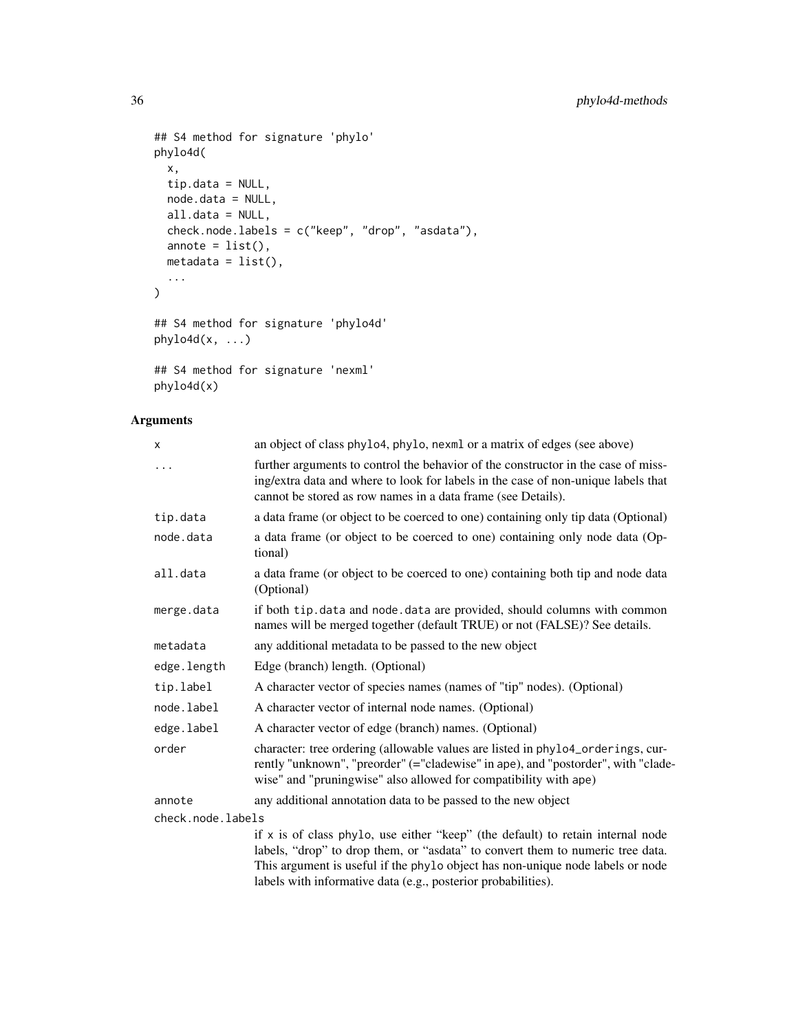```
## S4 method for signature 'phylo'
phylo4d(
  x,
  tip.data = NULL,
  node.data = NULL,
  all.data = NULL,
  check.node.labels = c("keep", "drop", "asdata"),
  annote = list(),
  metadata = list(),
  ...
)

## S4 method for signature 'phylo4d'
phylo4d(x, ...)

## S4 method for signature 'nexml'
phylo4d(x)
```

## Arguments

| | |
|---|---|
| `x` | an object of class `phylo4`, `phylo`, `nexml` or a matrix of edges (see above) |
| `...` | further arguments to control the behavior of the constructor in the case of missing/extra data and where to look for labels in the case of non-unique labels that cannot be stored as row names in a data frame (see Details). |
| `tip.data` | a data frame (or object to be coerced to one) containing only tip data (Optional) |
| `node.data` | a data frame (or object to be coerced to one) containing only node data (Optional) |
| `all.data` | a data frame (or object to be coerced to one) containing both tip and node data (Optional) |
| `merge.data` | if both `tip.data` and `node.data` are provided, should columns with common names will be merged together (default TRUE) or not (FALSE)? See details. |
| `metadata` | any additional metadata to be passed to the new object |
| `edge.length` | Edge (branch) length. (Optional) |
| `tip.label` | A character vector of species names (names of "tip" nodes). (Optional) |
| `node.label` | A character vector of internal node names. (Optional) |
| `edge.label` | A character vector of edge (branch) names. (Optional) |
| `order` | character: tree ordering (allowable values are listed in `phylo4_orderings`, currently "unknown", "preorder" (="cladewise" in `ape`), and "postorder", with "cladewise" and "pruningwise" also allowed for compatibility with `ape`) |
| `annote` | any additional annotation data to be passed to the new object |
| `check.node.labels` | if `x` is of class `phylo`, use either "keep" (the default) to retain internal node labels, "drop" to drop them, or "asdata" to convert them to numeric tree data. This argument is useful if the `phylo` object has non-unique node labels or node labels with informative data (e.g., posterior probabilities). |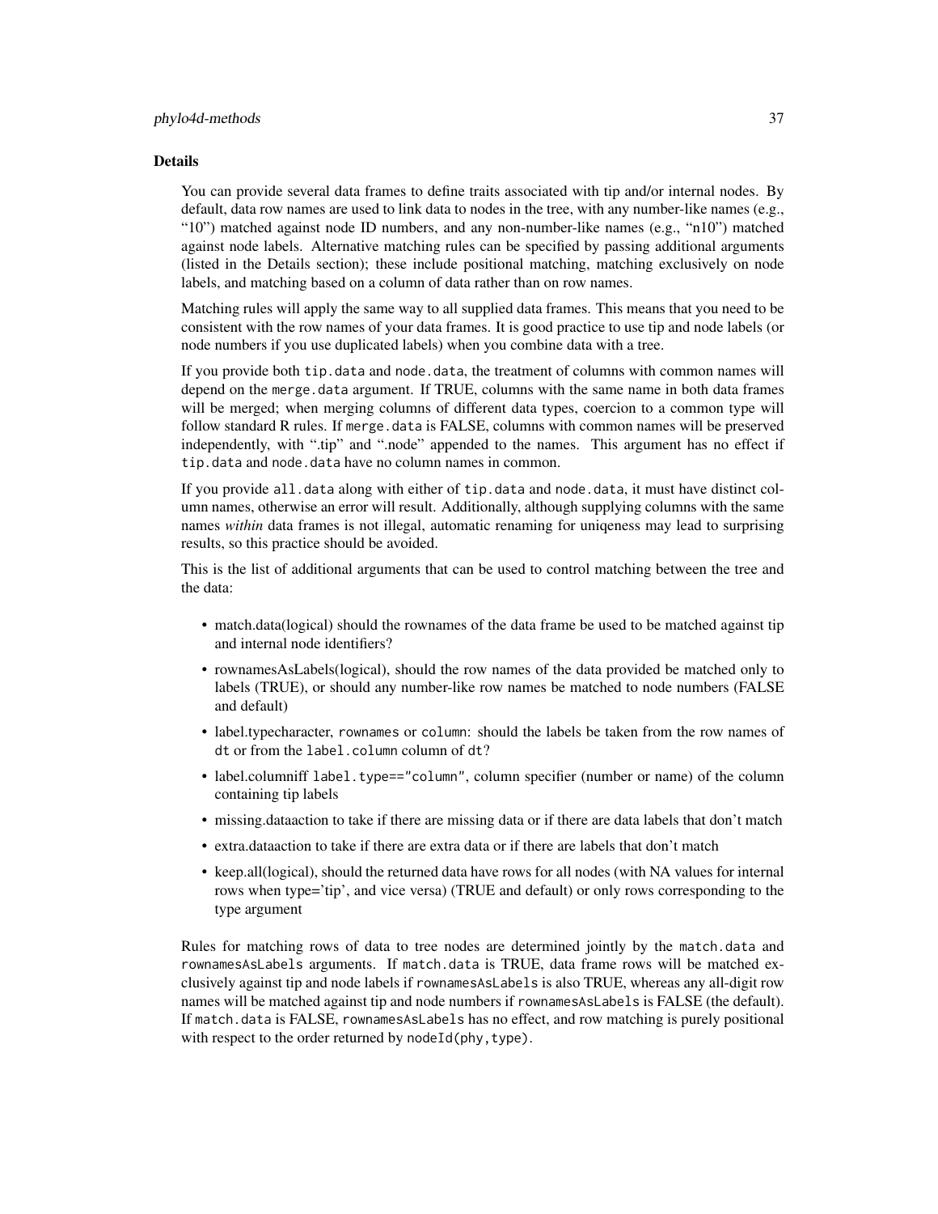## Details

You can provide several data frames to define traits associated with tip and/or internal nodes. By default, data row names are used to link data to nodes in the tree, with any number-like names (e.g., "10") matched against node ID numbers, and any non-number-like names (e.g., "n10") matched against node labels. Alternative matching rules can be specified by passing additional arguments (listed in the Details section); these include positional matching, matching exclusively on node labels, and matching based on a column of data rather than on row names.

Matching rules will apply the same way to all supplied data frames. This means that you need to be consistent with the row names of your data frames. It is good practice to use tip and node labels (or node numbers if you use duplicated labels) when you combine data with a tree.

If you provide both `tip.data` and `node.data`, the treatment of columns with common names will depend on the `merge.data` argument. If TRUE, columns with the same name in both data frames will be merged; when merging columns of different data types, coercion to a common type will follow standard R rules. If `merge.data` is FALSE, columns with common names will be preserved independently, with ".tip" and ".node" appended to the names. This argument has no effect if `tip.data` and `node.data` have no column names in common.

If you provide `all.data` along with either of `tip.data` and `node.data`, it must have distinct column names, otherwise an error will result. Additionally, although supplying columns with the same names *within* data frames is not illegal, automatic renaming for uniqeness may lead to surprising results, so this practice should be avoided.

This is the list of additional arguments that can be used to control matching between the tree and the data:

- match.data(logical) should the rownames of the data frame be used to be matched against tip and internal node identifiers?
- rownamesAsLabels(logical), should the row names of the data provided be matched only to labels (TRUE), or should any number-like row names be matched to node numbers (FALSE and default)
- label.typecharacter, `rownames` or `column`: should the labels be taken from the row names of `dt` or from the `label.column` column of `dt`?
- label.columniff `label.type=="column"`, column specifier (number or name) of the column containing tip labels
- missing.dataaction to take if there are missing data or if there are data labels that don't match
- extra.dataaction to take if there are extra data or if there are labels that don't match
- keep.all(logical), should the returned data have rows for all nodes (with NA values for internal rows when type='tip', and vice versa) (TRUE and default) or only rows corresponding to the type argument

Rules for matching rows of data to tree nodes are determined jointly by the `match.data` and `rownamesAsLabels` arguments. If `match.data` is TRUE, data frame rows will be matched exclusively against tip and node labels if `rownamesAsLabels` is also TRUE, whereas any all-digit row names will be matched against tip and node numbers if `rownamesAsLabels` is FALSE (the default). If `match.data` is FALSE, `rownamesAsLabels` has no effect, and row matching is purely positional with respect to the order returned by `nodeId(phy,type)`.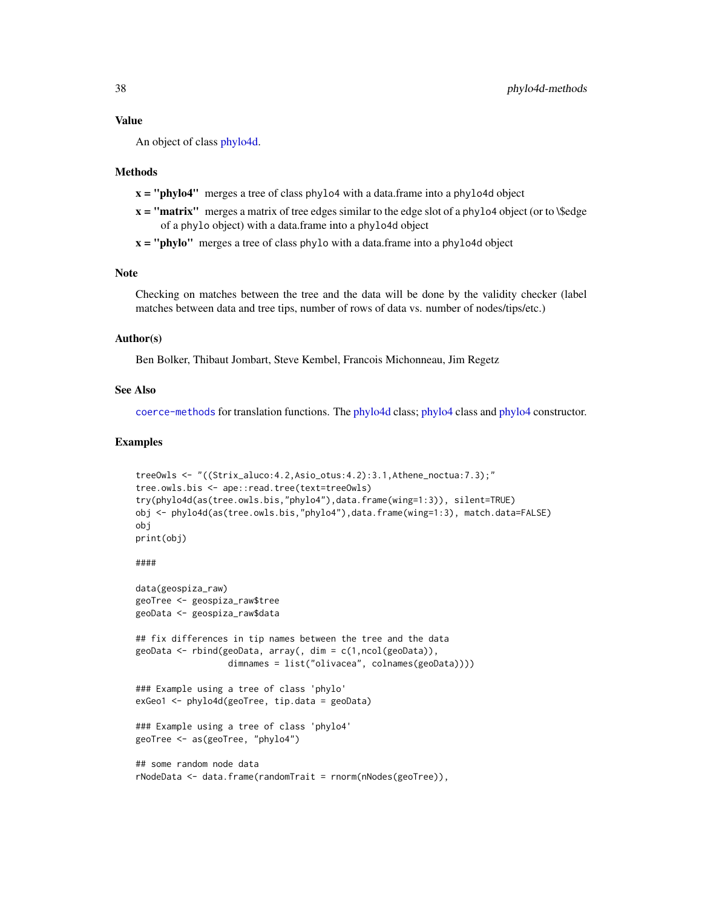## Value

An object of class phylo4d.

## Methods

- **x = "phylo4"** merges a tree of class phylo4 with a data.frame into a phylo4d object
- **x = "matrix"** merges a matrix of tree edges similar to the edge slot of a phylo4 object (or to \$edge of a phylo object) with a data.frame into a phylo4d object
- **x = "phylo"** merges a tree of class phylo with a data.frame into a phylo4d object

## Note

Checking on matches between the tree and the data will be done by the validity checker (label matches between data and tree tips, number of rows of data vs. number of nodes/tips/etc.)

## Author(s)

Ben Bolker, Thibaut Jombart, Steve Kembel, Francois Michonneau, Jim Regetz

## See Also

`coerce-methods` for translation functions. The phylo4d class; phylo4 class and phylo4 constructor.

## Examples

```
treeOwls <- "((Strix_aluco:4.2,Asio_otus:4.2):3.1,Athene_noctua:7.3);"
tree.owls.bis <- ape::read.tree(text=treeOwls)
try(phylo4d(as(tree.owls.bis,"phylo4"),data.frame(wing=1:3)), silent=TRUE)
obj <- phylo4d(as(tree.owls.bis,"phylo4"),data.frame(wing=1:3), match.data=FALSE)
obj
print(obj)

####

data(geospiza_raw)
geoTree <- geospiza_raw$tree
geoData <- geospiza_raw$data

## fix differences in tip names between the tree and the data
geoData <- rbind(geoData, array(, dim = c(1,ncol(geoData)),
                 dimnames = list("olivacea", colnames(geoData))))

### Example using a tree of class 'phylo'
exGeo1 <- phylo4d(geoTree, tip.data = geoData)

### Example using a tree of class 'phylo4'
geoTree <- as(geoTree, "phylo4")

## some random node data
rNodeData <- data.frame(randomTrait = rnorm(nNodes(geoTree)),
```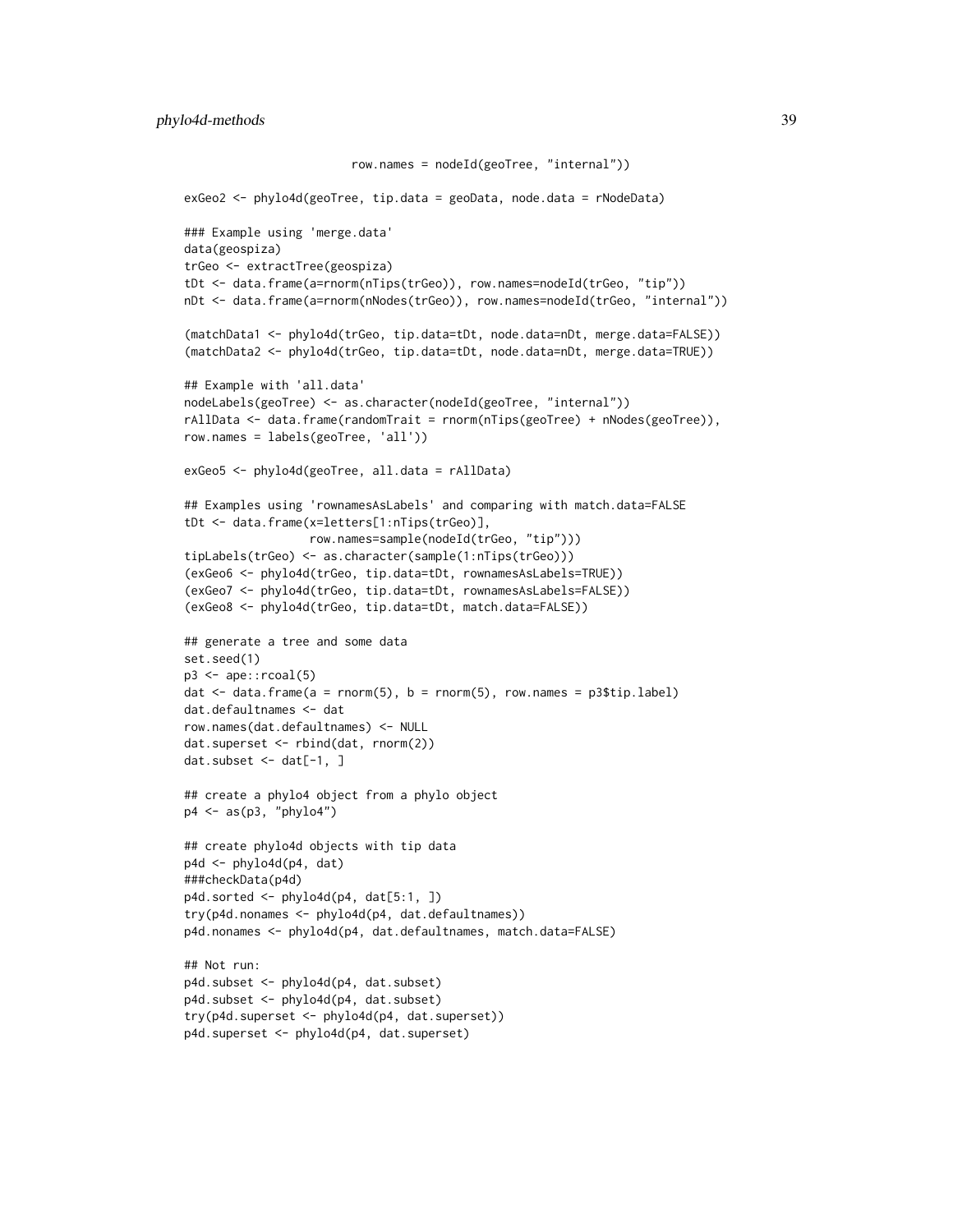```
                        row.names = nodeId(geoTree, "internal"))

exGeo2 <- phylo4d(geoTree, tip.data = geoData, node.data = rNodeData)

### Example using 'merge.data'
data(geospiza)
trGeo <- extractTree(geospiza)
tDt <- data.frame(a=rnorm(nTips(trGeo)), row.names=nodeId(trGeo, "tip"))
nDt <- data.frame(a=rnorm(nNodes(trGeo)), row.names=nodeId(trGeo, "internal"))

(matchData1 <- phylo4d(trGeo, tip.data=tDt, node.data=nDt, merge.data=FALSE))
(matchData2 <- phylo4d(trGeo, tip.data=tDt, node.data=nDt, merge.data=TRUE))

## Example with 'all.data'
nodeLabels(geoTree) <- as.character(nodeId(geoTree, "internal"))
rAllData <- data.frame(randomTrait = rnorm(nTips(geoTree) + nNodes(geoTree)),
row.names = labels(geoTree, 'all'))

exGeo5 <- phylo4d(geoTree, all.data = rAllData)

## Examples using 'rownamesAsLabels' and comparing with match.data=FALSE
tDt <- data.frame(x=letters[1:nTips(trGeo)],
                  row.names=sample(nodeId(trGeo, "tip")))
tipLabels(trGeo) <- as.character(sample(1:nTips(trGeo)))
(exGeo6 <- phylo4d(trGeo, tip.data=tDt, rownamesAsLabels=TRUE))
(exGeo7 <- phylo4d(trGeo, tip.data=tDt, rownamesAsLabels=FALSE))
(exGeo8 <- phylo4d(trGeo, tip.data=tDt, match.data=FALSE))

## generate a tree and some data
set.seed(1)
p3 <- ape::rcoal(5)
dat <- data.frame(a = rnorm(5), b = rnorm(5), row.names = p3$tip.label)
dat.defaultnames <- dat
row.names(dat.defaultnames) <- NULL
dat.superset <- rbind(dat, rnorm(2))
dat.subset <- dat[-1, ]

## create a phylo4 object from a phylo object
p4 <- as(p3, "phylo4")

## create phylo4d objects with tip data
p4d <- phylo4d(p4, dat)
###checkData(p4d)
p4d.sorted <- phylo4d(p4, dat[5:1, ])
try(p4d.nonames <- phylo4d(p4, dat.defaultnames))
p4d.nonames <- phylo4d(p4, dat.defaultnames, match.data=FALSE)

## Not run:
p4d.subset <- phylo4d(p4, dat.subset)
p4d.subset <- phylo4d(p4, dat.subset)
try(p4d.superset <- phylo4d(p4, dat.superset))
p4d.superset <- phylo4d(p4, dat.superset)
```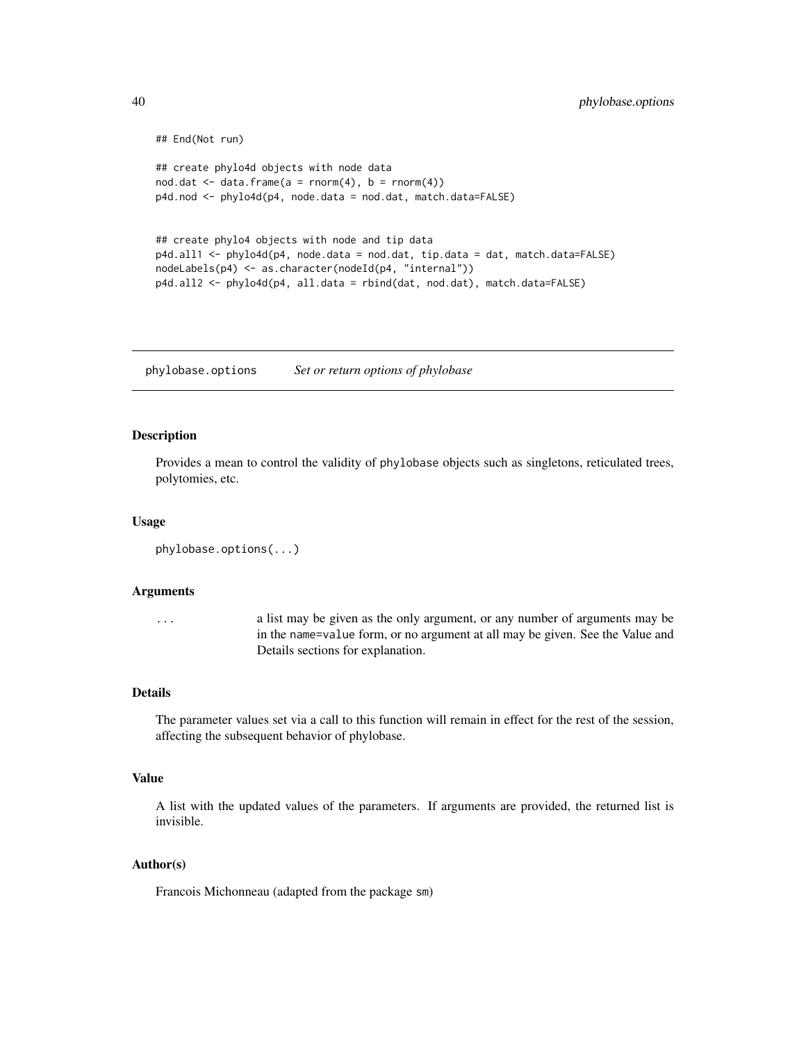```
## End(Not run)

## create phylo4d objects with node data
nod.dat <- data.frame(a = rnorm(4), b = rnorm(4))
p4d.nod <- phylo4d(p4, node.data = nod.dat, match.data=FALSE)


## create phylo4 objects with node and tip data
p4d.all1 <- phylo4d(p4, node.data = nod.dat, tip.data = dat, match.data=FALSE)
nodeLabels(p4) <- as.character(nodeId(p4, "internal"))
p4d.all2 <- phylo4d(p4, all.data = rbind(dat, nod.dat), match.data=FALSE)
```

---

## phylobase.options — *Set or return options of phylobase*

### Description

Provides a mean to control the validity of phylobase objects such as singletons, reticulated trees, polytomies, etc.

### Usage

```
phylobase.options(...)
```

### Arguments

| | |
|---|---|
| ... | a list may be given as the only argument, or any number of arguments may be in the name=value form, or no argument at all may be given. See the Value and Details sections for explanation. |

### Details

The parameter values set via a call to this function will remain in effect for the rest of the session, affecting the subsequent behavior of phylobase.

### Value

A list with the updated values of the parameters. If arguments are provided, the returned list is invisible.

### Author(s)

Francois Michonneau (adapted from the package sm)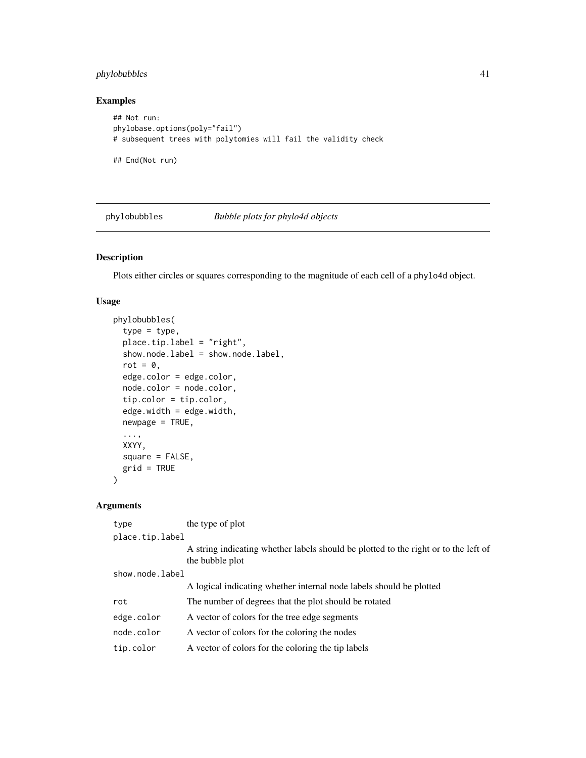## Examples

```
## Not run:
phylobase.options(poly="fail")
# subsequent trees with polytomies will fail the validity check

## End(Not run)
```

---

# phylobubbles *Bubble plots for phylo4d objects*

## Description

Plots either circles or squares corresponding to the magnitude of each cell of a phylo4d object.

## Usage

```
phylobubbles(
  type = type,
  place.tip.label = "right",
  show.node.label = show.node.label,
  rot = 0,
  edge.color = edge.color,
  node.color = node.color,
  tip.color = tip.color,
  edge.width = edge.width,
  newpage = TRUE,
  ...,
  XXYY,
  square = FALSE,
  grid = TRUE
)
```

## Arguments

| | |
|---|---|
| type | the type of plot |
| place.tip.label | A string indicating whether labels should be plotted to the right or to the left of the bubble plot |
| show.node.label | A logical indicating whether internal node labels should be plotted |
| rot | The number of degrees that the plot should be rotated |
| edge.color | A vector of colors for the tree edge segments |
| node.color | A vector of colors for the coloring the nodes |
| tip.color | A vector of colors for the coloring the tip labels |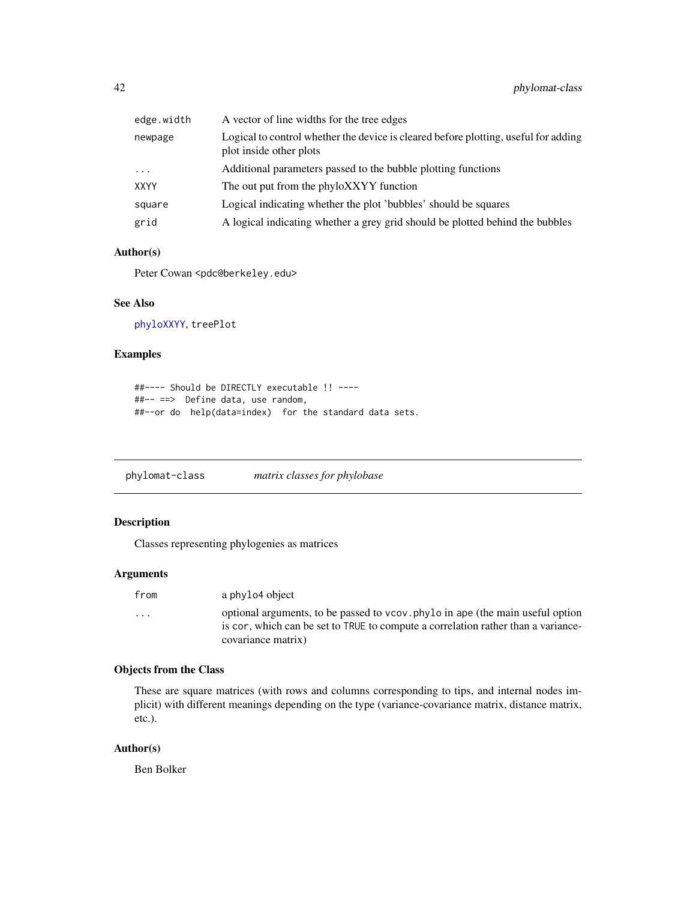| | |
|---|---|
| edge.width | A vector of line widths for the tree edges |
| newpage | Logical to control whether the device is cleared before plotting, useful for adding plot inside other plots |
| ... | Additional parameters passed to the bubble plotting functions |
| XXYY | The out put from the phyloXXYY function |
| square | Logical indicating whether the plot 'bubbles' should be squares |
| grid | A logical indicating whether a grey grid should be plotted behind the bubbles |

### Author(s)

Peter Cowan <pdc@berkeley.edu>

### See Also

phyloXXYY, treePlot

### Examples

```
##---- Should be DIRECTLY executable !! ----
##-- ==>  Define data, use random,
##--or do  help(data=index)  for the standard data sets.
```

---

## phylomat-class *matrix classes for phylobase*

### Description

Classes representing phylogenies as matrices

### Arguments

| | |
|---|---|
| from | a phylo4 object |
| ... | optional arguments, to be passed to vcov.phylo in ape (the main useful option is cor, which can be set to TRUE to compute a correlation rather than a variance-covariance matrix) |

### Objects from the Class

These are square matrices (with rows and columns corresponding to tips, and internal nodes implicit) with different meanings depending on the type (variance-covariance matrix, distance matrix, etc.).

### Author(s)

Ben Bolker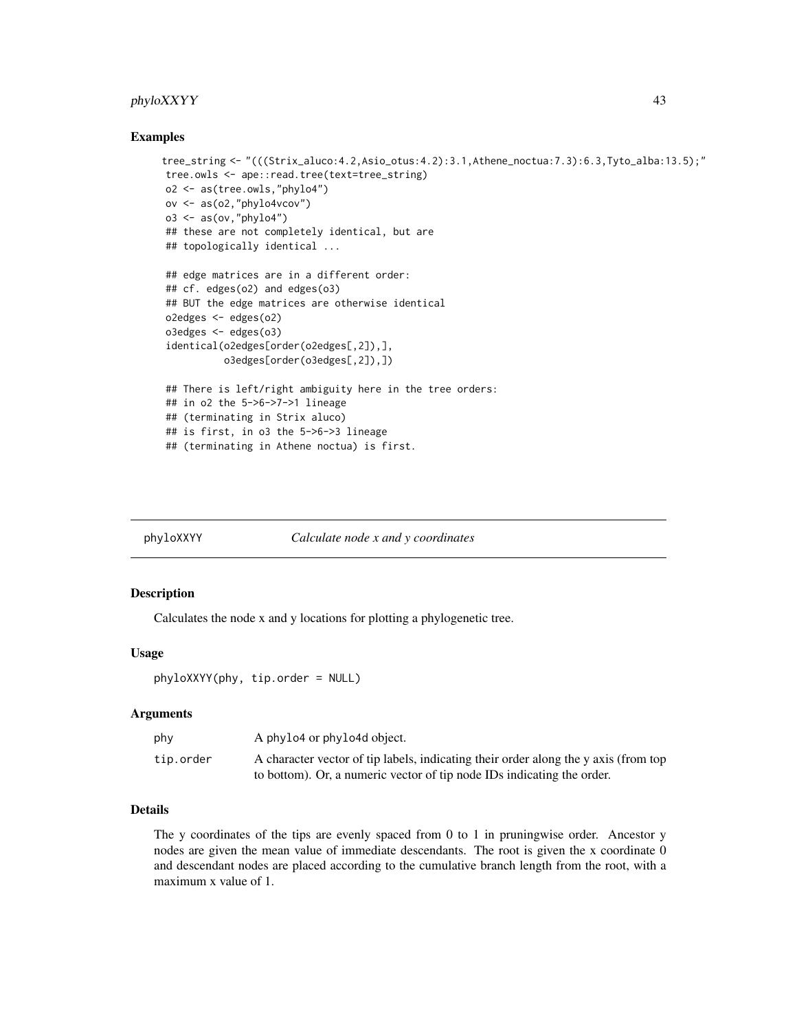### Examples

```
tree_string <- "(((Strix_aluco:4.2,Asio_otus:4.2):3.1,Athene_noctua:7.3):6.3,Tyto_alba:13.5);"
tree.owls <- ape::read.tree(text=tree_string)
o2 <- as(tree.owls,"phylo4")
ov <- as(o2,"phylo4vcov")
o3 <- as(ov,"phylo4")
## these are not completely identical, but are
## topologically identical ...

## edge matrices are in a different order:
## cf. edges(o2) and edges(o3)
## BUT the edge matrices are otherwise identical
o2edges <- edges(o2)
o3edges <- edges(o3)
identical(o2edges[order(o2edges[,2]),],
          o3edges[order(o3edges[,2]),])

## There is left/right ambiguity here in the tree orders:
## in o2 the 5->6->7->1 lineage
## (terminating in Strix aluco)
## is first, in o3 the 5->6->3 lineage
## (terminating in Athene noctua) is first.
```

---

## phyloXXYY *Calculate node x and y coordinates*

### Description

Calculates the node x and y locations for plotting a phylogenetic tree.

### Usage

```
phyloXXYY(phy, tip.order = NULL)
```

### Arguments

| | |
|---|---|
| phy | A phylo4 or phylo4d object. |
| tip.order | A character vector of tip labels, indicating their order along the y axis (from top to bottom). Or, a numeric vector of tip node IDs indicating the order. |

### Details

The y coordinates of the tips are evenly spaced from 0 to 1 in pruningwise order. Ancestor y nodes are given the mean value of immediate descendants. The root is given the x coordinate 0 and descendant nodes are placed according to the cumulative branch length from the root, with a maximum x value of 1.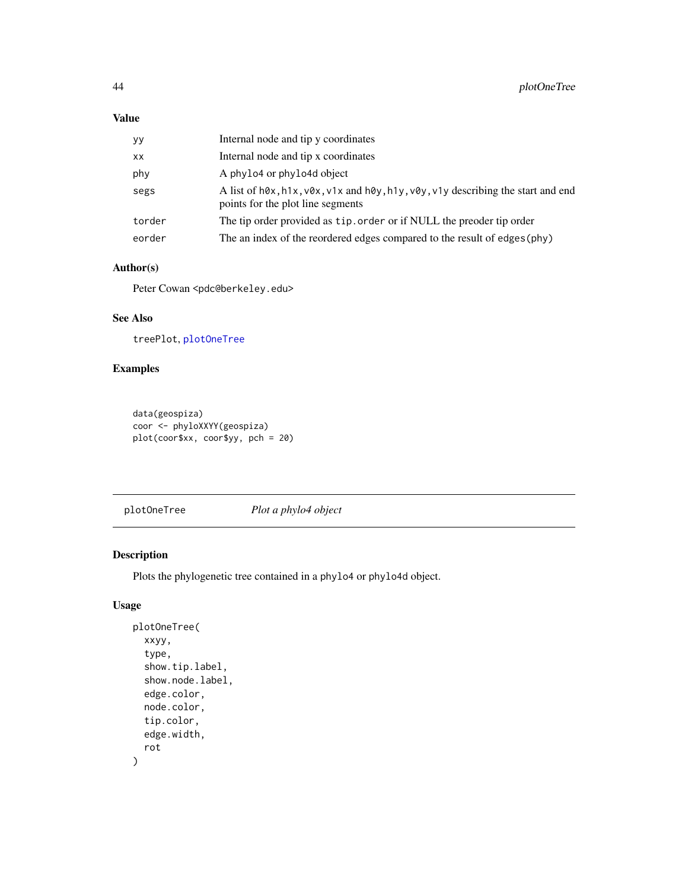## Value

| | |
|---|---|
| `yy` | Internal node and tip y coordinates |
| `xx` | Internal node and tip x coordinates |
| `phy` | A `phylo4` or `phylo4d` object |
| `segs` | A list of `h0x,h1x,v0x,v1x` and `h0y,h1y,v0y,v1y` describing the start and end points for the plot line segments |
| `torder` | The tip order provided as `tip.order` or if NULL the preoder tip order |
| `eorder` | The an index of the reordered edges compared to the result of `edges(phy)` |

## Author(s)

Peter Cowan <pdc@berkeley.edu>

## See Also

`treePlot`, `plotOneTree`

## Examples

```
data(geospiza)
coor <- phyloXXYY(geospiza)
plot(coor$xx, coor$yy, pch = 20)
```

---

`plotOneTree` *Plot a phylo4 object*

---

## Description

Plots the phylogenetic tree contained in a `phylo4` or `phylo4d` object.

## Usage

```
plotOneTree(
  xxyy,
  type,
  show.tip.label,
  show.node.label,
  edge.color,
  node.color,
  tip.color,
  edge.width,
  rot
)
```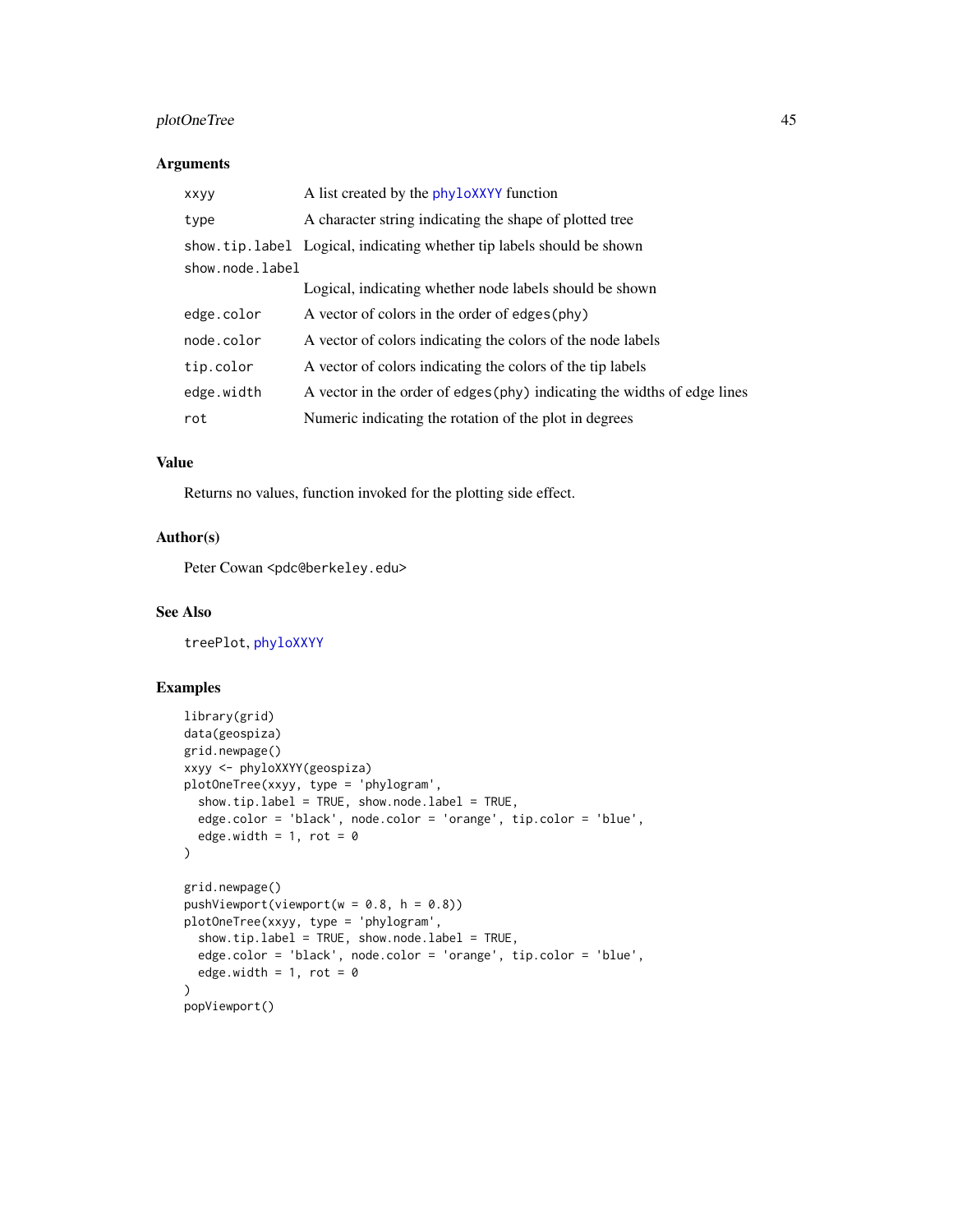## Arguments

| | |
|---|---|
| `xxyy` | A list created by the `phyloXXYY` function |
| `type` | A character string indicating the shape of plotted tree |
| `show.tip.label` | Logical, indicating whether tip labels should be shown |
| `show.node.label` | Logical, indicating whether node labels should be shown |
| `edge.color` | A vector of colors in the order of `edges(phy)` |
| `node.color` | A vector of colors indicating the colors of the node labels |
| `tip.color` | A vector of colors indicating the colors of the tip labels |
| `edge.width` | A vector in the order of `edges(phy)` indicating the widths of edge lines |
| `rot` | Numeric indicating the rotation of the plot in degrees |

## Value

Returns no values, function invoked for the plotting side effect.

## Author(s)

Peter Cowan <pdc@berkeley.edu>

## See Also

`treePlot`, `phyloXXYY`

## Examples

```
library(grid)
data(geospiza)
grid.newpage()
xxyy <- phyloXXYY(geospiza)
plotOneTree(xxyy, type = 'phylogram',
  show.tip.label = TRUE, show.node.label = TRUE,
  edge.color = 'black', node.color = 'orange', tip.color = 'blue',
  edge.width = 1, rot = 0
)

grid.newpage()
pushViewport(viewport(w = 0.8, h = 0.8))
plotOneTree(xxyy, type = 'phylogram',
  show.tip.label = TRUE, show.node.label = TRUE,
  edge.color = 'black', node.color = 'orange', tip.color = 'blue',
  edge.width = 1, rot = 0
)
popViewport()
```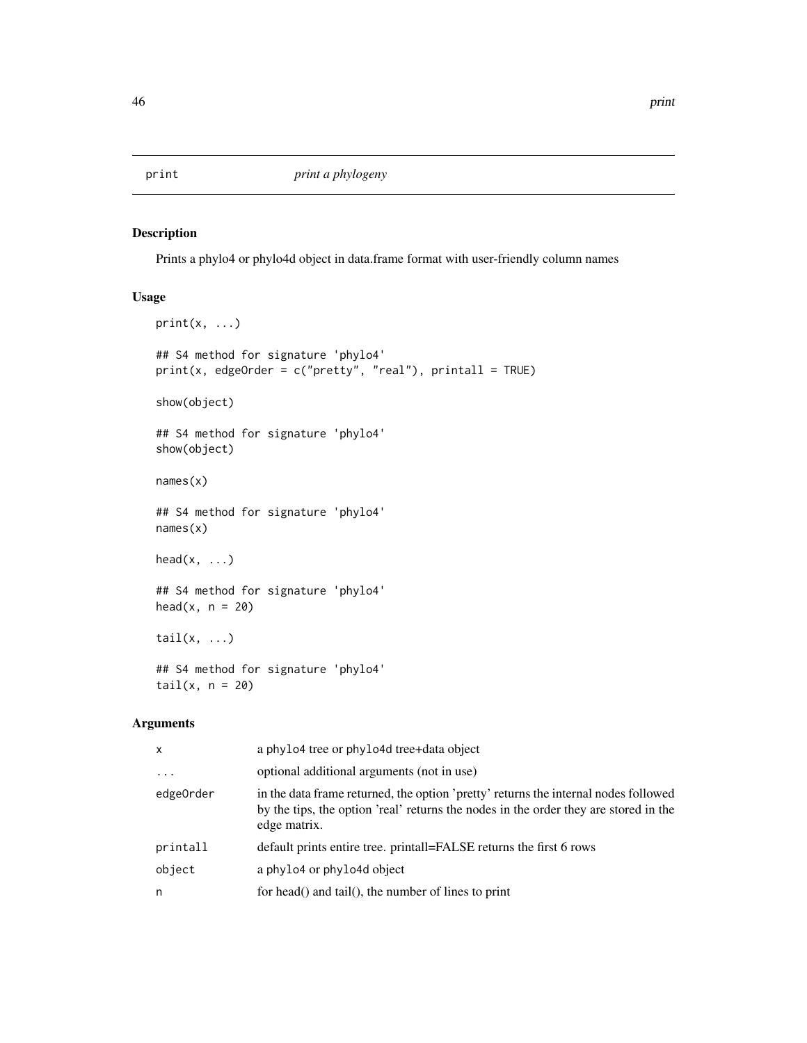# print *print a phylogeny*

## Description

Prints a phylo4 or phylo4d object in data.frame format with user-friendly column names

## Usage

```
print(x, ...)

## S4 method for signature 'phylo4'
print(x, edgeOrder = c("pretty", "real"), printall = TRUE)

show(object)

## S4 method for signature 'phylo4'
show(object)

names(x)

## S4 method for signature 'phylo4'
names(x)

head(x, ...)

## S4 method for signature 'phylo4'
head(x, n = 20)

tail(x, ...)

## S4 method for signature 'phylo4'
tail(x, n = 20)
```

## Arguments

| | |
|---|---|
| x | a phylo4 tree or phylo4d tree+data object |
| ... | optional additional arguments (not in use) |
| edgeOrder | in the data frame returned, the option 'pretty' returns the internal nodes followed by the tips, the option 'real' returns the nodes in the order they are stored in the edge matrix. |
| printall | default prints entire tree. printall=FALSE returns the first 6 rows |
| object | a phylo4 or phylo4d object |
| n | for head() and tail(), the number of lines to print |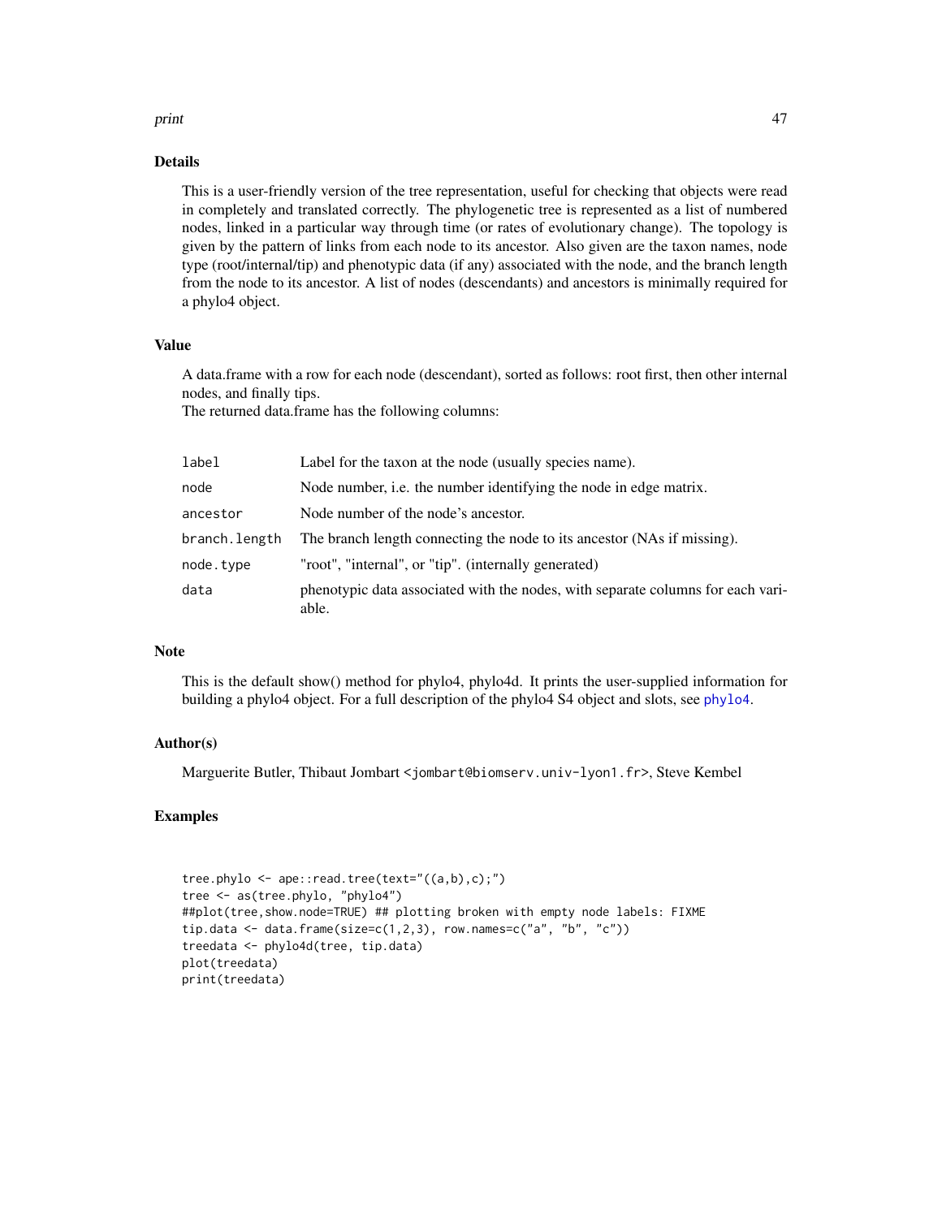## Details

This is a user-friendly version of the tree representation, useful for checking that objects were read in completely and translated correctly. The phylogenetic tree is represented as a list of numbered nodes, linked in a particular way through time (or rates of evolutionary change). The topology is given by the pattern of links from each node to its ancestor. Also given are the taxon names, node type (root/internal/tip) and phenotypic data (if any) associated with the node, and the branch length from the node to its ancestor. A list of nodes (descendants) and ancestors is minimally required for a phylo4 object.

## Value

A data.frame with a row for each node (descendant), sorted as follows: root first, then other internal nodes, and finally tips.
The returned data.frame has the following columns:

| | |
|---|---|
| `label` | Label for the taxon at the node (usually species name). |
| `node` | Node number, i.e. the number identifying the node in edge matrix. |
| `ancestor` | Node number of the node's ancestor. |
| `branch.length` | The branch length connecting the node to its ancestor (NAs if missing). |
| `node.type` | "root", "internal", or "tip". (internally generated) |
| `data` | phenotypic data associated with the nodes, with separate columns for each variable. |

## Note

This is the default show() method for phylo4, phylo4d. It prints the user-supplied information for building a phylo4 object. For a full description of the phylo4 S4 object and slots, see `phylo4`.

## Author(s)

Marguerite Butler, Thibaut Jombart <jombart@biomserv.univ-lyon1.fr>, Steve Kembel

## Examples

```
tree.phylo <- ape::read.tree(text="((a,b),c);")
tree <- as(tree.phylo, "phylo4")
##plot(tree,show.node=TRUE) ## plotting broken with empty node labels: FIXME
tip.data <- data.frame(size=c(1,2,3), row.names=c("a", "b", "c"))
treedata <- phylo4d(tree, tip.data)
plot(treedata)
print(treedata)
```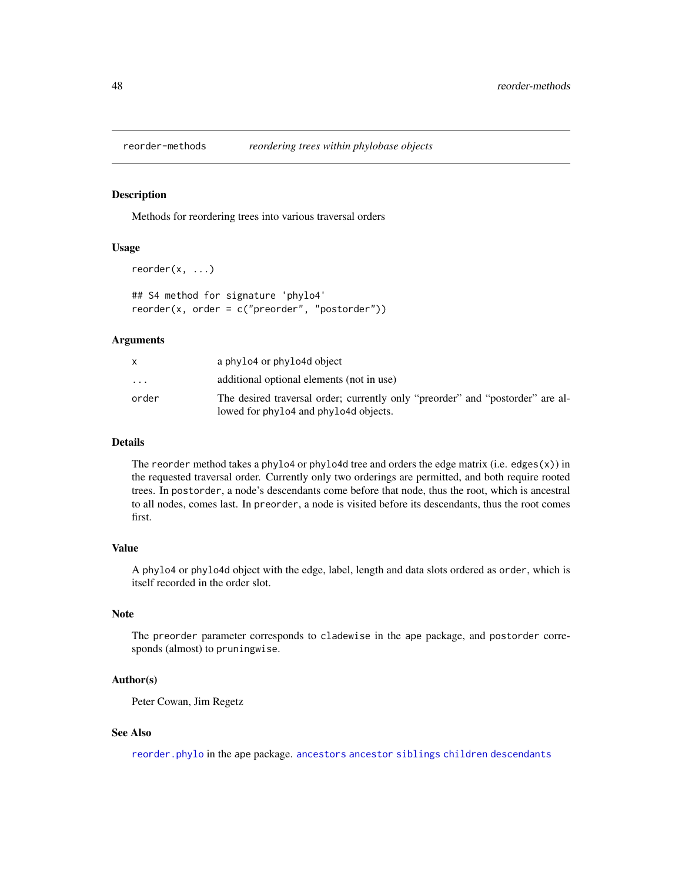# reorder-methods *reordering trees within phylobase objects*

## Description

Methods for reordering trees into various traversal orders

## Usage

```
reorder(x, ...)

## S4 method for signature 'phylo4'
reorder(x, order = c("preorder", "postorder"))
```

## Arguments

| | |
|---|---|
| x | a phylo4 or phylo4d object |
| ... | additional optional elements (not in use) |
| order | The desired traversal order; currently only "preorder" and "postorder" are allowed for phylo4 and phylo4d objects. |

## Details

The reorder method takes a phylo4 or phylo4d tree and orders the edge matrix (i.e. edges(x)) in the requested traversal order. Currently only two orderings are permitted, and both require rooted trees. In postorder, a node's descendants come before that node, thus the root, which is ancestral to all nodes, comes last. In preorder, a node is visited before its descendants, thus the root comes first.

## Value

A phylo4 or phylo4d object with the edge, label, length and data slots ordered as order, which is itself recorded in the order slot.

## Note

The preorder parameter corresponds to cladewise in the ape package, and postorder corresponds (almost) to pruningwise.

## Author(s)

Peter Cowan, Jim Regetz

## See Also

reorder.phylo in the ape package. ancestors ancestor siblings children descendants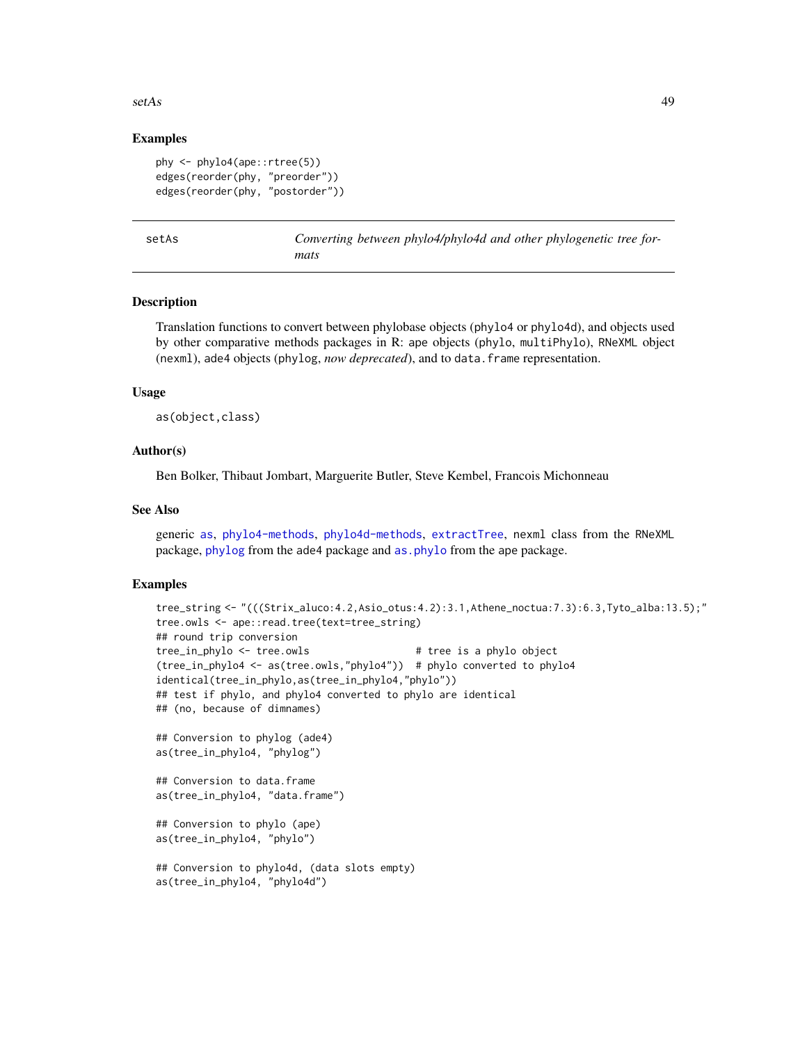## Examples

```
phy <- phylo4(ape::rtree(5))
edges(reorder(phy, "preorder"))
edges(reorder(phy, "postorder"))
```

---

# setAs — *Converting between phylo4/phylo4d and other phylogenetic tree formats*

---

## Description

Translation functions to convert between phylobase objects (`phylo4` or `phylo4d`), and objects used by other comparative methods packages in R: `ape` objects (`phylo`, `multiPhylo`), `RNeXML` object (`nexml`), `ade4` objects (`phylog`, *now deprecated*), and to `data.frame` representation.

## Usage

```
as(object,class)
```

## Author(s)

Ben Bolker, Thibaut Jombart, Marguerite Butler, Steve Kembel, Francois Michonneau

## See Also

generic `as`, `phylo4-methods`, `phylo4d-methods`, `extractTree`, `nexml` class from the `RNeXML` package, `phylog` from the `ade4` package and `as.phylo` from the `ape` package.

## Examples

```
tree_string <- "(((Strix_aluco:4.2,Asio_otus:4.2):3.1,Athene_noctua:7.3):6.3,Tyto_alba:13.5);"
tree.owls <- ape::read.tree(text=tree_string)
## round trip conversion
tree_in_phylo <- tree.owls                  # tree is a phylo object
(tree_in_phylo4 <- as(tree.owls,"phylo4"))  # phylo converted to phylo4
identical(tree_in_phylo,as(tree_in_phylo4,"phylo"))
## test if phylo, and phylo4 converted to phylo are identical
## (no, because of dimnames)

## Conversion to phylog (ade4)
as(tree_in_phylo4, "phylog")

## Conversion to data.frame
as(tree_in_phylo4, "data.frame")

## Conversion to phylo (ape)
as(tree_in_phylo4, "phylo")

## Conversion to phylo4d, (data slots empty)
as(tree_in_phylo4, "phylo4d")
```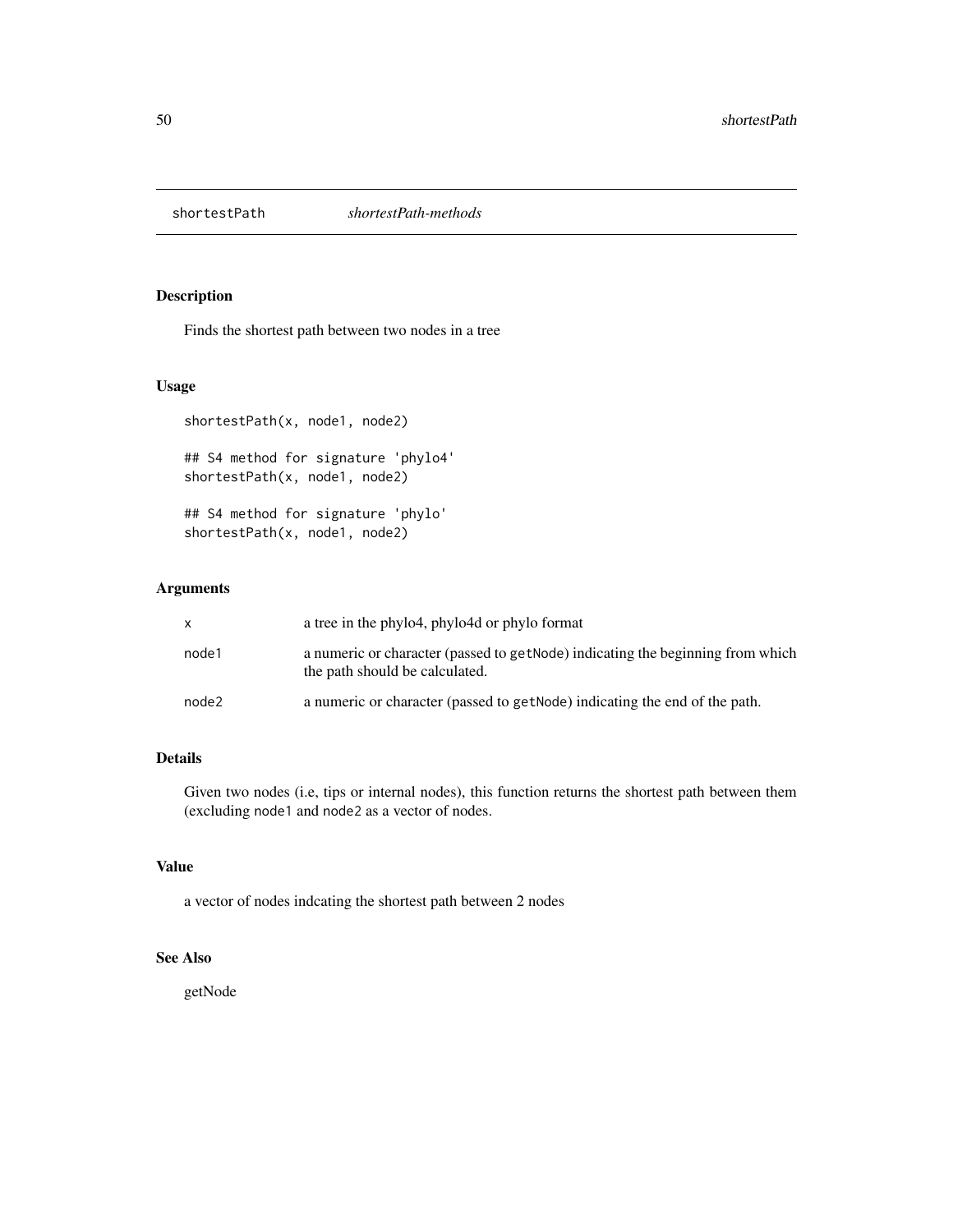# shortestPath *shortestPath-methods*

## Description

Finds the shortest path between two nodes in a tree

## Usage

```
shortestPath(x, node1, node2)

## S4 method for signature 'phylo4'
shortestPath(x, node1, node2)

## S4 method for signature 'phylo'
shortestPath(x, node1, node2)
```

## Arguments

| | |
|---|---|
| x | a tree in the phylo4, phylo4d or phylo format |
| node1 | a numeric or character (passed to `getNode`) indicating the beginning from which the path should be calculated. |
| node2 | a numeric or character (passed to `getNode`) indicating the end of the path. |

## Details

Given two nodes (i.e, tips or internal nodes), this function returns the shortest path between them (excluding `node1` and `node2` as a vector of nodes.

## Value

a vector of nodes indcating the shortest path between 2 nodes

## See Also

getNode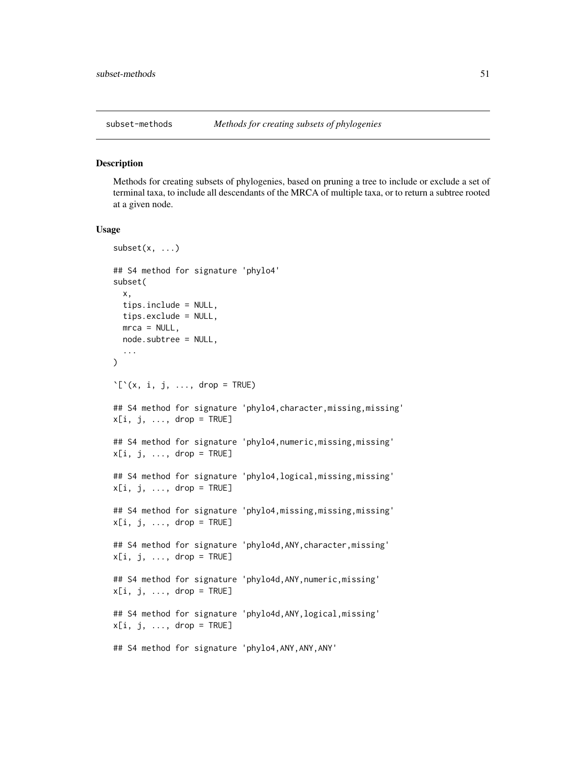subset-methods — *Methods for creating subsets of phylogenies*

## Description

Methods for creating subsets of phylogenies, based on pruning a tree to include or exclude a set of terminal taxa, to include all descendants of the MRCA of multiple taxa, or to return a subtree rooted at a given node.

## Usage

```
subset(x, ...)

## S4 method for signature 'phylo4'
subset(
  x,
  tips.include = NULL,
  tips.exclude = NULL,
  mrca = NULL,
  node.subtree = NULL,
  ...
)

`[`(x, i, j, ..., drop = TRUE)

## S4 method for signature 'phylo4,character,missing,missing'
x[i, j, ..., drop = TRUE]

## S4 method for signature 'phylo4,numeric,missing,missing'
x[i, j, ..., drop = TRUE]

## S4 method for signature 'phylo4,logical,missing,missing'
x[i, j, ..., drop = TRUE]

## S4 method for signature 'phylo4,missing,missing,missing'
x[i, j, ..., drop = TRUE]

## S4 method for signature 'phylo4d,ANY,character,missing'
x[i, j, ..., drop = TRUE]

## S4 method for signature 'phylo4d,ANY,numeric,missing'
x[i, j, ..., drop = TRUE]

## S4 method for signature 'phylo4d,ANY,logical,missing'
x[i, j, ..., drop = TRUE]

## S4 method for signature 'phylo4,ANY,ANY,ANY'
```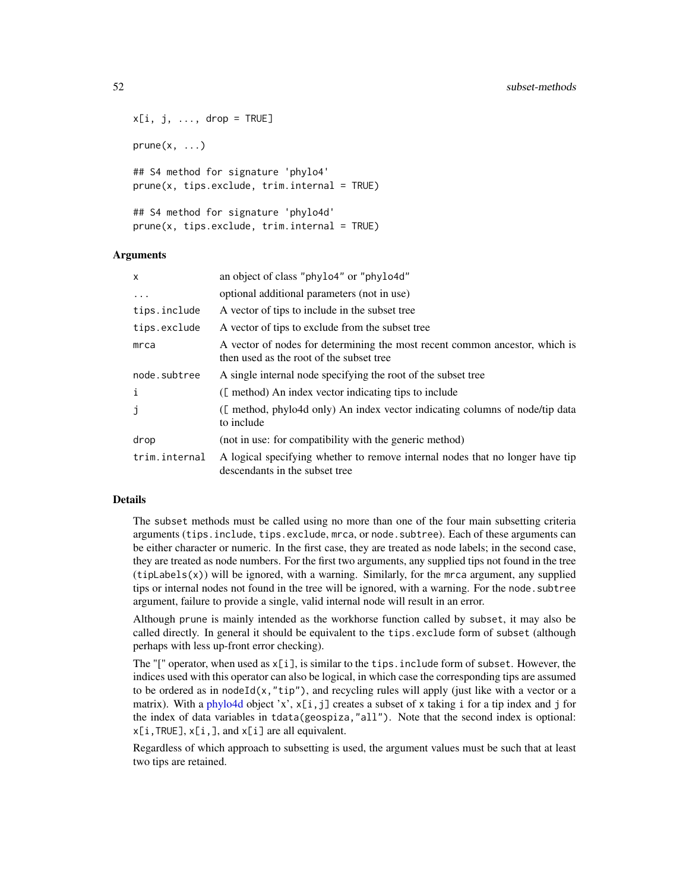```
x[i, j, ..., drop = TRUE]

prune(x, ...)

## S4 method for signature 'phylo4'
prune(x, tips.exclude, trim.internal = TRUE)

## S4 method for signature 'phylo4d'
prune(x, tips.exclude, trim.internal = TRUE)
```

### Arguments

| | |
|---|---|
| x | an object of class "phylo4" or "phylo4d" |
| ... | optional additional parameters (not in use) |
| tips.include | A vector of tips to include in the subset tree |
| tips.exclude | A vector of tips to exclude from the subset tree |
| mrca | A vector of nodes for determining the most recent common ancestor, which is then used as the root of the subset tree |
| node.subtree | A single internal node specifying the root of the subset tree |
| i | ([ method) An index vector indicating tips to include |
| j | ([ method, phylo4d only) An index vector indicating columns of node/tip data to include |
| drop | (not in use: for compatibility with the generic method) |
| trim.internal | A logical specifying whether to remove internal nodes that no longer have tip descendants in the subset tree |

### Details

The subset methods must be called using no more than one of the four main subsetting criteria arguments (tips.include, tips.exclude, mrca, or node.subtree). Each of these arguments can be either character or numeric. In the first case, they are treated as node labels; in the second case, they are treated as node numbers. For the first two arguments, any supplied tips not found in the tree (tipLabels(x)) will be ignored, with a warning. Similarly, for the mrca argument, any supplied tips or internal nodes not found in the tree will be ignored, with a warning. For the node.subtree argument, failure to provide a single, valid internal node will result in an error.

Although prune is mainly intended as the workhorse function called by subset, it may also be called directly. In general it should be equivalent to the tips.exclude form of subset (although perhaps with less up-front error checking).

The "[" operator, when used as x[i], is similar to the tips.include form of subset. However, the indices used with this operator can also be logical, in which case the corresponding tips are assumed to be ordered as in nodeId(x,"tip"), and recycling rules will apply (just like with a vector or a matrix). With a phylo4d object 'x', x[i,j] creates a subset of x taking i for a tip index and j for the index of data variables in tdata(geospiza,"all"). Note that the second index is optional: x[i,TRUE], x[i,], and x[i] are all equivalent.

Regardless of which approach to subsetting is used, the argument values must be such that at least two tips are retained.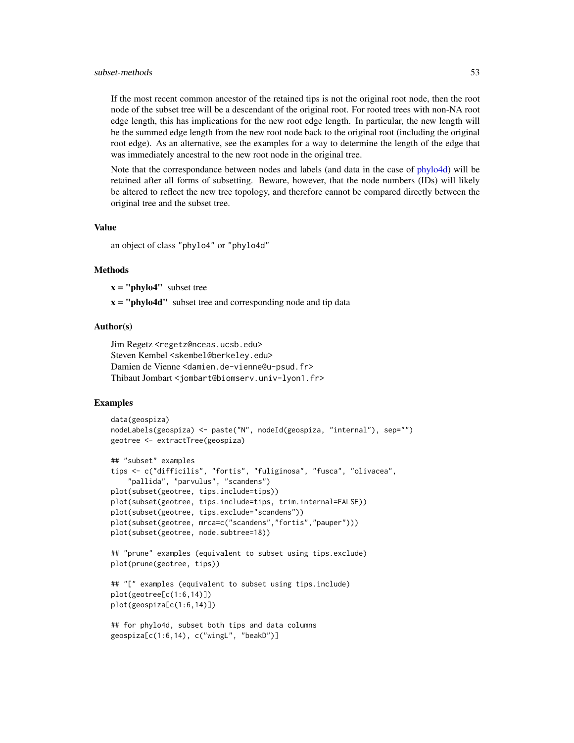If the most recent common ancestor of the retained tips is not the original root node, then the root node of the subset tree will be a descendant of the original root. For rooted trees with non-NA root edge length, this has implications for the new root edge length. In particular, the new length will be the summed edge length from the new root node back to the original root (including the original root edge). As an alternative, see the examples for a way to determine the length of the edge that was immediately ancestral to the new root node in the original tree.

Note that the correspondance between nodes and labels (and data in the case of phylo4d) will be retained after all forms of subsetting. Beware, however, that the node numbers (IDs) will likely be altered to reflect the new tree topology, and therefore cannot be compared directly between the original tree and the subset tree.

## Value

an object of class "phylo4" or "phylo4d"

## Methods

**x = "phylo4"** subset tree

**x = "phylo4d"** subset tree and corresponding node and tip data

## Author(s)

Jim Regetz <regetz@nceas.ucsb.edu>
Steven Kembel <skembel@berkeley.edu>
Damien de Vienne <damien.de-vienne@u-psud.fr>
Thibaut Jombart <jombart@biomserv.univ-lyon1.fr>

## Examples

```
data(geospiza)
nodeLabels(geospiza) <- paste("N", nodeId(geospiza, "internal"), sep="")
geotree <- extractTree(geospiza)

## "subset" examples
tips <- c("difficilis", "fortis", "fuliginosa", "fusca", "olivacea",
    "pallida", "parvulus", "scandens")
plot(subset(geotree, tips.include=tips))
plot(subset(geotree, tips.include=tips, trim.internal=FALSE))
plot(subset(geotree, tips.exclude="scandens"))
plot(subset(geotree, mrca=c("scandens","fortis","pauper")))
plot(subset(geotree, node.subtree=18))

## "prune" examples (equivalent to subset using tips.exclude)
plot(prune(geotree, tips))

## "[" examples (equivalent to subset using tips.include)
plot(geotree[c(1:6,14)])
plot(geospiza[c(1:6,14)])

## for phylo4d, subset both tips and data columns
geospiza[c(1:6,14), c("wingL", "beakD")]
```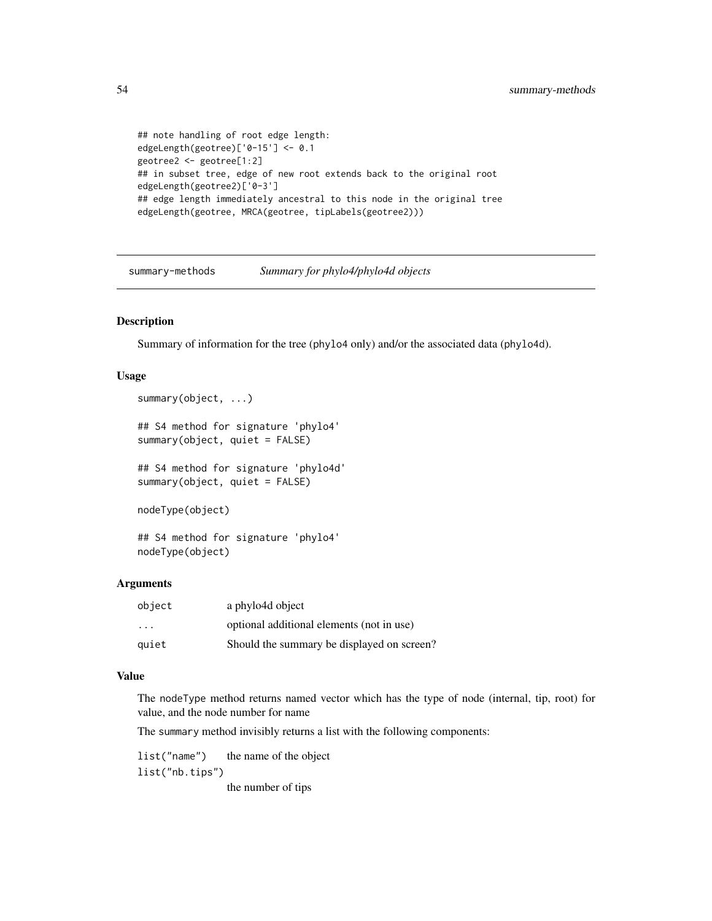```
## note handling of root edge length:
edgeLength(geotree)['0-15'] <- 0.1
geotree2 <- geotree[1:2]
## in subset tree, edge of new root extends back to the original root
edgeLength(geotree2)['0-3']
## edge length immediately ancestral to this node in the original tree
edgeLength(geotree, MRCA(geotree, tipLabels(geotree2)))
```

## summary-methods *Summary for phylo4/phylo4d objects*

### Description

Summary of information for the tree (phylo4 only) and/or the associated data (phylo4d).

### Usage

```
summary(object, ...)

## S4 method for signature 'phylo4'
summary(object, quiet = FALSE)

## S4 method for signature 'phylo4d'
summary(object, quiet = FALSE)

nodeType(object)

## S4 method for signature 'phylo4'
nodeType(object)
```

### Arguments

| | |
|---|---|
| object | a phylo4d object |
| ... | optional additional elements (not in use) |
| quiet | Should the summary be displayed on screen? |

### Value

The nodeType method returns named vector which has the type of node (internal, tip, root) for value, and the node number for name

The summary method invisibly returns a list with the following components:

| | |
|---|---|
| list("name") | the name of the object |
| list("nb.tips") | the number of tips |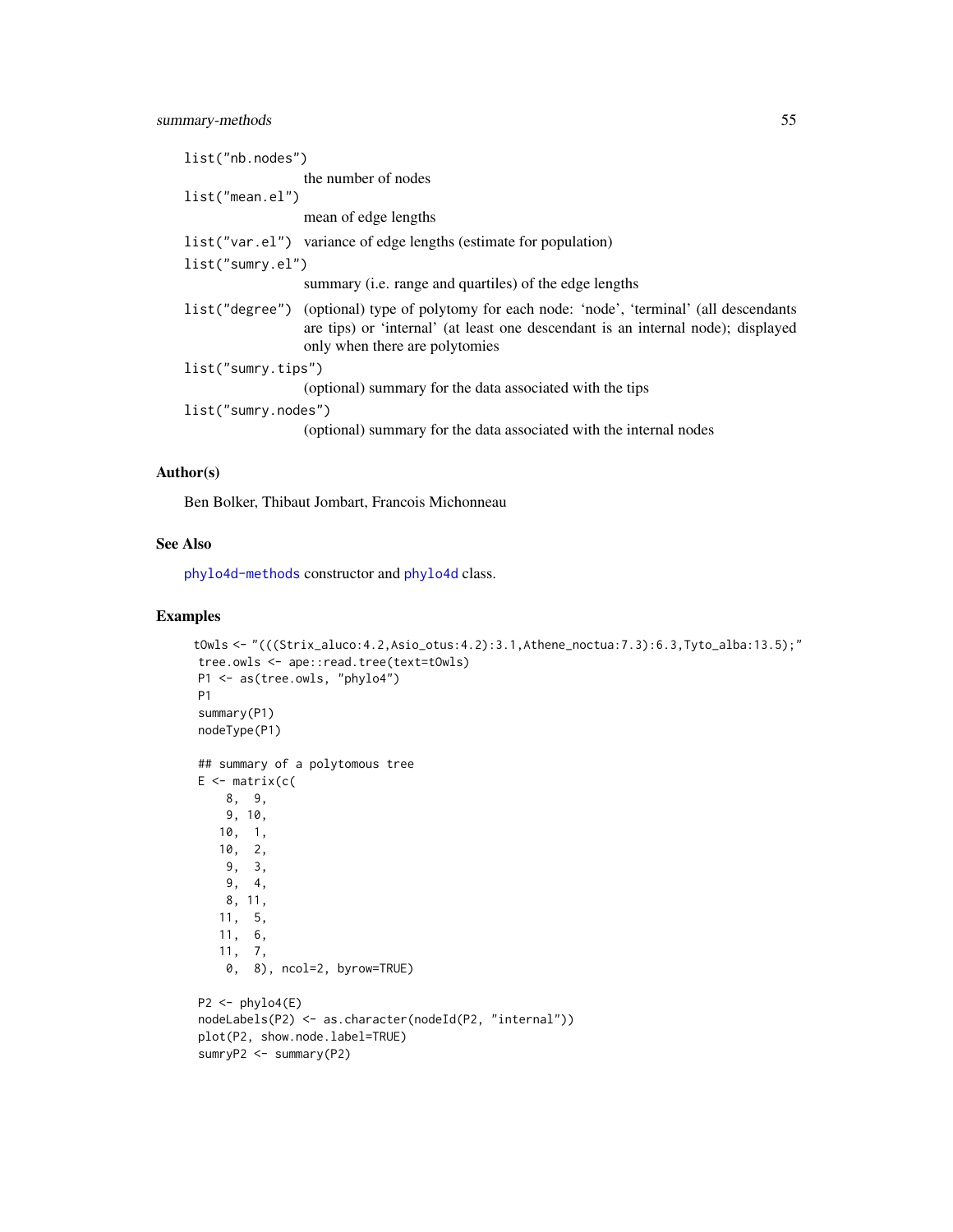list("nb.nodes")
: the number of nodes

list("mean.el")
: mean of edge lengths

list("var.el")
: variance of edge lengths (estimate for population)

list("sumry.el")
: summary (i.e. range and quartiles) of the edge lengths

list("degree")
: (optional) type of polytomy for each node: 'node', 'terminal' (all descendants are tips) or 'internal' (at least one descendant is an internal node); displayed only when there are polytomies

list("sumry.tips")
: (optional) summary for the data associated with the tips

list("sumry.nodes")
: (optional) summary for the data associated with the internal nodes

## Author(s)

Ben Bolker, Thibaut Jombart, Francois Michonneau

## See Also

phylo4d-methods constructor and phylo4d class.

## Examples

```
tOwls <- "(((Strix_aluco:4.2,Asio_otus:4.2):3.1,Athene_noctua:7.3):6.3,Tyto_alba:13.5);"
tree.owls <- ape::read.tree(text=tOwls)
P1 <- as(tree.owls, "phylo4")
P1
summary(P1)
nodeType(P1)

## summary of a polytomous tree
E <- matrix(c(
    8,  9,
    9, 10,
   10,  1,
   10,  2,
    9,  3,
    9,  4,
    8, 11,
   11,  5,
   11,  6,
   11,  7,
    0,  8), ncol=2, byrow=TRUE)

P2 <- phylo4(E)
nodeLabels(P2) <- as.character(nodeId(P2, "internal"))
plot(P2, show.node.label=TRUE)
sumryP2 <- summary(P2)
```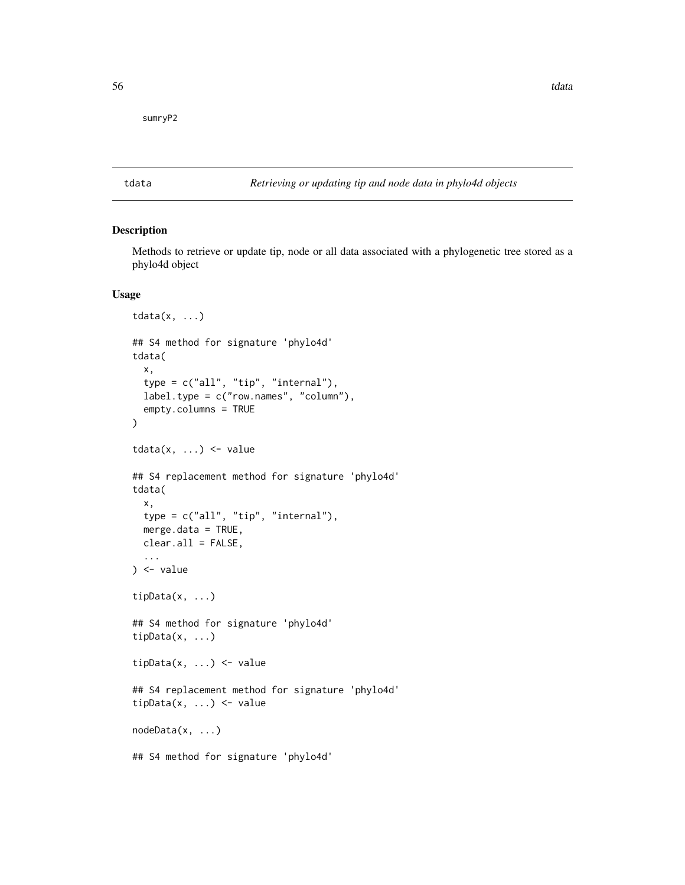sumryP2

## tdata — *Retrieving or updating tip and node data in phylo4d objects*

### Description

Methods to retrieve or update tip, node or all data associated with a phylogenetic tree stored as a phylo4d object

### Usage

```
tdata(x, ...)

## S4 method for signature 'phylo4d'
tdata(
  x,
  type = c("all", "tip", "internal"),
  label.type = c("row.names", "column"),
  empty.columns = TRUE
)

tdata(x, ...) <- value

## S4 replacement method for signature 'phylo4d'
tdata(
  x,
  type = c("all", "tip", "internal"),
  merge.data = TRUE,
  clear.all = FALSE,
  ...
) <- value

tipData(x, ...)

## S4 method for signature 'phylo4d'
tipData(x, ...)

tipData(x, ...) <- value

## S4 replacement method for signature 'phylo4d'
tipData(x, ...) <- value

nodeData(x, ...)

## S4 method for signature 'phylo4d'
```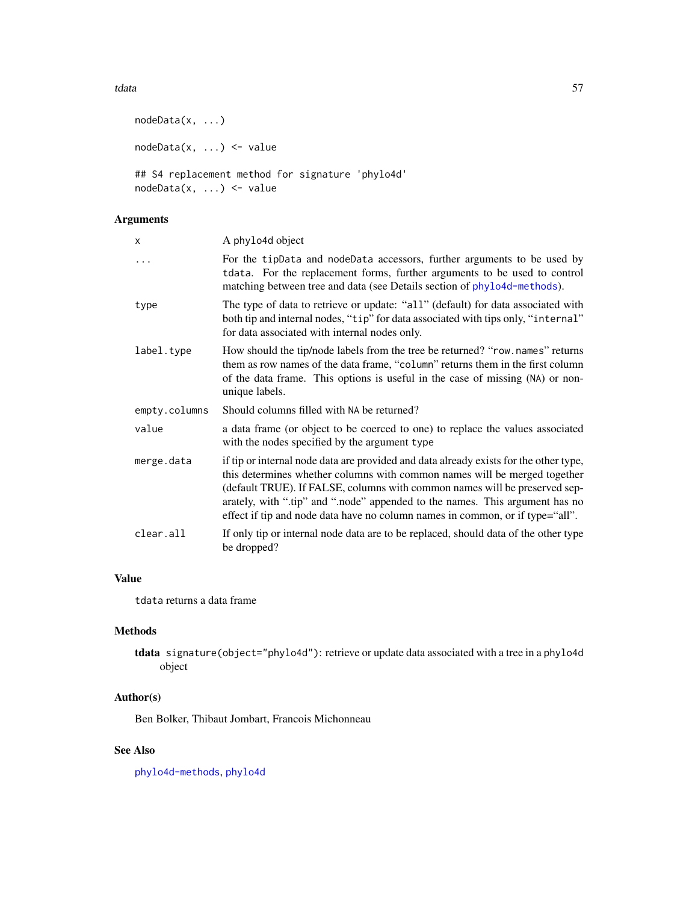```
nodeData(x, ...)

nodeData(x, ...) <- value

## S4 replacement method for signature 'phylo4d'
nodeData(x, ...) <- value
```

## Arguments

| | |
|---|---|
| x | A phylo4d object |
| ... | For the tipData and nodeData accessors, further arguments to be used by tdata. For the replacement forms, further arguments to be used to control matching between tree and data (see Details section of phylo4d-methods). |
| type | The type of data to retrieve or update: "all" (default) for data associated with both tip and internal nodes, "tip" for data associated with tips only, "internal" for data associated with internal nodes only. |
| label.type | How should the tip/node labels from the tree be returned? "row.names" returns them as row names of the data frame, "column" returns them in the first column of the data frame. This options is useful in the case of missing (NA) or non-unique labels. |
| empty.columns | Should columns filled with NA be returned? |
| value | a data frame (or object to be coerced to one) to replace the values associated with the nodes specified by the argument type |
| merge.data | if tip or internal node data are provided and data already exists for the other type, this determines whether columns with common names will be merged together (default TRUE). If FALSE, columns with common names will be preserved separately, with ".tip" and ".node" appended to the names. This argument has no effect if tip and node data have no column names in common, or if type="all". |
| clear.all | If only tip or internal node data are to be replaced, should data of the other type be dropped? |

## Value

tdata returns a data frame

## Methods

**tdata** signature(object="phylo4d"): retrieve or update data associated with a tree in a phylo4d object

## Author(s)

Ben Bolker, Thibaut Jombart, Francois Michonneau

## See Also

phylo4d-methods, phylo4d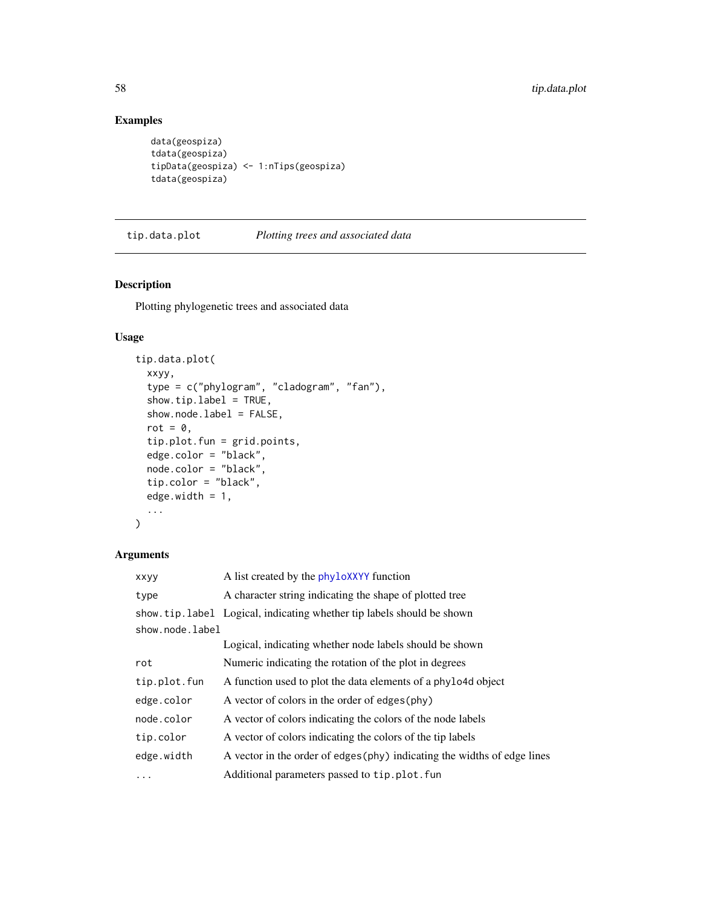## Examples

```
data(geospiza)
tdata(geospiza)
tipData(geospiza) <- 1:nTips(geospiza)
tdata(geospiza)
```

---

## tip.data.plot — *Plotting trees and associated data*

---

### Description

Plotting phylogenetic trees and associated data

### Usage

```
tip.data.plot(
  xxyy,
  type = c("phylogram", "cladogram", "fan"),
  show.tip.label = TRUE,
  show.node.label = FALSE,
  rot = 0,
  tip.plot.fun = grid.points,
  edge.color = "black",
  node.color = "black",
  tip.color = "black",
  edge.width = 1,
  ...
)
```

### Arguments

| | |
|---|---|
| `xxyy` | A list created by the `phyloXXYY` function |
| `type` | A character string indicating the shape of plotted tree |
| `show.tip.label` | Logical, indicating whether tip labels should be shown |
| `show.node.label` | Logical, indicating whether node labels should be shown |
| `rot` | Numeric indicating the rotation of the plot in degrees |
| `tip.plot.fun` | A function used to plot the data elements of a `phylo4d` object |
| `edge.color` | A vector of colors in the order of `edges(phy)` |
| `node.color` | A vector of colors indicating the colors of the node labels |
| `tip.color` | A vector of colors indicating the colors of the tip labels |
| `edge.width` | A vector in the order of `edges(phy)` indicating the widths of edge lines |
| `...` | Additional parameters passed to `tip.plot.fun` |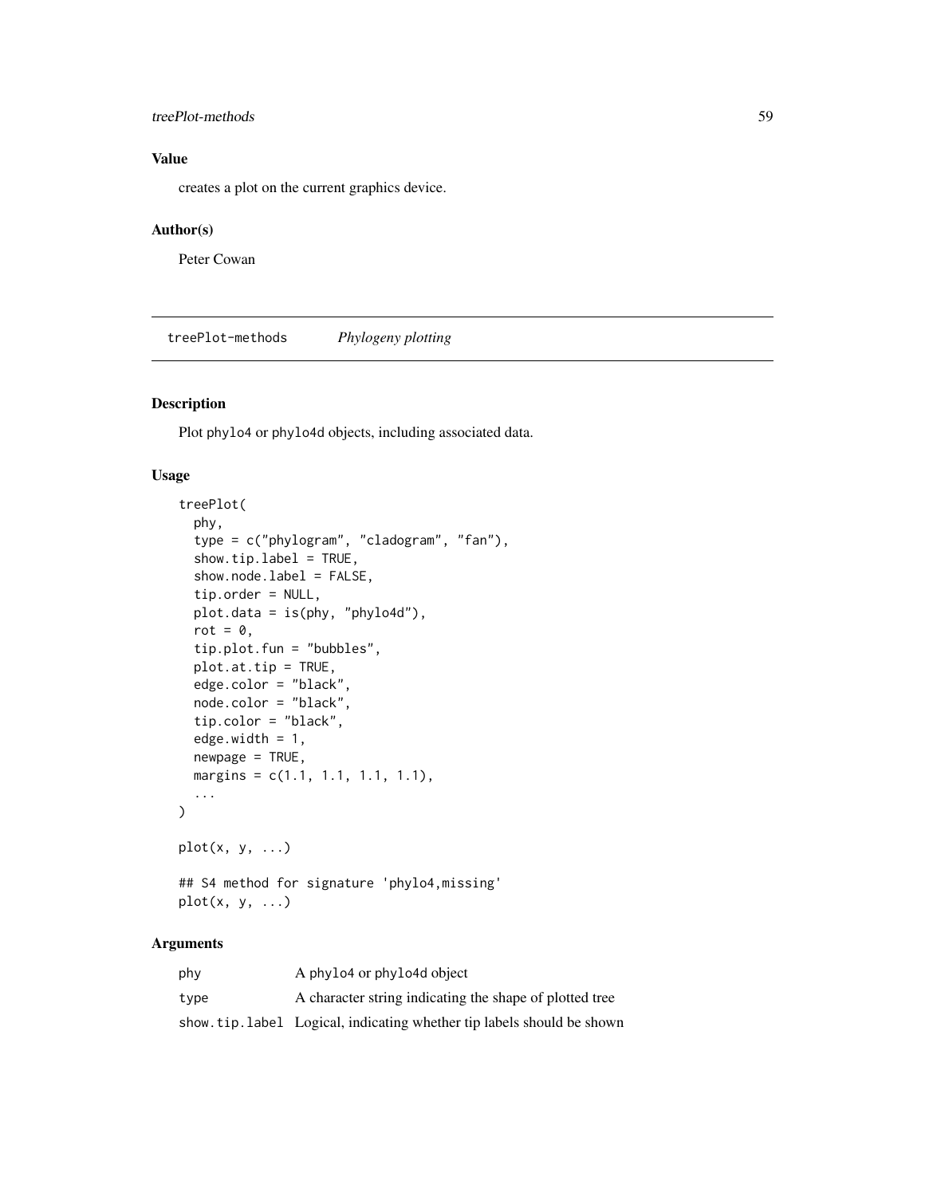## Value

creates a plot on the current graphics device.

## Author(s)

Peter Cowan

---

# treePlot-methods *Phylogeny plotting*

## Description

Plot phylo4 or phylo4d objects, including associated data.

## Usage

```
treePlot(
  phy,
  type = c("phylogram", "cladogram", "fan"),
  show.tip.label = TRUE,
  show.node.label = FALSE,
  tip.order = NULL,
  plot.data = is(phy, "phylo4d"),
  rot = 0,
  tip.plot.fun = "bubbles",
  plot.at.tip = TRUE,
  edge.color = "black",
  node.color = "black",
  tip.color = "black",
  edge.width = 1,
  newpage = TRUE,
  margins = c(1.1, 1.1, 1.1, 1.1),
  ...
)

plot(x, y, ...)

## S4 method for signature 'phylo4,missing'
plot(x, y, ...)
```

## Arguments

| | |
|---|---|
| phy | A phylo4 or phylo4d object |
| type | A character string indicating the shape of plotted tree |
| show.tip.label | Logical, indicating whether tip labels should be shown |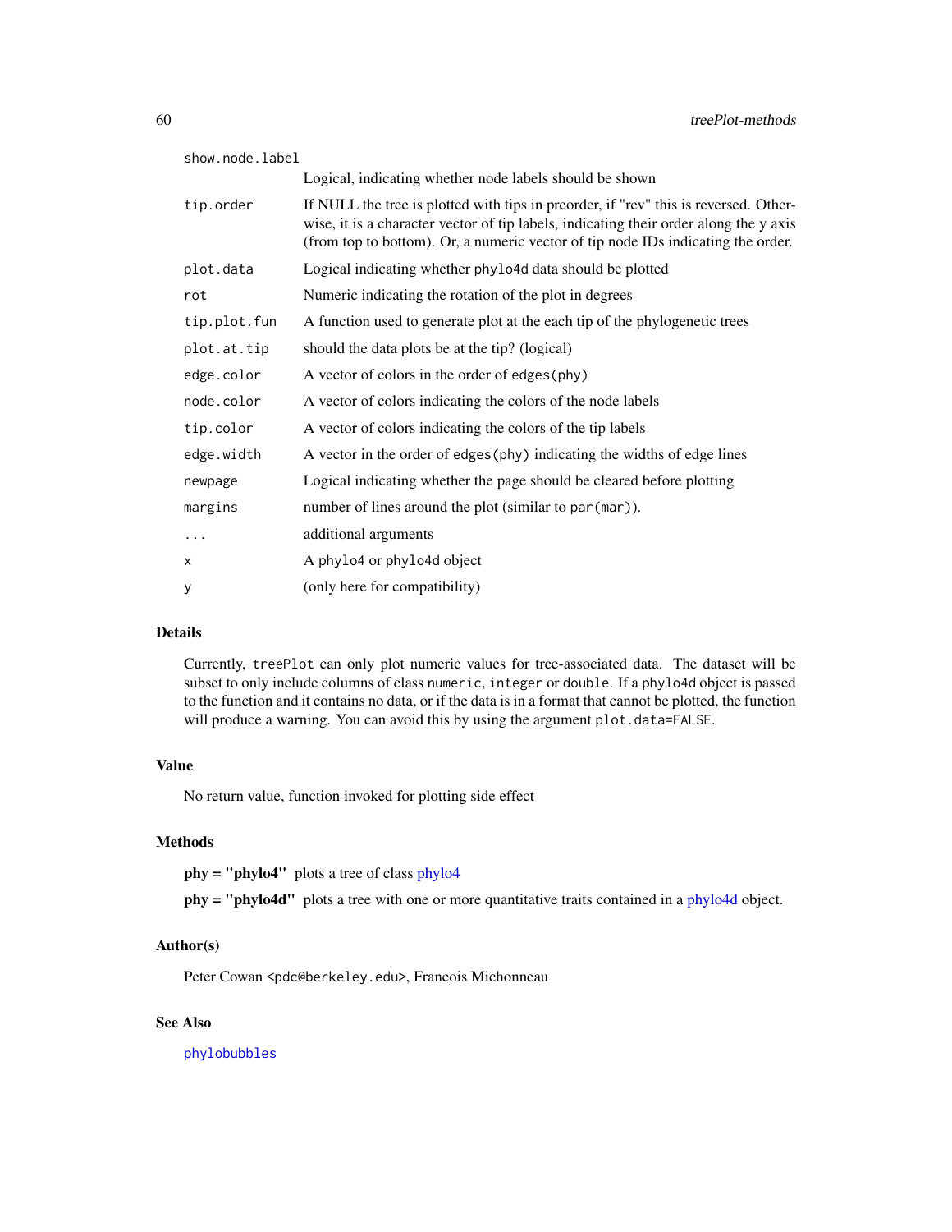| | |
|---|---|
| show.node.label | Logical, indicating whether node labels should be shown |
| tip.order | If NULL the tree is plotted with tips in preorder, if "rev" this is reversed. Otherwise, it is a character vector of tip labels, indicating their order along the y axis (from top to bottom). Or, a numeric vector of tip node IDs indicating the order. |
| plot.data | Logical indicating whether phylo4d data should be plotted |
| rot | Numeric indicating the rotation of the plot in degrees |
| tip.plot.fun | A function used to generate plot at the each tip of the phylogenetic trees |
| plot.at.tip | should the data plots be at the tip? (logical) |
| edge.color | A vector of colors in the order of `edges(phy)` |
| node.color | A vector of colors indicating the colors of the node labels |
| tip.color | A vector of colors indicating the colors of the tip labels |
| edge.width | A vector in the order of `edges(phy)` indicating the widths of edge lines |
| newpage | Logical indicating whether the page should be cleared before plotting |
| margins | number of lines around the plot (similar to `par(mar)`). |
| ... | additional arguments |
| x | A `phylo4` or `phylo4d` object |
| y | (only here for compatibility) |

## Details

Currently, `treePlot` can only plot numeric values for tree-associated data. The dataset will be subset to only include columns of class `numeric`, `integer` or `double`. If a `phylo4d` object is passed to the function and it contains no data, or if the data is in a format that cannot be plotted, the function will produce a warning. You can avoid this by using the argument `plot.data=FALSE`.

## Value

No return value, function invoked for plotting side effect

## Methods

**phy = "phylo4"** plots a tree of class phylo4

**phy = "phylo4d"** plots a tree with one or more quantitative traits contained in a phylo4d object.

## Author(s)

Peter Cowan <pdc@berkeley.edu>, Francois Michonneau

## See Also

`phylobubbles`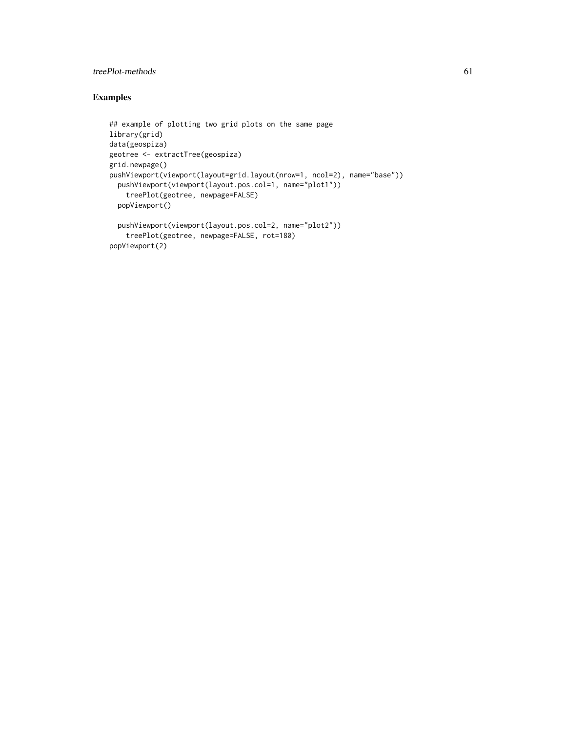## Examples

```
## example of plotting two grid plots on the same page
library(grid)
data(geospiza)
geotree <- extractTree(geospiza)
grid.newpage()
pushViewport(viewport(layout=grid.layout(nrow=1, ncol=2), name="base"))
  pushViewport(viewport(layout.pos.col=1, name="plot1"))
    treePlot(geotree, newpage=FALSE)
  popViewport()

  pushViewport(viewport(layout.pos.col=2, name="plot2"))
    treePlot(geotree, newpage=FALSE, rot=180)
popViewport(2)
```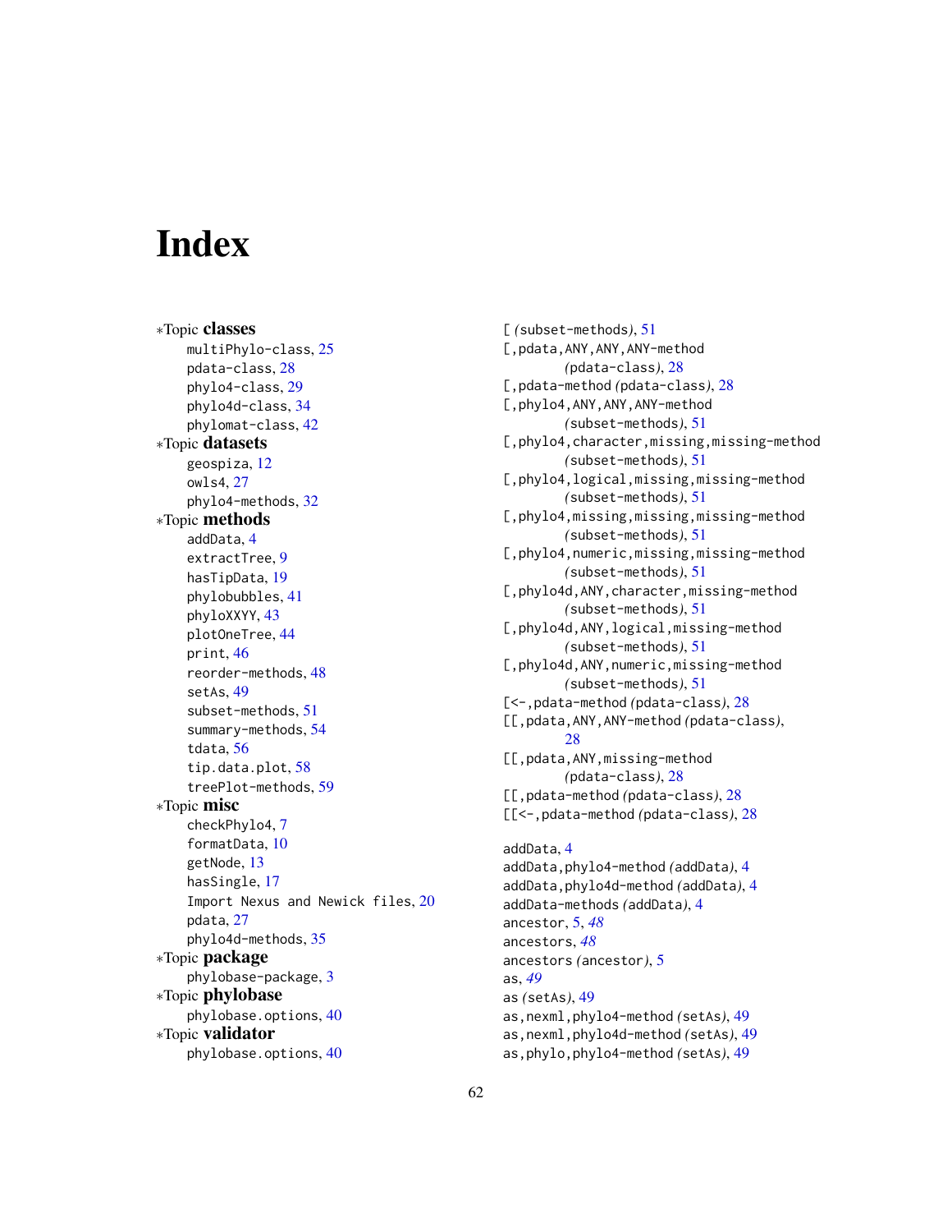# Index

∗Topic **classes**
- multiPhylo-class, 25
- pdata-class, 28
- phylo4-class, 29
- phylo4d-class, 34
- phylomat-class, 42

∗Topic **datasets**
- geospiza, 12
- owls4, 27
- phylo4-methods, 32

∗Topic **methods**
- addData, 4
- extractTree, 9
- hasTipData, 19
- phylobubbles, 41
- phyloXXYY, 43
- plotOneTree, 44
- print, 46
- reorder-methods, 48
- setAs, 49
- subset-methods, 51
- summary-methods, 54
- tdata, 56
- tip.data.plot, 58
- treePlot-methods, 59

∗Topic **misc**
- checkPhylo4, 7
- formatData, 10
- getNode, 13
- hasSingle, 17
- Import Nexus and Newick files, 20
- pdata, 27
- phylo4d-methods, 35

∗Topic **package**
- phylobase-package, 3

∗Topic **phylobase**
- phylobase.options, 40

∗Topic **validator**
- phylobase.options, 40

[ *(*subset-methods*)*, 51
[,pdata,ANY,ANY,ANY-method *(*pdata-class*)*, 28
[,pdata-method *(*pdata-class*)*, 28
[,phylo4,ANY,ANY,ANY-method *(*subset-methods*)*, 51
[,phylo4,character,missing,missing-method *(*subset-methods*)*, 51
[,phylo4,logical,missing,missing-method *(*subset-methods*)*, 51
[,phylo4,missing,missing,missing-method *(*subset-methods*)*, 51
[,phylo4,numeric,missing,missing-method *(*subset-methods*)*, 51
[,phylo4d,ANY,character,missing-method *(*subset-methods*)*, 51
[,phylo4d,ANY,logical,missing-method *(*subset-methods*)*, 51
[,phylo4d,ANY,numeric,missing-method *(*subset-methods*)*, 51
[<-,pdata-method *(*pdata-class*)*, 28
[[,pdata,ANY,ANY-method *(*pdata-class*)*, 28
[[,pdata,ANY,missing-method *(*pdata-class*)*, 28
[[,pdata-method *(*pdata-class*)*, 28
[[<-,pdata-method *(*pdata-class*)*, 28

addData, 4
addData,phylo4-method *(*addData*)*, 4
addData,phylo4d-method *(*addData*)*, 4
addData-methods *(*addData*)*, 4
ancestor, 5, *48*
ancestors, *48*
ancestors *(*ancestor*)*, 5
as, *49*
as *(*setAs*)*, 49
as,nexml,phylo4-method *(*setAs*)*, 49
as,nexml,phylo4d-method *(*setAs*)*, 49
as,phylo,phylo4-method *(*setAs*)*, 49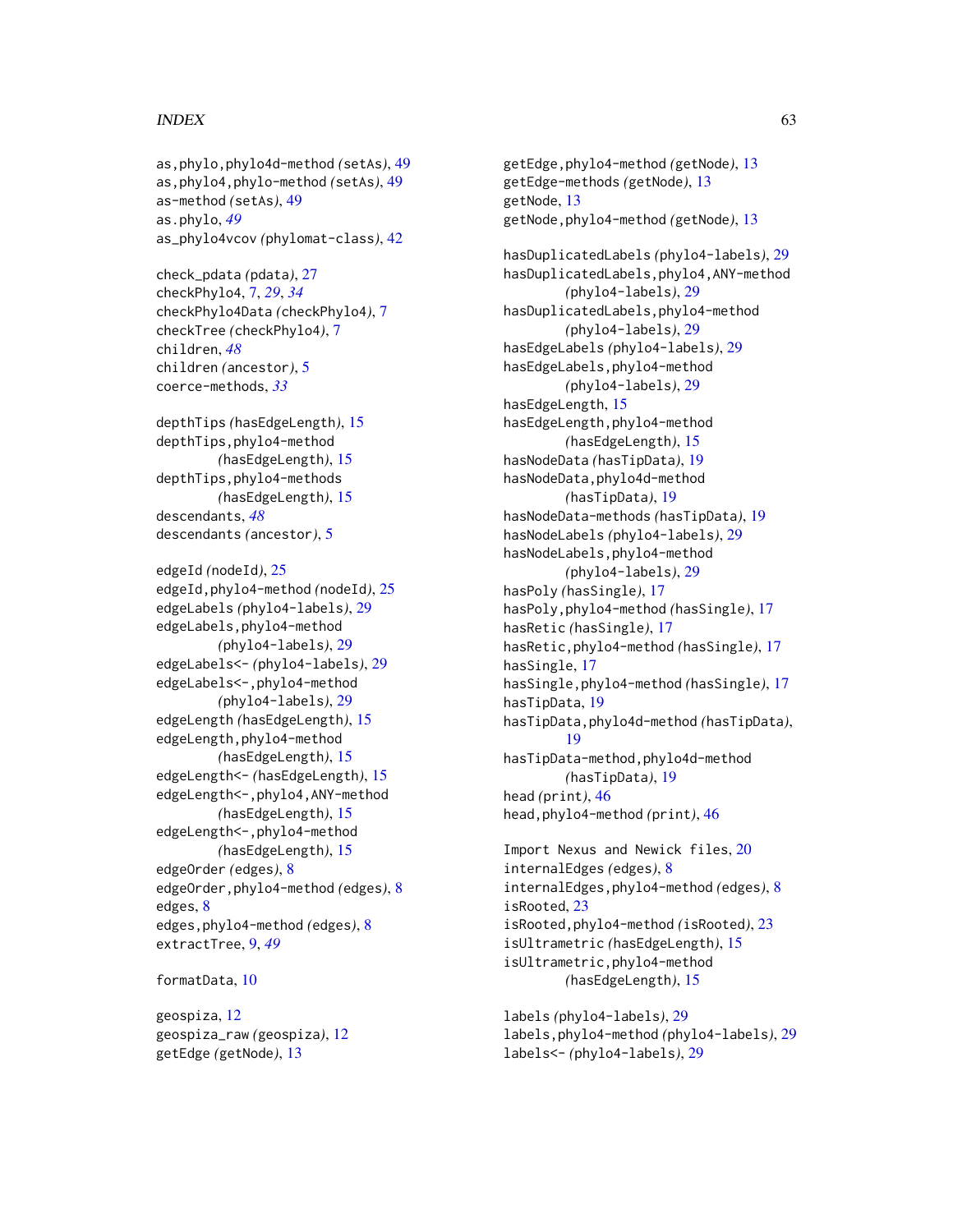as,phylo,phylo4d-method *(setAs)*, 49
as,phylo4,phylo-method *(setAs)*, 49
as-method *(setAs)*, 49
as.phylo, *49*
as_phylo4vcov *(phylomat-class)*, 42

check_pdata *(pdata)*, 27
checkPhylo4, 7, *29*, *34*
checkPhylo4Data *(checkPhylo4)*, 7
checkTree *(checkPhylo4)*, 7
children, *48*
children *(ancestor)*, 5
coerce-methods, *33*

depthTips *(hasEdgeLength)*, 15
depthTips,phylo4-method *(hasEdgeLength)*, 15
depthTips,phylo4-methods *(hasEdgeLength)*, 15
descendants, *48*
descendants *(ancestor)*, 5

edgeId *(nodeId)*, 25
edgeId,phylo4-method *(nodeId)*, 25
edgeLabels *(phylo4-labels)*, 29
edgeLabels,phylo4-method *(phylo4-labels)*, 29
edgeLabels<- *(phylo4-labels)*, 29
edgeLabels<-,phylo4-method *(phylo4-labels)*, 29
edgeLength *(hasEdgeLength)*, 15
edgeLength,phylo4-method *(hasEdgeLength)*, 15
edgeLength<- *(hasEdgeLength)*, 15
edgeLength<-,phylo4,ANY-method *(hasEdgeLength)*, 15
edgeLength<-,phylo4-method *(hasEdgeLength)*, 15
edgeOrder *(edges)*, 8
edgeOrder,phylo4-method *(edges)*, 8
edges, 8
edges,phylo4-method *(edges)*, 8
extractTree, 9, *49*

formatData, 10

geospiza, 12
geospiza_raw *(geospiza)*, 12
getEdge *(getNode)*, 13
getEdge,phylo4-method *(getNode)*, 13
getEdge-methods *(getNode)*, 13
getNode, 13
getNode,phylo4-method *(getNode)*, 13

hasDuplicatedLabels *(phylo4-labels)*, 29
hasDuplicatedLabels,phylo4,ANY-method *(phylo4-labels)*, 29
hasDuplicatedLabels,phylo4-method *(phylo4-labels)*, 29
hasEdgeLabels *(phylo4-labels)*, 29
hasEdgeLabels,phylo4-method *(phylo4-labels)*, 29
hasEdgeLength, 15
hasEdgeLength,phylo4-method *(hasEdgeLength)*, 15
hasNodeData *(hasTipData)*, 19
hasNodeData,phylo4d-method *(hasTipData)*, 19
hasNodeData-methods *(hasTipData)*, 19
hasNodeLabels *(phylo4-labels)*, 29
hasNodeLabels,phylo4-method *(phylo4-labels)*, 29
hasPoly *(hasSingle)*, 17
hasPoly,phylo4-method *(hasSingle)*, 17
hasRetic *(hasSingle)*, 17
hasRetic,phylo4-method *(hasSingle)*, 17
hasSingle, 17
hasSingle,phylo4-method *(hasSingle)*, 17
hasTipData, 19
hasTipData,phylo4d-method *(hasTipData)*, 19
hasTipData-method,phylo4d-method *(hasTipData)*, 19
head *(print)*, 46
head,phylo4-method *(print)*, 46

Import Nexus and Newick files, 20
internalEdges *(edges)*, 8
internalEdges,phylo4-method *(edges)*, 8
isRooted, 23
isRooted,phylo4-method *(isRooted)*, 23
isUltrametric *(hasEdgeLength)*, 15
isUltrametric,phylo4-method *(hasEdgeLength)*, 15

labels *(phylo4-labels)*, 29
labels,phylo4-method *(phylo4-labels)*, 29
labels<- *(phylo4-labels)*, 29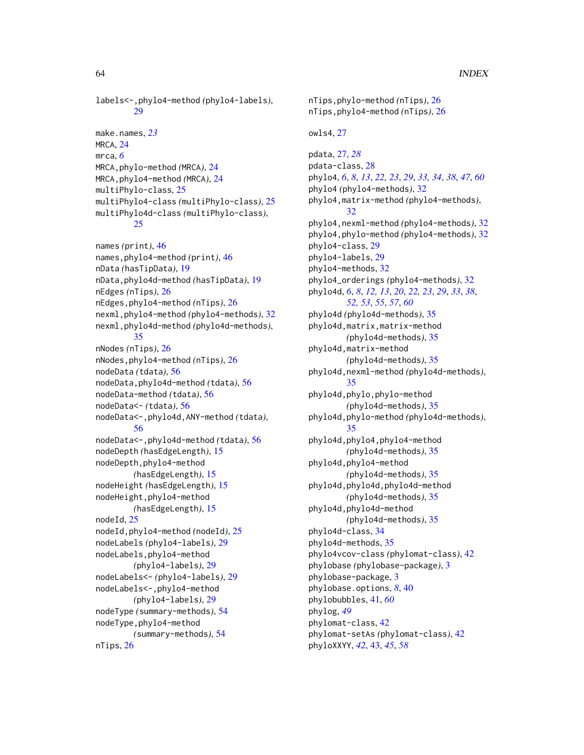labels<-,phylo4-method *(phylo4-labels)*, 29

make.names, *23*
MRCA, 24
mrca, *6*
MRCA,phylo-method *(MRCA)*, 24
MRCA,phylo4-method *(MRCA)*, 24
multiPhylo-class, 25
multiPhylo4-class *(multiPhylo-class)*, 25
multiPhylo4d-class *(multiPhylo-class)*, 25

names *(print)*, 46
names,phylo4-method *(print)*, 46
nData *(hasTipData)*, 19
nData,phylo4d-method *(hasTipData)*, 19
nEdges *(nTips)*, 26
nEdges,phylo4-method *(nTips)*, 26
nexml,phylo4-method *(phylo4-methods)*, 32
nexml,phylo4d-method *(phylo4d-methods)*, 35
nNodes *(nTips)*, 26
nNodes,phylo4-method *(nTips)*, 26
nodeData *(tdata)*, 56
nodeData,phylo4d-method *(tdata)*, 56
nodeData-method *(tdata)*, 56
nodeData<- *(tdata)*, 56
nodeData<-,phylo4d,ANY-method *(tdata)*, 56
nodeData<-,phylo4d-method *(tdata)*, 56
nodeDepth *(hasEdgeLength)*, 15
nodeDepth,phylo4-method *(hasEdgeLength)*, 15
nodeHeight *(hasEdgeLength)*, 15
nodeHeight,phylo4-method *(hasEdgeLength)*, 15
nodeId, 25
nodeId,phylo4-method *(nodeId)*, 25
nodeLabels *(phylo4-labels)*, 29
nodeLabels,phylo4-method *(phylo4-labels)*, 29
nodeLabels<- *(phylo4-labels)*, 29
nodeLabels<-,phylo4-method *(phylo4-labels)*, 29
nodeType *(summary-methods)*, 54
nodeType,phylo4-method *(summary-methods)*, 54
nTips, 26
nTips,phylo-method *(nTips)*, 26
nTips,phylo4-method *(nTips)*, 26

owls4, 27

pdata, 27, *28*
pdata-class, 28
phylo4, *6*, *8*, *13*, *22, 23*, *29*, *33, 34*, *38*, *47*, *60*
phylo4 *(phylo4-methods)*, 32
phylo4,matrix-method *(phylo4-methods)*, 32
phylo4,nexml-method *(phylo4-methods)*, 32
phylo4,phylo-method *(phylo4-methods)*, 32
phylo4-class, 29
phylo4-labels, 29
phylo4-methods, 32
phylo4_orderings *(phylo4-methods)*, 32
phylo4d, *6*, *8*, *12, 13*, *20*, *22, 23*, *29*, *33*, *38*, *52, 53*, *55*, *57*, *60*
phylo4d *(phylo4d-methods)*, 35
phylo4d,matrix,matrix-method *(phylo4d-methods)*, 35
phylo4d,matrix-method *(phylo4d-methods)*, 35
phylo4d,nexml-method *(phylo4d-methods)*, 35
phylo4d,phylo,phylo-method *(phylo4d-methods)*, 35
phylo4d,phylo-method *(phylo4d-methods)*, 35
phylo4d,phylo4,phylo4-method *(phylo4d-methods)*, 35
phylo4d,phylo4-method *(phylo4d-methods)*, 35
phylo4d,phylo4d,phylo4d-method *(phylo4d-methods)*, 35
phylo4d,phylo4d-method *(phylo4d-methods)*, 35
phylo4d-class, 34
phylo4d-methods, 35
phylo4vcov-class *(phylomat-class)*, 42
phylobase *(phylobase-package)*, 3
phylobase-package, 3
phylobase.options, *8*, 40
phylobubbles, 41, *60*
phylog, *49*
phylomat-class, 42
phylomat-setAs *(phylomat-class)*, 42
phyloXXYY, *42*, 43, *45*, *58*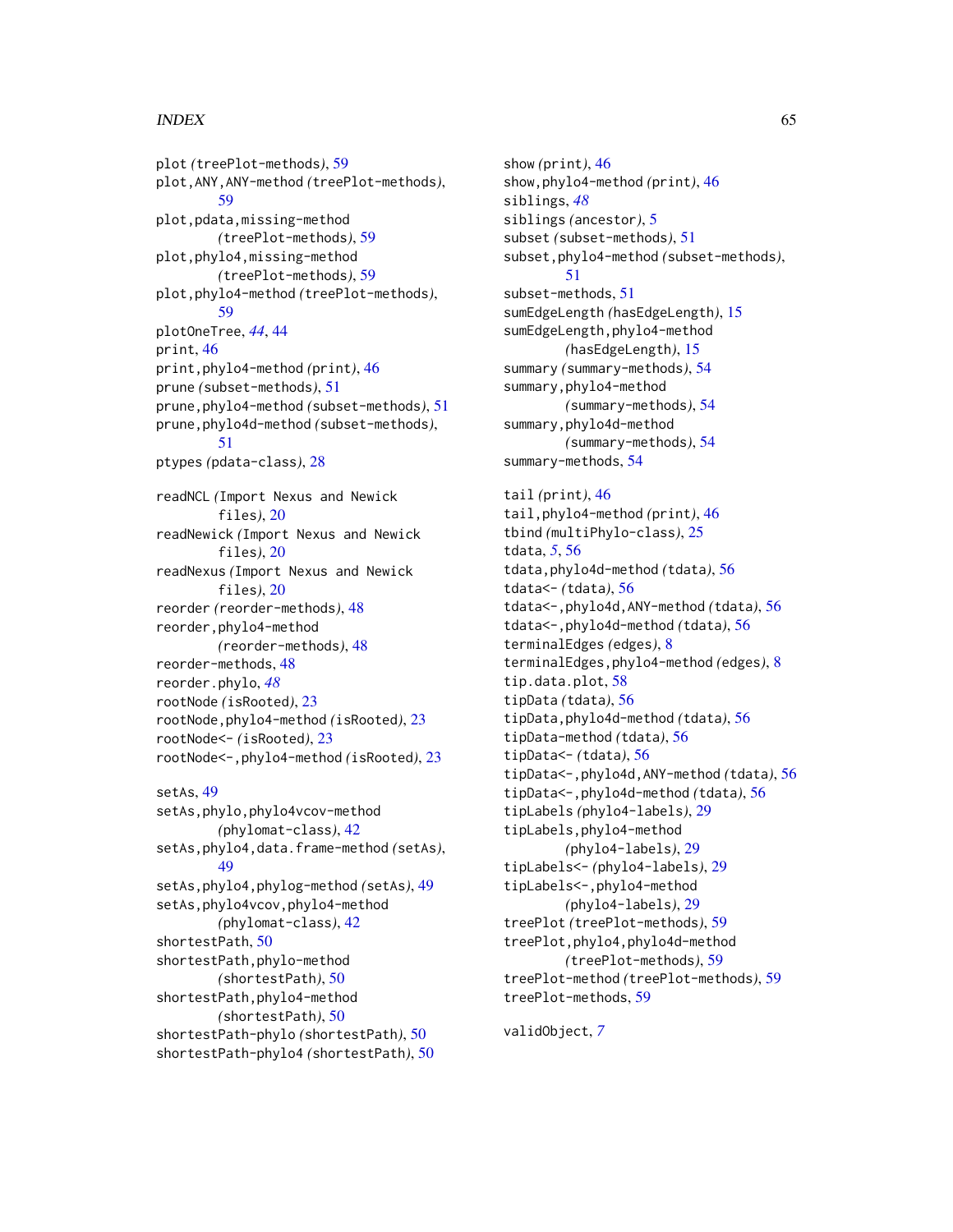plot *(*treePlot-methods*)*, 59
plot,ANY,ANY-method *(*treePlot-methods*)*, 59
plot,pdata,missing-method *(*treePlot-methods*)*, 59
plot,phylo4,missing-method *(*treePlot-methods*)*, 59
plot,phylo4-method *(*treePlot-methods*)*, 59
plotOneTree, *44*, 44
print, 46
print,phylo4-method *(*print*)*, 46
prune *(*subset-methods*)*, 51
prune,phylo4-method *(*subset-methods*)*, 51
prune,phylo4d-method *(*subset-methods*)*, 51
ptypes *(*pdata-class*)*, 28

readNCL *(*Import Nexus and Newick files*)*, 20
readNewick *(*Import Nexus and Newick files*)*, 20
readNexus *(*Import Nexus and Newick files*)*, 20
reorder *(*reorder-methods*)*, 48
reorder,phylo4-method *(*reorder-methods*)*, 48
reorder-methods, 48
reorder.phylo, *48*
rootNode *(*isRooted*)*, 23
rootNode,phylo4-method *(*isRooted*)*, 23
rootNode<- *(*isRooted*)*, 23
rootNode<-,phylo4-method *(*isRooted*)*, 23

setAs, 49
setAs,phylo,phylo4vcov-method *(*phylomat-class*)*, 42
setAs,phylo4,data.frame-method *(*setAs*)*, 49
setAs,phylo4,phylog-method *(*setAs*)*, 49
setAs,phylo4vcov,phylo4-method *(*phylomat-class*)*, 42
shortestPath, 50
shortestPath,phylo-method *(*shortestPath*)*, 50
shortestPath,phylo4-method *(*shortestPath*)*, 50
shortestPath-phylo *(*shortestPath*)*, 50
shortestPath-phylo4 *(*shortestPath*)*, 50
show *(*print*)*, 46
show,phylo4-method *(*print*)*, 46
siblings, *48*
siblings *(*ancestor*)*, 5
subset *(*subset-methods*)*, 51
subset,phylo4-method *(*subset-methods*)*, 51
subset-methods, 51
sumEdgeLength *(*hasEdgeLength*)*, 15
sumEdgeLength,phylo4-method *(*hasEdgeLength*)*, 15
summary *(*summary-methods*)*, 54
summary,phylo4-method *(*summary-methods*)*, 54
summary,phylo4d-method *(*summary-methods*)*, 54
summary-methods, 54

tail *(*print*)*, 46
tail,phylo4-method *(*print*)*, 46
tbind *(*multiPhylo-class*)*, 25
tdata, *5*, 56
tdata,phylo4d-method *(*tdata*)*, 56
tdata<- *(*tdata*)*, 56
tdata<-,phylo4d,ANY-method *(*tdata*)*, 56
tdata<-,phylo4d-method *(*tdata*)*, 56
terminalEdges *(*edges*)*, 8
terminalEdges,phylo4-method *(*edges*)*, 8
tip.data.plot, 58
tipData *(*tdata*)*, 56
tipData,phylo4d-method *(*tdata*)*, 56
tipData-method *(*tdata*)*, 56
tipData<- *(*tdata*)*, 56
tipData<-,phylo4d,ANY-method *(*tdata*)*, 56
tipData<-,phylo4d-method *(*tdata*)*, 56
tipLabels *(*phylo4-labels*)*, 29
tipLabels,phylo4-method *(*phylo4-labels*)*, 29
tipLabels<- *(*phylo4-labels*)*, 29
tipLabels<-,phylo4-method *(*phylo4-labels*)*, 29
treePlot *(*treePlot-methods*)*, 59
treePlot,phylo4,phylo4d-method *(*treePlot-methods*)*, 59
treePlot-method *(*treePlot-methods*)*, 59
treePlot-methods, 59

validObject, *7*